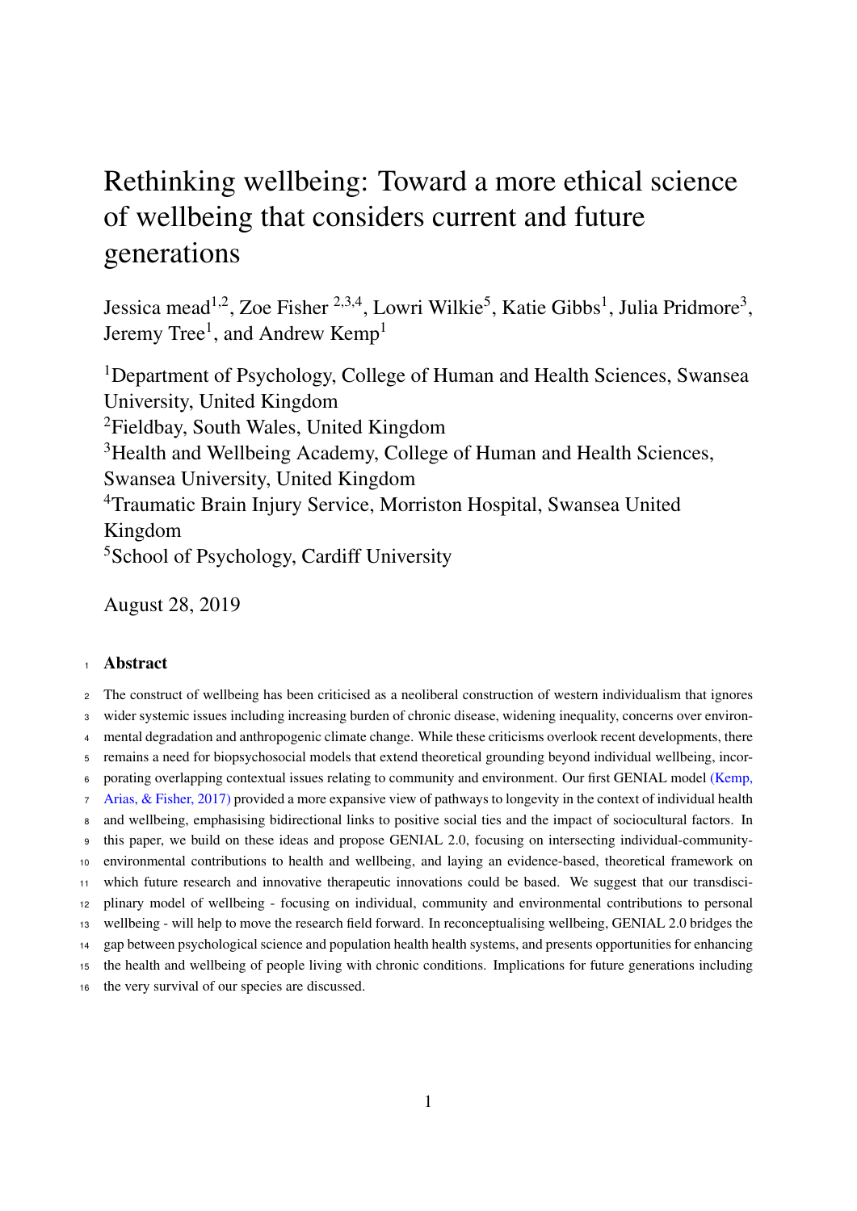# Rethinking wellbeing: Toward a more ethical science of wellbeing that considers current and future generations

Jessica mead[1,2], Zoe Fisher [2,3,4], Lowri Wilkie[5], Katie Gibbs[1], Julia Pridmore[3], Jeremy Tree[1], and Andrew Kemp[1]

[1]Department of Psychology, College of Human and Health Sciences, Swansea University, United Kingdom
[2]Fieldbay, South Wales, United Kingdom
[3]Health and Wellbeing Academy, College of Human and Health Sciences, Swansea University, United Kingdom
[4]Traumatic Brain Injury Service, Morriston Hospital, Swansea United Kingdom
[5]School of Psychology, Cardiff University

August 28, 2019

## Abstract

The construct of wellbeing has been criticised as a neoliberal construction of western individualism that ignores wider systemic issues including increasing burden of chronic disease, widening inequality, concerns over environmental degradation and anthropogenic climate change. While these criticisms overlook recent developments, there remains a need for biopsychosocial models that extend theoretical grounding beyond individual wellbeing, incorporating overlapping contextual issues relating to community and environment. Our first GENIAL model (Kemp, Arias, & Fisher, 2017) provided a more expansive view of pathways to longevity in the context of individual health and wellbeing, emphasising bidirectional links to positive social ties and the impact of sociocultural factors. In this paper, we build on these ideas and propose GENIAL 2.0, focusing on intersecting individual-community-environmental contributions to health and wellbeing, and laying an evidence-based, theoretical framework on which future research and innovative therapeutic innovations could be based. We suggest that our transdisciplinary model of wellbeing - focusing on individual, community and environmental contributions to personal wellbeing - will help to move the research field forward. In reconceptualising wellbeing, GENIAL 2.0 bridges the gap between psychological science and population health health systems, and presents opportunities for enhancing the health and wellbeing of people living with chronic conditions. Implications for future generations including the very survival of our species are discussed.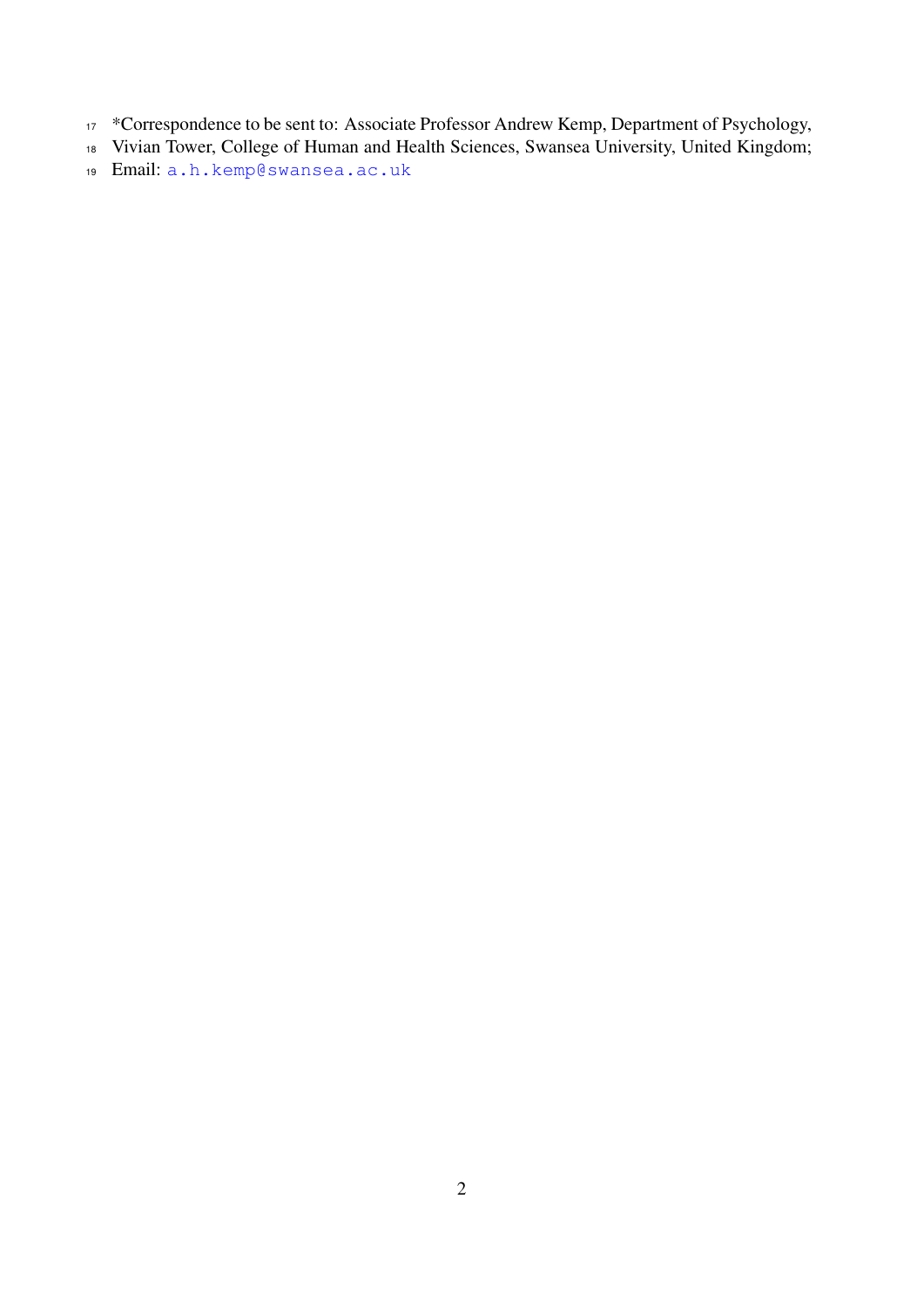*Correspondence to be sent to: Associate Professor Andrew Kemp, Department of Psychology, Vivian Tower, College of Human and Health Sciences, Swansea University, United Kingdom; Email: a.h.kemp@swansea.ac.uk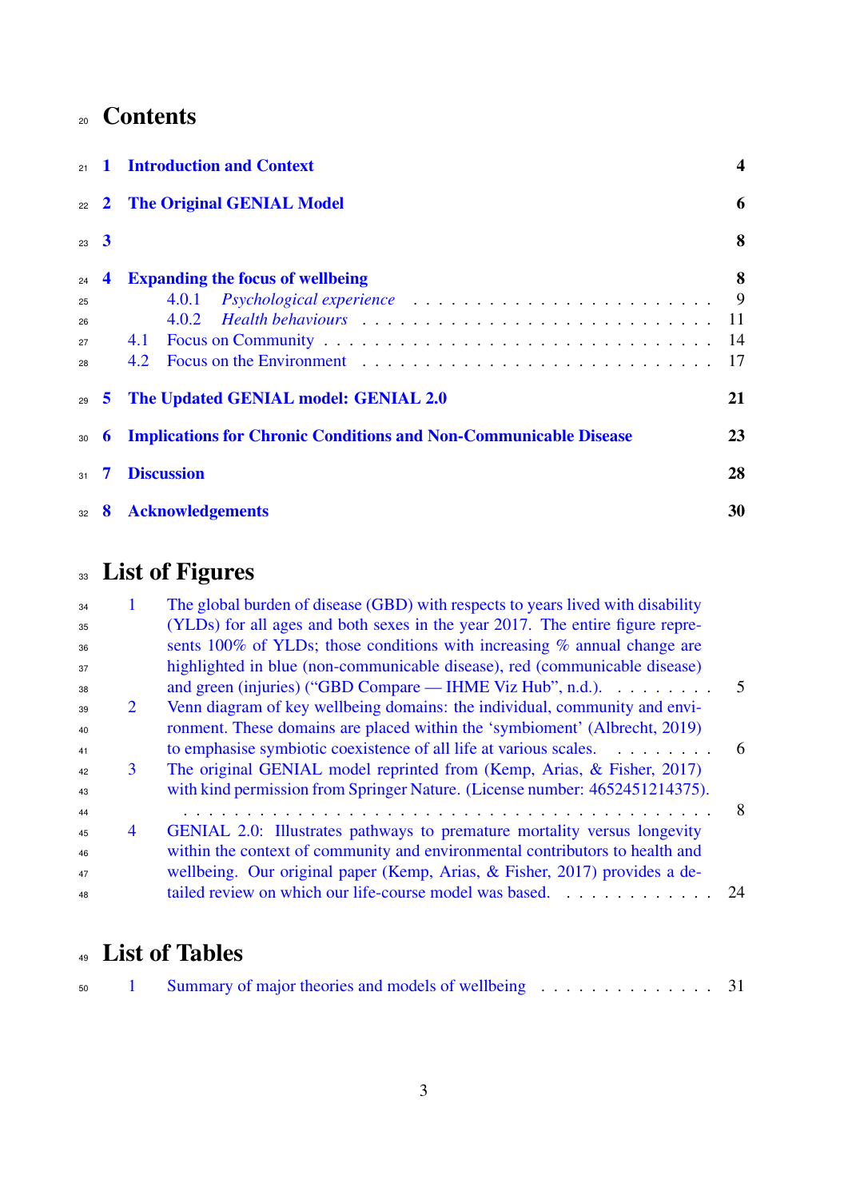# Contents

**1 Introduction and Context** **4**

**2 The Original GENIAL Model** **6**

**3** **8**

**4 Expanding the focus of wellbeing** **8**

- 4.0.1 *Psychological experience* 9
- 4.0.2 *Health behaviours* 11
- 4.1 Focus on Community 14
- 4.2 Focus on the Environment 17

**5 The Updated GENIAL model: GENIAL 2.0** **21**

**6 Implications for Chronic Conditions and Non-Communicable Disease** **23**

**7 Discussion** **28**

**8 Acknowledgements** **30**

# List of Figures

1. The global burden of disease (GBD) with respects to years lived with disability (YLDs) for all ages and both sexes in the year 2017. The entire figure represents 100% of YLDs; those conditions with increasing % annual change are highlighted in blue (non-communicable disease), red (communicable disease) and green (injuries) ("GBD Compare — IHME Viz Hub", n.d.). 5
2. Venn diagram of key wellbeing domains: the individual, community and environment. These domains are placed within the 'symbioment' (Albrecht, 2019) to emphasise symbiotic coexistence of all life at various scales. 6
3. The original GENIAL model reprinted from (Kemp, Arias, & Fisher, 2017) with kind permission from Springer Nature. (License number: 4652451214375). 8
4. GENIAL 2.0: Illustrates pathways to premature mortality versus longevity within the context of community and environmental contributors to health and wellbeing. Our original paper (Kemp, Arias, & Fisher, 2017) provides a detailed review on which our life-course model was based. 24

# List of Tables

1. Summary of major theories and models of wellbeing 31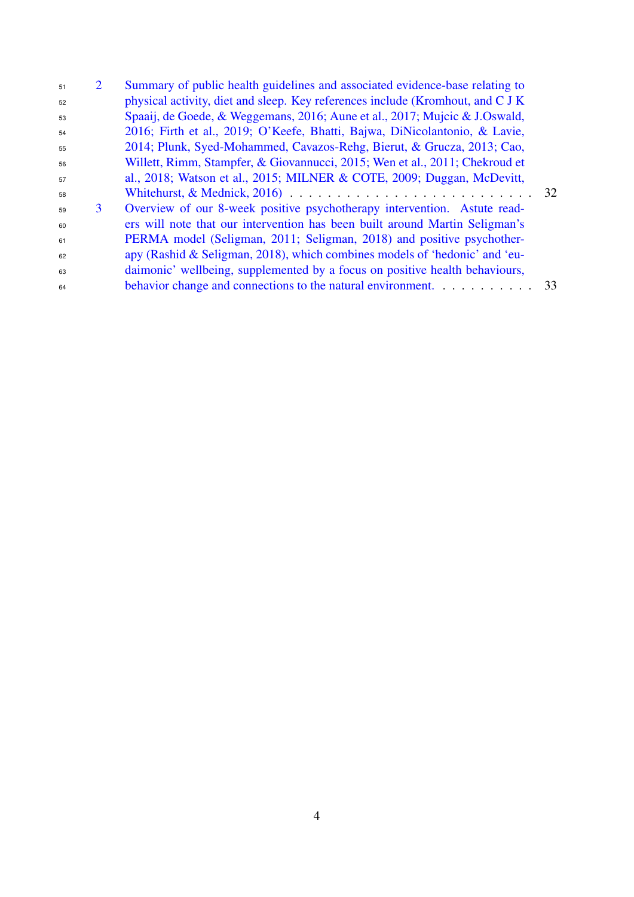2 Summary of public health guidelines and associated evidence-base relating to physical activity, diet and sleep. Key references include (Kromhout, and C J K Spaaij, de Goede, & Weggemans, 2016; Aune et al., 2017; Mujcic & J.Oswald, 2016; Firth et al., 2019; O'Keefe, Bhatti, Bajwa, DiNicolantonio, & Lavie, 2014; Plunk, Syed-Mohammed, Cavazos-Rehg, Bierut, & Grucza, 2013; Cao, Willett, Rimm, Stampfer, & Giovannucci, 2015; Wen et al., 2011; Chekroud et al., 2018; Watson et al., 2015; MILNER & COTE, 2009; Duggan, McDevitt, Whitehurst, & Mednick, 2016) . . . . . . . . . . . . . . . . . . . . . . . . . 32

3 Overview of our 8-week positive psychotherapy intervention. Astute readers will note that our intervention has been built around Martin Seligman's PERMA model (Seligman, 2011; Seligman, 2018) and positive psychotherapy (Rashid & Seligman, 2018), which combines models of 'hedonic' and 'eudaimonic' wellbeing, supplemented by a focus on positive health behaviours, behavior change and connections to the natural environment. . . . . . . . . . . 33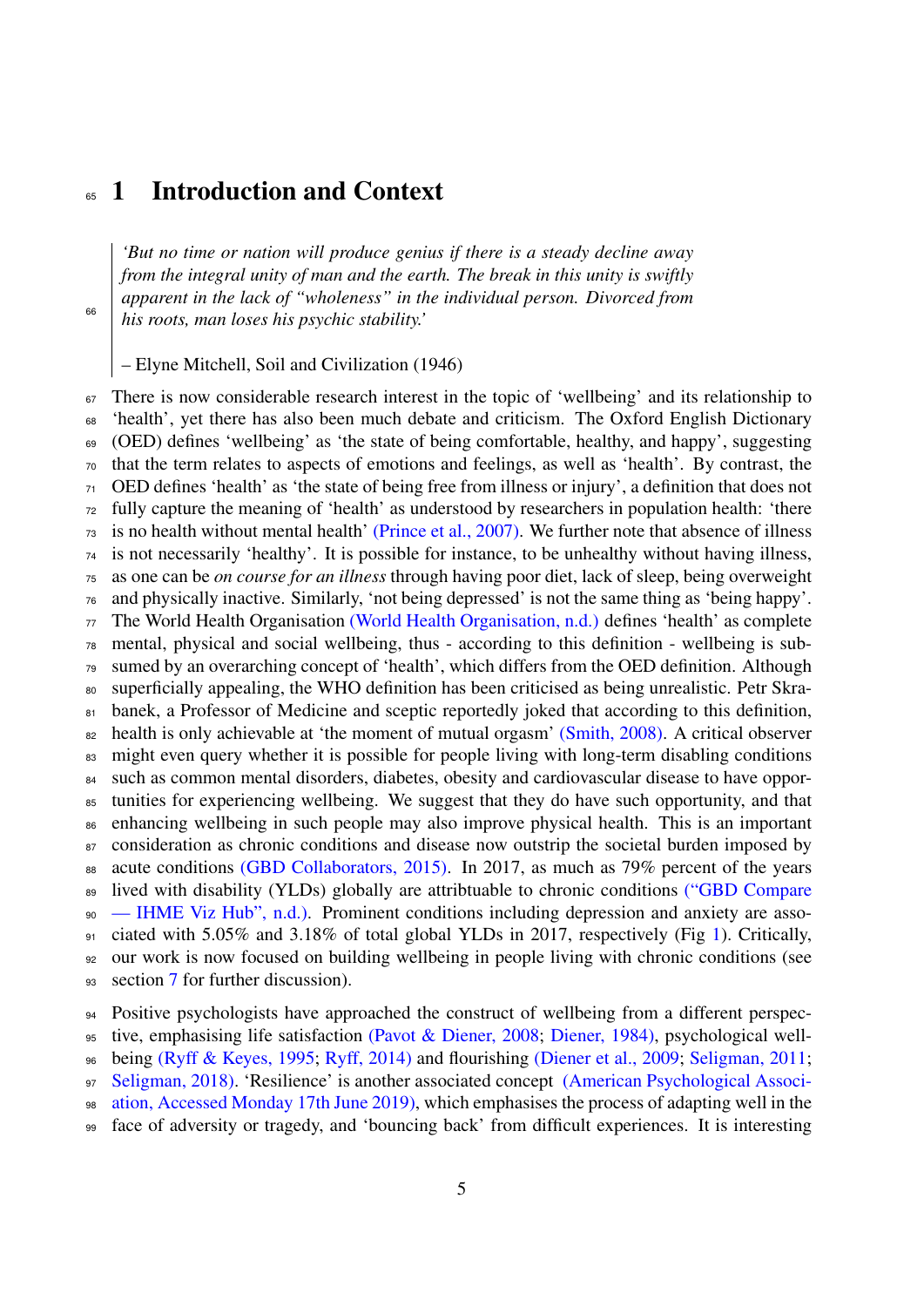# 1 Introduction and Context

> *'But no time or nation will produce genius if there is a steady decline away from the integral unity of man and the earth. The break in this unity is swiftly apparent in the lack of "wholeness" in the individual person. Divorced from his roots, man loses his psychic stability.'*
>
> – Elyne Mitchell, Soil and Civilization (1946)

There is now considerable research interest in the topic of 'wellbeing' and its relationship to 'health', yet there has also been much debate and criticism. The Oxford English Dictionary (OED) defines 'wellbeing' as 'the state of being comfortable, healthy, and happy', suggesting that the term relates to aspects of emotions and feelings, as well as 'health'. By contrast, the OED defines 'health' as 'the state of being free from illness or injury', a definition that does not fully capture the meaning of 'health' as understood by researchers in population health: 'there is no health without mental health' (Prince et al., 2007). We further note that absence of illness is not necessarily 'healthy'. It is possible for instance, to be unhealthy without having illness, as one can be *on course for an illness* through having poor diet, lack of sleep, being overweight and physically inactive. Similarly, 'not being depressed' is not the same thing as 'being happy'. The World Health Organisation (World Health Organisation, n.d.) defines 'health' as complete mental, physical and social wellbeing, thus - according to this definition - wellbeing is subsumed by an overarching concept of 'health', which differs from the OED definition. Although superficially appealing, the WHO definition has been criticised as being unrealistic. Petr Skrabanek, a Professor of Medicine and sceptic reportedly joked that according to this definition, health is only achievable at 'the moment of mutual orgasm' (Smith, 2008). A critical observer might even query whether it is possible for people living with long-term disabling conditions such as common mental disorders, diabetes, obesity and cardiovascular disease to have opportunities for experiencing wellbeing. We suggest that they do have such opportunity, and that enhancing wellbeing in such people may also improve physical health. This is an important consideration as chronic conditions and disease now outstrip the societal burden imposed by acute conditions (GBD Collaborators, 2015). In 2017, as much as 79% percent of the years lived with disability (YLDs) globally are attribtuable to chronic conditions ("GBD Compare — IHME Viz Hub", n.d.). Prominent conditions including depression and anxiety are associated with 5.05% and 3.18% of total global YLDs in 2017, respectively (Fig 1). Critically, our work is now focused on building wellbeing in people living with chronic conditions (see section 7 for further discussion).

Positive psychologists have approached the construct of wellbeing from a different perspective, emphasising life satisfaction (Pavot & Diener, 2008; Diener, 1984), psychological well-being (Ryff & Keyes, 1995; Ryff, 2014) and flourishing (Diener et al., 2009; Seligman, 2011; Seligman, 2018). 'Resilience' is another associated concept (American Psychological Association, Accessed Monday 17th June 2019), which emphasises the process of adapting well in the face of adversity or tragedy, and 'bouncing back' from difficult experiences. It is interesting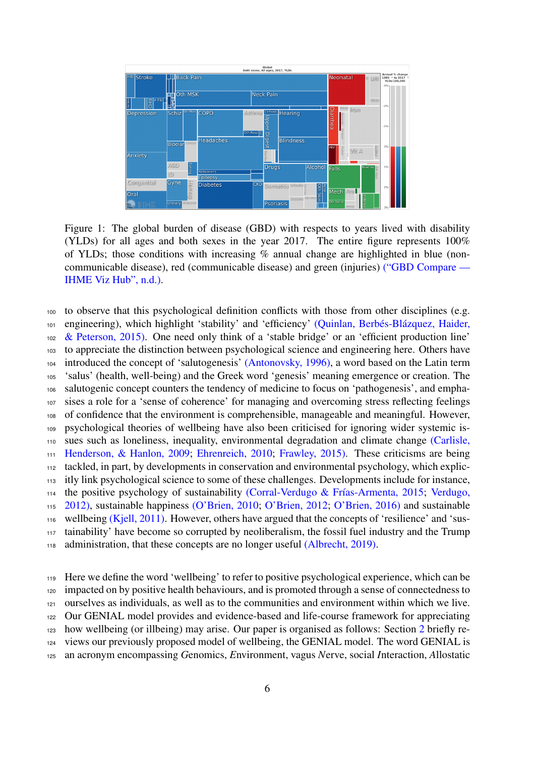Figure 1: The global burden of disease (GBD) with respects to years lived with disability (YLDs) for all ages and both sexes in the year 2017. The entire figure represents 100% of YLDs; those conditions with increasing % annual change are highlighted in blue (non-communicable disease), red (communicable disease) and green (injuries) ("GBD Compare — IHME Viz Hub", n.d.).

to observe that this psychological definition conflicts with those from other disciplines (e.g. engineering), which highlight 'stability' and 'efficiency' (Quinlan, Berbés-Blázquez, Haider, & Peterson, 2015). One need only think of a 'stable bridge' or an 'efficient production line' to appreciate the distinction between psychological science and engineering here. Others have introduced the concept of 'salutogenesis' (Antonovsky, 1996), a word based on the Latin term 'salus' (health, well-being) and the Greek word 'genesis' meaning emergence or creation. The salutogenic concept counters the tendency of medicine to focus on 'pathogenesis', and emphasises a role for a 'sense of coherence' for managing and overcoming stress reflecting feelings of confidence that the environment is comprehensible, manageable and meaningful. However, psychological theories of wellbeing have also been criticised for ignoring wider systemic issues such as loneliness, inequality, environmental degradation and climate change (Carlisle, Henderson, & Hanlon, 2009; Ehrenreich, 2010; Frawley, 2015). These criticisms are being tackled, in part, by developments in conservation and environmental psychology, which explicitly link psychological science to some of these challenges. Developments include for instance, the positive psychology of sustainability (Corral-Verdugo & Frías-Armenta, 2015; Verdugo, 2012), sustainable happiness (O'Brien, 2010; O'Brien, 2012; O'Brien, 2016) and sustainable wellbeing (Kjell, 2011). However, others have argued that the concepts of 'resilience' and 'sustainability' have become so corrupted by neoliberalism, the fossil fuel industry and the Trump administration, that these concepts are no longer useful (Albrecht, 2019).

Here we define the word 'wellbeing' to refer to positive psychological experience, which can be impacted on by positive health behaviours, and is promoted through a sense of connectedness to ourselves as individuals, as well as to the communities and environment within which we live. Our GENIAL model provides and evidence-based and life-course framework for appreciating how wellbeing (or illbeing) may arise. Our paper is organised as follows: Section 2 briefly reviews our previously proposed model of wellbeing, the GENIAL model. The word GENIAL is an acronym encompassing *G*enomics, *E*nvironment, vagus *N*erve, social *I*nteraction, *A*llostatic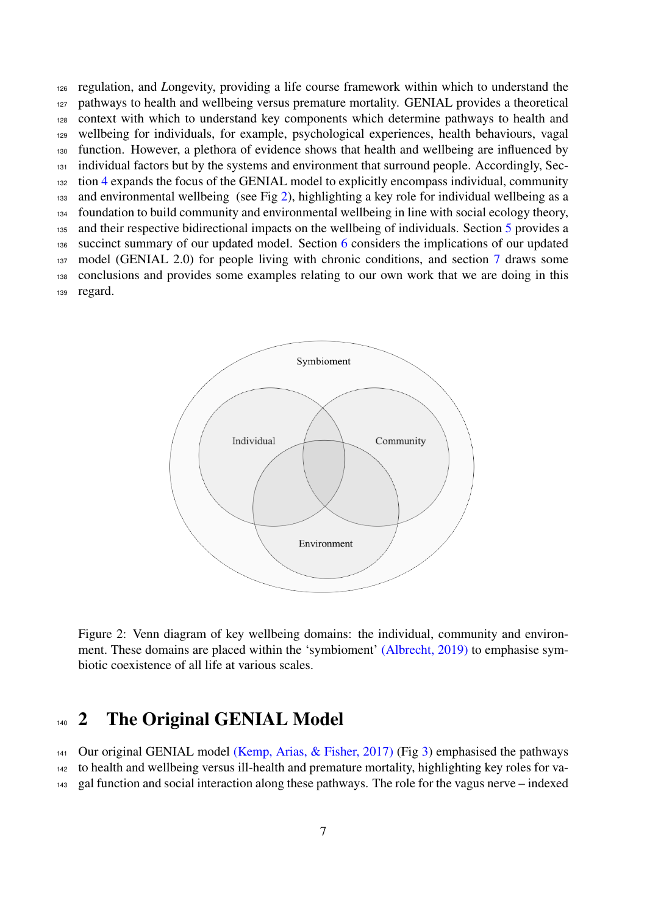regulation, and *L*ongevity, providing a life course framework within which to understand the pathways to health and wellbeing versus premature mortality. GENIAL provides a theoretical context with which to understand key components which determine pathways to health and wellbeing for individuals, for example, psychological experiences, health behaviours, vagal function. However, a plethora of evidence shows that health and wellbeing are influenced by individual factors but by the systems and environment that surround people. Accordingly, Section 4 expands the focus of the GENIAL model to explicitly encompass individual, community and environmental wellbeing (see Fig 2), highlighting a key role for individual wellbeing as a foundation to build community and environmental wellbeing in line with social ecology theory, and their respective bidirectional impacts on the wellbeing of individuals. Section 5 provides a succinct summary of our updated model. Section 6 considers the implications of our updated model (GENIAL 2.0) for people living with chronic conditions, and section 7 draws some conclusions and provides some examples relating to our own work that we are doing in this regard.

Figure 2: Venn diagram of key wellbeing domains: the individual, community and environment. These domains are placed within the 'symbioment' (Albrecht, 2019) to emphasise symbiotic coexistence of all life at various scales.

## 2 The Original GENIAL Model

Our original GENIAL model (Kemp, Arias, & Fisher, 2017) (Fig 3) emphasised the pathways to health and wellbeing versus ill-health and premature mortality, highlighting key roles for vagal function and social interaction along these pathways. The role for the vagus nerve – indexed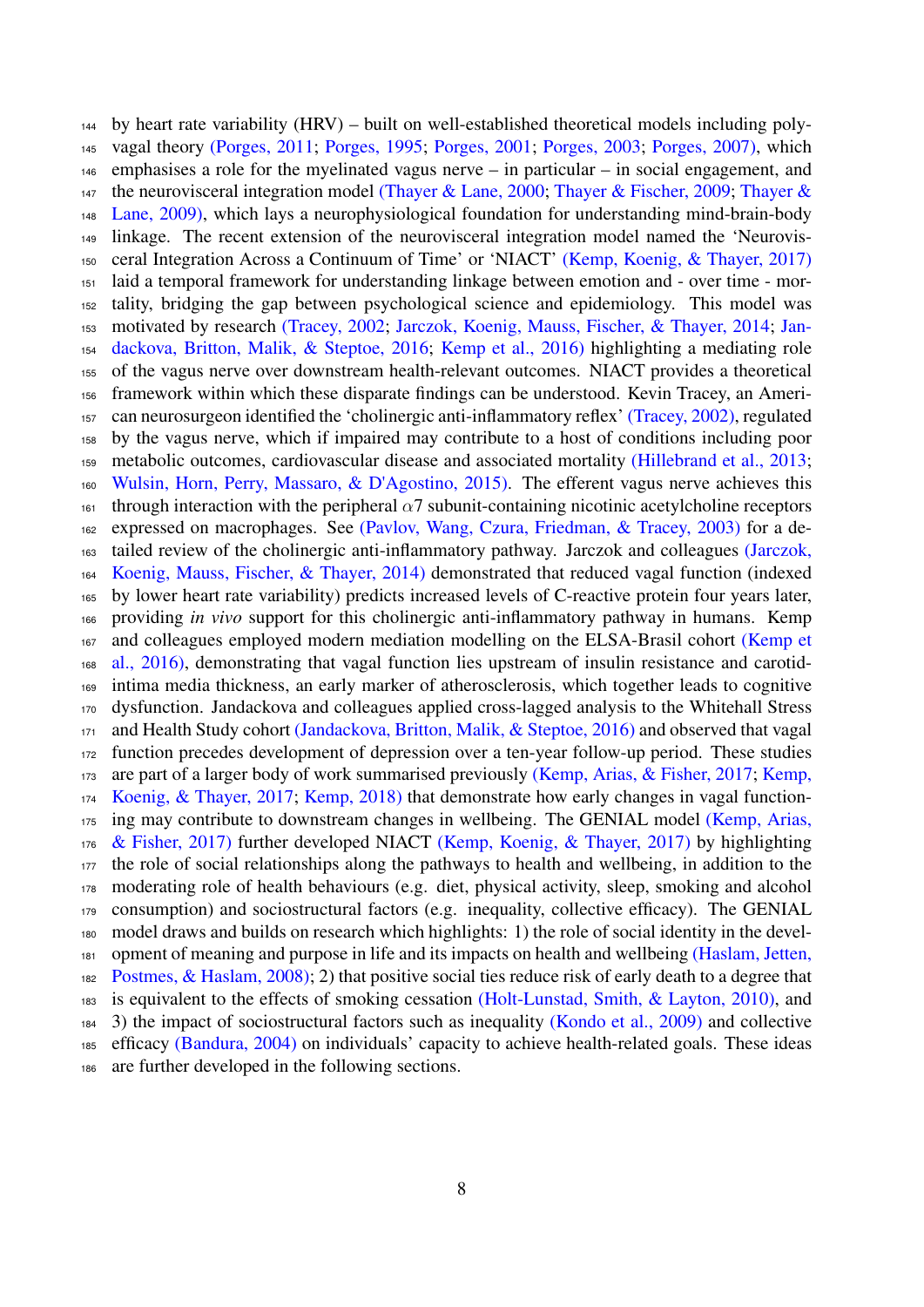by heart rate variability (HRV) – built on well-established theoretical models including polyvagal theory (Porges, 2011; Porges, 1995; Porges, 2001; Porges, 2003; Porges, 2007), which emphasises a role for the myelinated vagus nerve – in particular – in social engagement, and the neurovisceral integration model (Thayer & Lane, 2000; Thayer & Fischer, 2009; Thayer & Lane, 2009), which lays a neurophysiological foundation for understanding mind-brain-body linkage. The recent extension of the neurovisceral integration model named the 'Neurovisceral Integration Across a Continuum of Time' or 'NIACT' (Kemp, Koenig, & Thayer, 2017) laid a temporal framework for understanding linkage between emotion and - over time - mortality, bridging the gap between psychological science and epidemiology. This model was motivated by research (Tracey, 2002; Jarczok, Koenig, Mauss, Fischer, & Thayer, 2014; Jandackova, Britton, Malik, & Steptoe, 2016; Kemp et al., 2016) highlighting a mediating role of the vagus nerve over downstream health-relevant outcomes. NIACT provides a theoretical framework within which these disparate findings can be understood. Kevin Tracey, an American neurosurgeon identified the 'cholinergic anti-inflammatory reflex' (Tracey, 2002), regulated by the vagus nerve, which if impaired may contribute to a host of conditions including poor metabolic outcomes, cardiovascular disease and associated mortality (Hillebrand et al., 2013; Wulsin, Horn, Perry, Massaro, & D'Agostino, 2015). The efferent vagus nerve achieves this through interaction with the peripheral $\alpha$7 subunit-containing nicotinic acetylcholine receptors expressed on macrophages. See (Pavlov, Wang, Czura, Friedman, & Tracey, 2003) for a detailed review of the cholinergic anti-inflammatory pathway. Jarczok and colleagues (Jarczok, Koenig, Mauss, Fischer, & Thayer, 2014) demonstrated that reduced vagal function (indexed by lower heart rate variability) predicts increased levels of C-reactive protein four years later, providing *in vivo* support for this cholinergic anti-inflammatory pathway in humans. Kemp and colleagues employed modern mediation modelling on the ELSA-Brasil cohort (Kemp et al., 2016), demonstrating that vagal function lies upstream of insulin resistance and carotid-intima media thickness, an early marker of atherosclerosis, which together leads to cognitive dysfunction. Jandackova and colleagues applied cross-lagged analysis to the Whitehall Stress and Health Study cohort (Jandackova, Britton, Malik, & Steptoe, 2016) and observed that vagal function precedes development of depression over a ten-year follow-up period. These studies are part of a larger body of work summarised previously (Kemp, Arias, & Fisher, 2017; Kemp, Koenig, & Thayer, 2017; Kemp, 2018) that demonstrate how early changes in vagal functioning may contribute to downstream changes in wellbeing. The GENIAL model (Kemp, Arias, & Fisher, 2017) further developed NIACT (Kemp, Koenig, & Thayer, 2017) by highlighting the role of social relationships along the pathways to health and wellbeing, in addition to the moderating role of health behaviours (e.g. diet, physical activity, sleep, smoking and alcohol consumption) and sociostructural factors (e.g. inequality, collective efficacy). The GENIAL model draws and builds on research which highlights: 1) the role of social identity in the development of meaning and purpose in life and its impacts on health and wellbeing (Haslam, Jetten, Postmes, & Haslam, 2008); 2) that positive social ties reduce risk of early death to a degree that is equivalent to the effects of smoking cessation (Holt-Lunstad, Smith, & Layton, 2010), and 3) the impact of sociostructural factors such as inequality (Kondo et al., 2009) and collective efficacy (Bandura, 2004) on individuals' capacity to achieve health-related goals. These ideas are further developed in the following sections.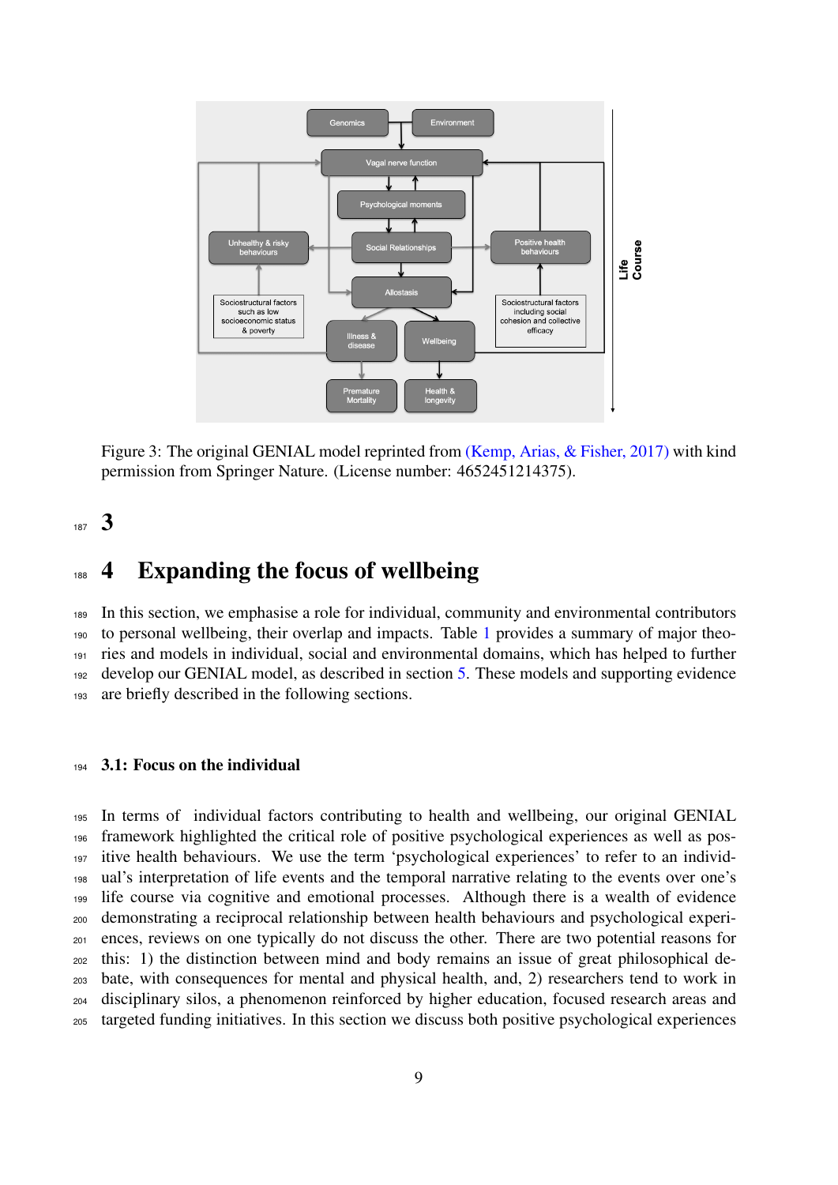Figure 3: The original GENIAL model reprinted from (Kemp, Arias, & Fisher, 2017) with kind permission from Springer Nature. (License number: 4652451214375).

# 3

# 4 Expanding the focus of wellbeing

In this section, we emphasise a role for individual, community and environmental contributors to personal wellbeing, their overlap and impacts. Table 1 provides a summary of major theories and models in individual, social and environmental domains, which has helped to further develop our GENIAL model, as described in section 5. These models and supporting evidence are briefly described in the following sections.

### 3.1: Focus on the individual

In terms of individual factors contributing to health and wellbeing, our original GENIAL framework highlighted the critical role of positive psychological experiences as well as positive health behaviours. We use the term 'psychological experiences' to refer to an individual's interpretation of life events and the temporal narrative relating to the events over one's life course via cognitive and emotional processes. Although there is a wealth of evidence demonstrating a reciprocal relationship between health behaviours and psychological experiences, reviews on one typically do not discuss the other. There are two potential reasons for this: 1) the distinction between mind and body remains an issue of great philosophical debate, with consequences for mental and physical health, and, 2) researchers tend to work in disciplinary silos, a phenomenon reinforced by higher education, focused research areas and targeted funding initiatives. In this section we discuss both positive psychological experiences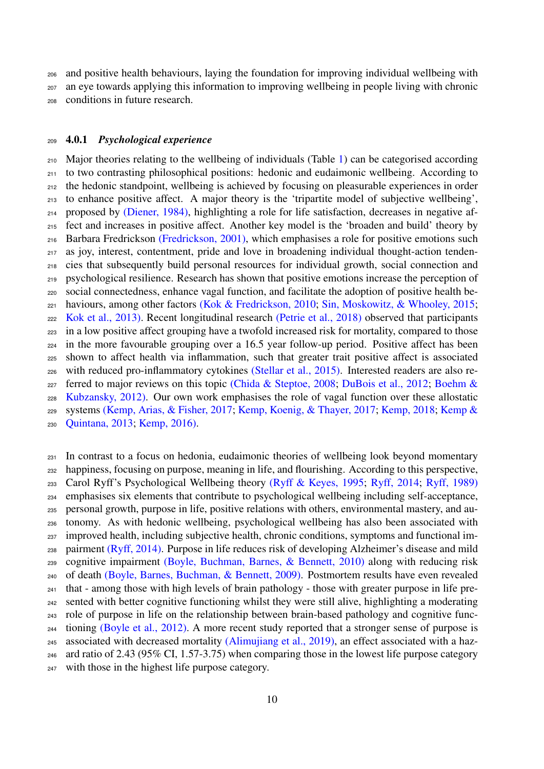and positive health behaviours, laying the foundation for improving individual wellbeing with an eye towards applying this information to improving wellbeing in people living with chronic conditions in future research.

#### 4.0.1 *Psychological experience*

Major theories relating to the wellbeing of individuals (Table 1) can be categorised according to two contrasting philosophical positions: hedonic and eudaimonic wellbeing. According to the hedonic standpoint, wellbeing is achieved by focusing on pleasurable experiences in order to enhance positive affect. A major theory is the 'tripartite model of subjective wellbeing', proposed by (Diener, 1984), highlighting a role for life satisfaction, decreases in negative affect and increases in positive affect. Another key model is the 'broaden and build' theory by Barbara Fredrickson (Fredrickson, 2001), which emphasises a role for positive emotions such as joy, interest, contentment, pride and love in broadening individual thought-action tendencies that subsequently build personal resources for individual growth, social connection and psychological resilience. Research has shown that positive emotions increase the perception of social connectedness, enhance vagal function, and facilitate the adoption of positive health behaviours, among other factors (Kok & Fredrickson, 2010; Sin, Moskowitz, & Whooley, 2015; Kok et al., 2013). Recent longitudinal research (Petrie et al., 2018) observed that participants in a low positive affect grouping have a twofold increased risk for mortality, compared to those in the more favourable grouping over a 16.5 year follow-up period. Positive affect has been shown to affect health via inflammation, such that greater trait positive affect is associated with reduced pro-inflammatory cytokines (Stellar et al., 2015). Interested readers are also referred to major reviews on this topic (Chida & Steptoe, 2008; DuBois et al., 2012; Boehm & Kubzansky, 2012). Our own work emphasises the role of vagal function over these allostatic systems (Kemp, Arias, & Fisher, 2017; Kemp, Koenig, & Thayer, 2017; Kemp, 2018; Kemp & Quintana, 2013; Kemp, 2016).

In contrast to a focus on hedonia, eudaimonic theories of wellbeing look beyond momentary happiness, focusing on purpose, meaning in life, and flourishing. According to this perspective, Carol Ryff's Psychological Wellbeing theory (Ryff & Keyes, 1995; Ryff, 2014; Ryff, 1989) emphasises six elements that contribute to psychological wellbeing including self-acceptance, personal growth, purpose in life, positive relations with others, environmental mastery, and autonomy. As with hedonic wellbeing, psychological wellbeing has also been associated with improved health, including subjective health, chronic conditions, symptoms and functional impairment (Ryff, 2014). Purpose in life reduces risk of developing Alzheimer's disease and mild cognitive impairment (Boyle, Buchman, Barnes, & Bennett, 2010) along with reducing risk of death (Boyle, Barnes, Buchman, & Bennett, 2009). Postmortem results have even revealed that - among those with high levels of brain pathology - those with greater purpose in life presented with better cognitive functioning whilst they were still alive, highlighting a moderating role of purpose in life on the relationship between brain-based pathology and cognitive functioning (Boyle et al., 2012). A more recent study reported that a stronger sense of purpose is associated with decreased mortality (Alimujiang et al., 2019), an effect associated with a hazard ratio of 2.43 (95% CI, 1.57-3.75) when comparing those in the lowest life purpose category with those in the highest life purpose category.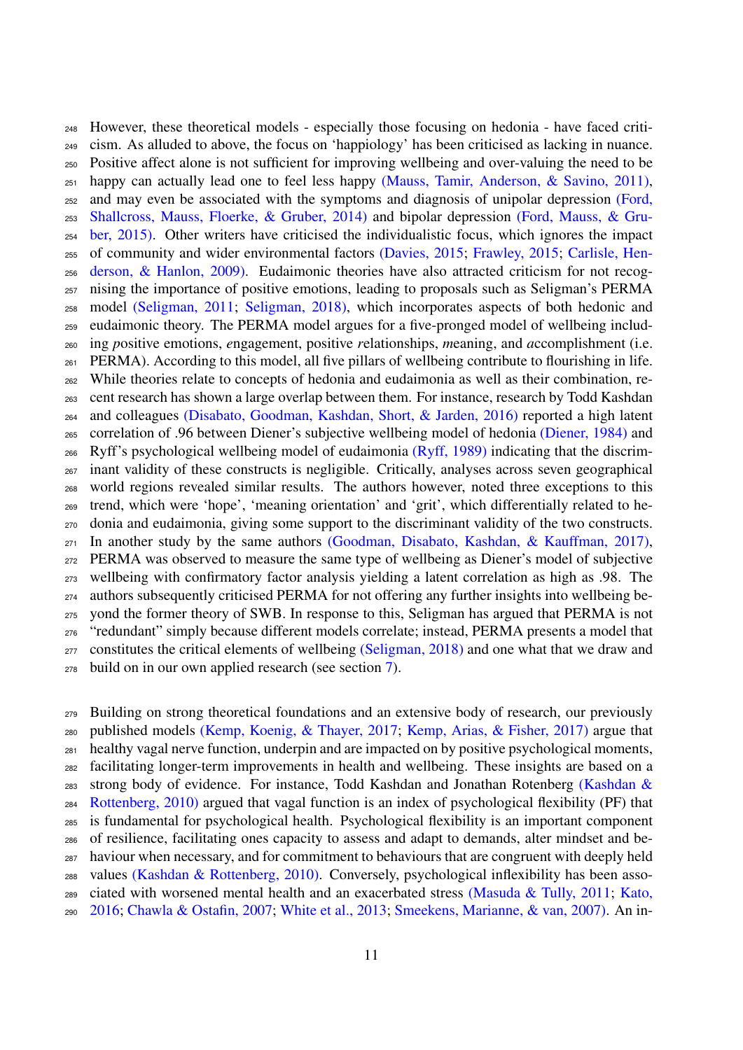However, these theoretical models - especially those focusing on hedonia - have faced criticism. As alluded to above, the focus on 'happiology' has been criticised as lacking in nuance. Positive affect alone is not sufficient for improving wellbeing and over-valuing the need to be happy can actually lead one to feel less happy (Mauss, Tamir, Anderson, & Savino, 2011), and may even be associated with the symptoms and diagnosis of unipolar depression (Ford, Shallcross, Mauss, Floerke, & Gruber, 2014) and bipolar depression (Ford, Mauss, & Gruber, 2015). Other writers have criticised the individualistic focus, which ignores the impact of community and wider environmental factors (Davies, 2015; Frawley, 2015; Carlisle, Henderson, & Hanlon, 2009). Eudaimonic theories have also attracted criticism for not recognising the importance of positive emotions, leading to proposals such as Seligman's PERMA model (Seligman, 2011; Seligman, 2018), which incorporates aspects of both hedonic and eudaimonic theory. The PERMA model argues for a five-pronged model of wellbeing including *p*ositive emotions, *e*ngagement, positive *r*elationships, *m*eaning, and *a*ccomplishment (i.e. PERMA). According to this model, all five pillars of wellbeing contribute to flourishing in life. While theories relate to concepts of hedonia and eudaimonia as well as their combination, recent research has shown a large overlap between them. For instance, research by Todd Kashdan and colleagues (Disabato, Goodman, Kashdan, Short, & Jarden, 2016) reported a high latent correlation of .96 between Diener's subjective wellbeing model of hedonia (Diener, 1984) and Ryff's psychological wellbeing model of eudaimonia (Ryff, 1989) indicating that the discriminant validity of these constructs is negligible. Critically, analyses across seven geographical world regions revealed similar results. The authors however, noted three exceptions to this trend, which were 'hope', 'meaning orientation' and 'grit', which differentially related to hedonia and eudaimonia, giving some support to the discriminant validity of the two constructs. In another study by the same authors (Goodman, Disabato, Kashdan, & Kauffman, 2017), PERMA was observed to measure the same type of wellbeing as Diener's model of subjective wellbeing with confirmatory factor analysis yielding a latent correlation as high as .98. The authors subsequently criticised PERMA for not offering any further insights into wellbeing beyond the former theory of SWB. In response to this, Seligman has argued that PERMA is not "redundant" simply because different models correlate; instead, PERMA presents a model that constitutes the critical elements of wellbeing (Seligman, 2018) and one what that we draw and build on in our own applied research (see section 7).

Building on strong theoretical foundations and an extensive body of research, our previously published models (Kemp, Koenig, & Thayer, 2017; Kemp, Arias, & Fisher, 2017) argue that healthy vagal nerve function, underpin and are impacted on by positive psychological moments, facilitating longer-term improvements in health and wellbeing. These insights are based on a strong body of evidence. For instance, Todd Kashdan and Jonathan Rotenberg (Kashdan & Rottenberg, 2010) argued that vagal function is an index of psychological flexibility (PF) that is fundamental for psychological health. Psychological flexibility is an important component of resilience, facilitating ones capacity to assess and adapt to demands, alter mindset and behaviour when necessary, and for commitment to behaviours that are congruent with deeply held values (Kashdan & Rottenberg, 2010). Conversely, psychological inflexibility has been associated with worsened mental health and an exacerbated stress (Masuda & Tully, 2011; Kato, 2016; Chawla & Ostafin, 2007; White et al., 2013; Smeekens, Marianne, & van, 2007). An in-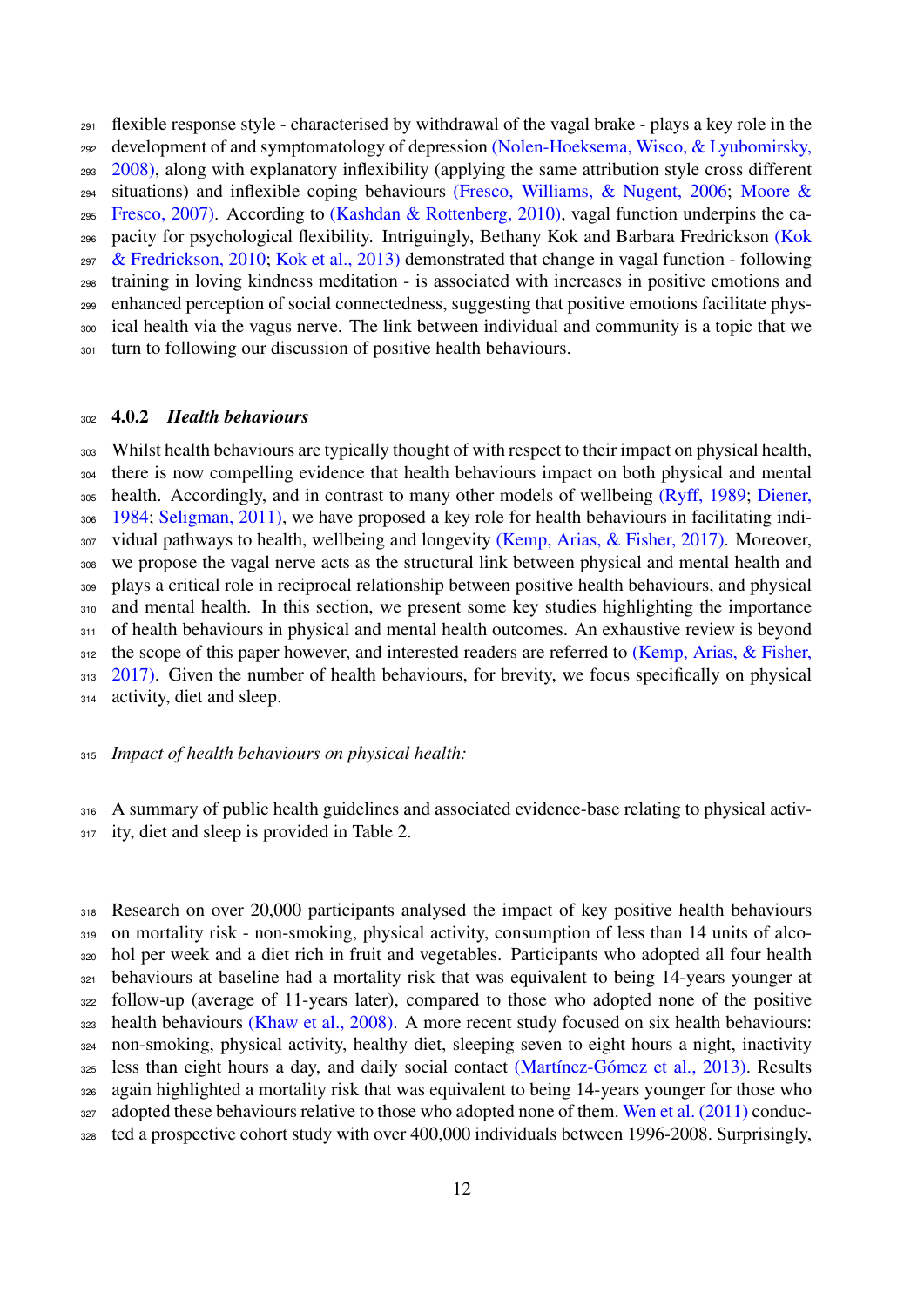flexible response style - characterised by withdrawal of the vagal brake - plays a key role in the development of and symptomatology of depression (Nolen-Hoeksema, Wisco, & Lyubomirsky, 2008), along with explanatory inflexibility (applying the same attribution style cross different situations) and inflexible coping behaviours (Fresco, Williams, & Nugent, 2006; Moore & Fresco, 2007). According to (Kashdan & Rottenberg, 2010), vagal function underpins the capacity for psychological flexibility. Intriguingly, Bethany Kok and Barbara Fredrickson (Kok & Fredrickson, 2010; Kok et al., 2013) demonstrated that change in vagal function - following training in loving kindness meditation - is associated with increases in positive emotions and enhanced perception of social connectedness, suggesting that positive emotions facilitate physical health via the vagus nerve. The link between individual and community is a topic that we turn to following our discussion of positive health behaviours.

### 4.0.2 *Health behaviours*

Whilst health behaviours are typically thought of with respect to their impact on physical health, there is now compelling evidence that health behaviours impact on both physical and mental health. Accordingly, and in contrast to many other models of wellbeing (Ryff, 1989; Diener, 1984; Seligman, 2011), we have proposed a key role for health behaviours in facilitating individual pathways to health, wellbeing and longevity (Kemp, Arias, & Fisher, 2017). Moreover, we propose the vagal nerve acts as the structural link between physical and mental health and plays a critical role in reciprocal relationship between positive health behaviours, and physical and mental health. In this section, we present some key studies highlighting the importance of health behaviours in physical and mental health outcomes. An exhaustive review is beyond the scope of this paper however, and interested readers are referred to (Kemp, Arias, & Fisher, 2017). Given the number of health behaviours, for brevity, we focus specifically on physical activity, diet and sleep.

*Impact of health behaviours on physical health:*

A summary of public health guidelines and associated evidence-base relating to physical activity, diet and sleep is provided in Table 2.

Research on over 20,000 participants analysed the impact of key positive health behaviours on mortality risk - non-smoking, physical activity, consumption of less than 14 units of alcohol per week and a diet rich in fruit and vegetables. Participants who adopted all four health behaviours at baseline had a mortality risk that was equivalent to being 14-years younger at follow-up (average of 11-years later), compared to those who adopted none of the positive health behaviours (Khaw et al., 2008). A more recent study focused on six health behaviours: non-smoking, physical activity, healthy diet, sleeping seven to eight hours a night, inactivity less than eight hours a day, and daily social contact (Martínez-Gómez et al., 2013). Results again highlighted a mortality risk that was equivalent to being 14-years younger for those who adopted these behaviours relative to those who adopted none of them. Wen et al. (2011) conducted a prospective cohort study with over 400,000 individuals between 1996-2008. Surprisingly,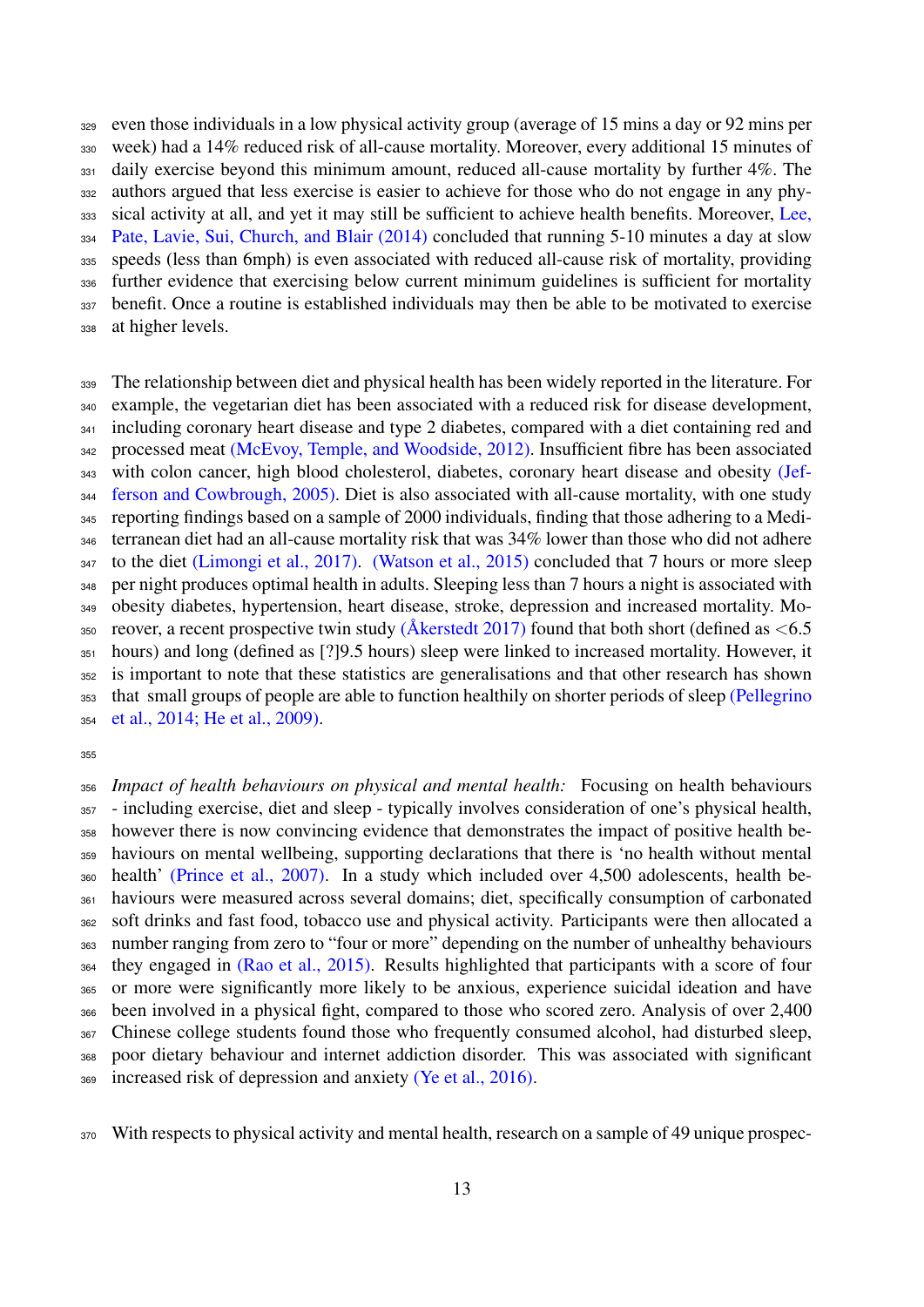even those individuals in a low physical activity group (average of 15 mins a day or 92 mins per week) had a 14% reduced risk of all-cause mortality. Moreover, every additional 15 minutes of daily exercise beyond this minimum amount, reduced all-cause mortality by further 4%. The authors argued that less exercise is easier to achieve for those who do not engage in any physical activity at all, and yet it may still be sufficient to achieve health benefits. Moreover, Lee, Pate, Lavie, Sui, Church, and Blair (2014) concluded that running 5-10 minutes a day at slow speeds (less than 6mph) is even associated with reduced all-cause risk of mortality, providing further evidence that exercising below current minimum guidelines is sufficient for mortality benefit. Once a routine is established individuals may then be able to be motivated to exercise at higher levels.

The relationship between diet and physical health has been widely reported in the literature. For example, the vegetarian diet has been associated with a reduced risk for disease development, including coronary heart disease and type 2 diabetes, compared with a diet containing red and processed meat (McEvoy, Temple, and Woodside, 2012). Insufficient fibre has been associated with colon cancer, high blood cholesterol, diabetes, coronary heart disease and obesity (Jefferson and Cowbrough, 2005). Diet is also associated with all-cause mortality, with one study reporting findings based on a sample of 2000 individuals, finding that those adhering to a Mediterranean diet had an all-cause mortality risk that was 34% lower than those who did not adhere to the diet (Limongi et al., 2017). (Watson et al., 2015) concluded that 7 hours or more sleep per night produces optimal health in adults. Sleeping less than 7 hours a night is associated with obesity diabetes, hypertension, heart disease, stroke, depression and increased mortality. Moreover, a recent prospective twin study (Åkerstedt 2017) found that both short (defined as <6.5 hours) and long (defined as [?]9.5 hours) sleep were linked to increased mortality. However, it is important to note that these statistics are generalisations and that other research has shown that small groups of people are able to function healthily on shorter periods of sleep (Pellegrino et al., 2014; He et al., 2009).

*Impact of health behaviours on physical and mental health:* Focusing on health behaviours - including exercise, diet and sleep - typically involves consideration of one's physical health, however there is now convincing evidence that demonstrates the impact of positive health behaviours on mental wellbeing, supporting declarations that there is 'no health without mental health' (Prince et al., 2007). In a study which included over 4,500 adolescents, health behaviours were measured across several domains; diet, specifically consumption of carbonated soft drinks and fast food, tobacco use and physical activity. Participants were then allocated a number ranging from zero to "four or more" depending on the number of unhealthy behaviours they engaged in (Rao et al., 2015). Results highlighted that participants with a score of four or more were significantly more likely to be anxious, experience suicidal ideation and have been involved in a physical fight, compared to those who scored zero. Analysis of over 2,400 Chinese college students found those who frequently consumed alcohol, had disturbed sleep, poor dietary behaviour and internet addiction disorder. This was associated with significant increased risk of depression and anxiety (Ye et al., 2016).

With respects to physical activity and mental health, research on a sample of 49 unique prospec-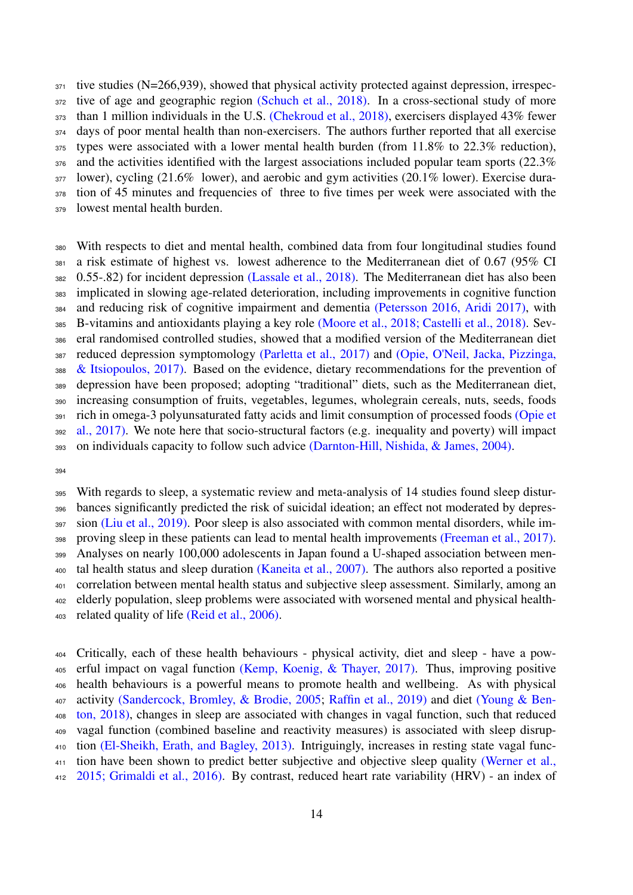tive studies (N=266,939), showed that physical activity protected against depression, irrespective of age and geographic region (Schuch et al., 2018). In a cross-sectional study of more than 1 million individuals in the U.S. (Chekroud et al., 2018), exercisers displayed 43% fewer days of poor mental health than non-exercisers. The authors further reported that all exercise types were associated with a lower mental health burden (from 11.8% to 22.3% reduction), and the activities identified with the largest associations included popular team sports (22.3% lower), cycling (21.6% lower), and aerobic and gym activities (20.1% lower). Exercise duration of 45 minutes and frequencies of three to five times per week were associated with the lowest mental health burden.

With respects to diet and mental health, combined data from four longitudinal studies found a risk estimate of highest vs. lowest adherence to the Mediterranean diet of 0.67 (95% CI 0.55-.82) for incident depression (Lassale et al., 2018). The Mediterranean diet has also been implicated in slowing age-related deterioration, including improvements in cognitive function and reducing risk of cognitive impairment and dementia (Petersson 2016, Aridi 2017), with B-vitamins and antioxidants playing a key role (Moore et al., 2018; Castelli et al., 2018). Several randomised controlled studies, showed that a modified version of the Mediterranean diet reduced depression symptomology (Parletta et al., 2017) and (Opie, O'Neil, Jacka, Pizzinga, & Itsiopoulos, 2017). Based on the evidence, dietary recommendations for the prevention of depression have been proposed; adopting "traditional" diets, such as the Mediterranean diet, increasing consumption of fruits, vegetables, legumes, wholegrain cereals, nuts, seeds, foods rich in omega-3 polyunsaturated fatty acids and limit consumption of processed foods (Opie et al., 2017). We note here that socio-structural factors (e.g. inequality and poverty) will impact on individuals capacity to follow such advice (Darnton-Hill, Nishida, & James, 2004).

With regards to sleep, a systematic review and meta-analysis of 14 studies found sleep disturbances significantly predicted the risk of suicidal ideation; an effect not moderated by depression (Liu et al., 2019). Poor sleep is also associated with common mental disorders, while improving sleep in these patients can lead to mental health improvements (Freeman et al., 2017). Analyses on nearly 100,000 adolescents in Japan found a U-shaped association between mental health status and sleep duration (Kaneita et al., 2007). The authors also reported a positive correlation between mental health status and subjective sleep assessment. Similarly, among an elderly population, sleep problems were associated with worsened mental and physical health-related quality of life (Reid et al., 2006).

Critically, each of these health behaviours - physical activity, diet and sleep - have a powerful impact on vagal function (Kemp, Koenig, & Thayer, 2017). Thus, improving positive health behaviours is a powerful means to promote health and wellbeing. As with physical activity (Sandercock, Bromley, & Brodie, 2005; Raffin et al., 2019) and diet (Young & Benton, 2018), changes in sleep are associated with changes in vagal function, such that reduced vagal function (combined baseline and reactivity measures) is associated with sleep disruption (El-Sheikh, Erath, and Bagley, 2013). Intriguingly, increases in resting state vagal function have been shown to predict better subjective and objective sleep quality (Werner et al., 2015; Grimaldi et al., 2016). By contrast, reduced heart rate variability (HRV) - an index of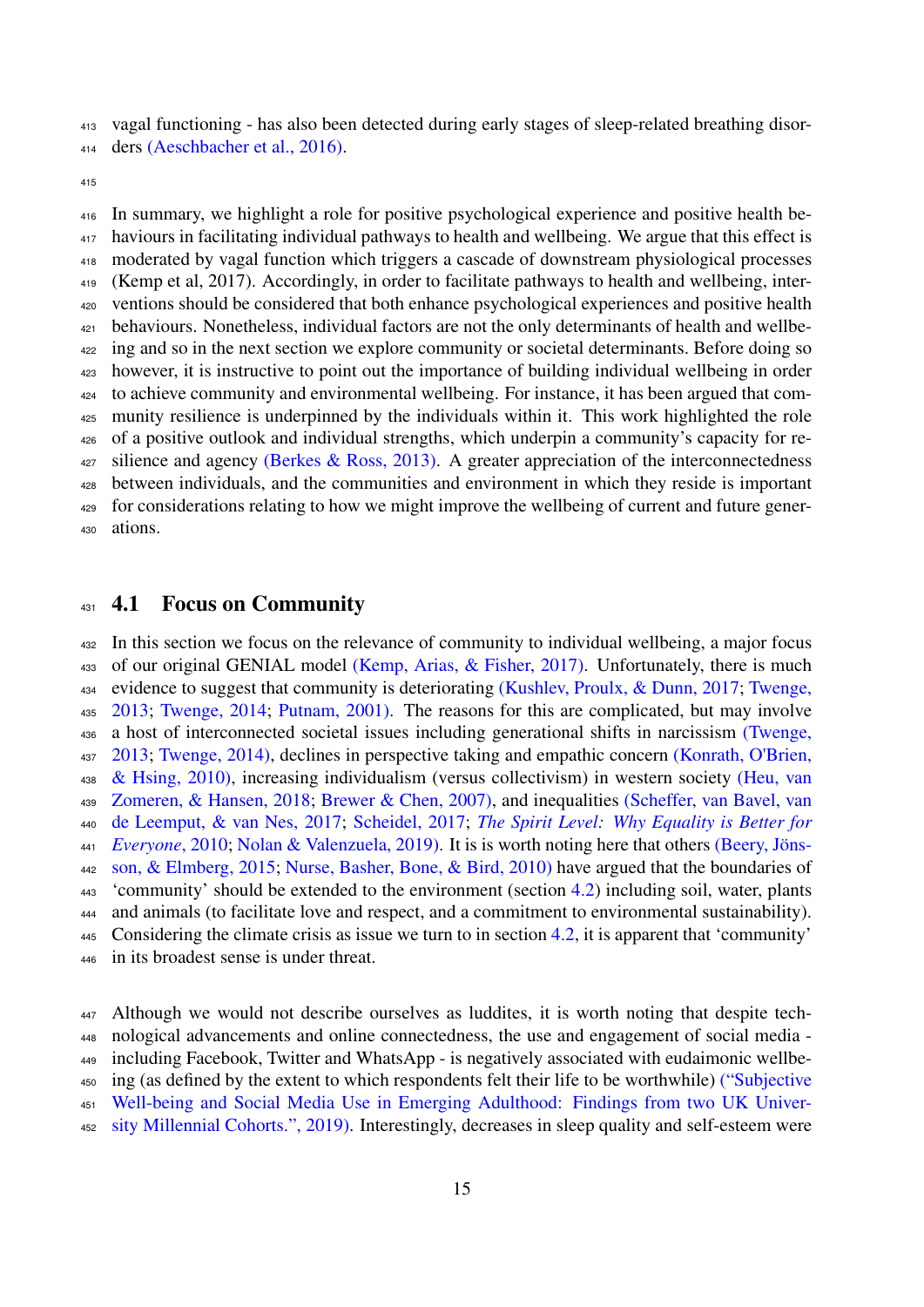vagal functioning - has also been detected during early stages of sleep-related breathing disorders (Aeschbacher et al., 2016).

In summary, we highlight a role for positive psychological experience and positive health behaviours in facilitating individual pathways to health and wellbeing. We argue that this effect is moderated by vagal function which triggers a cascade of downstream physiological processes (Kemp et al, 2017). Accordingly, in order to facilitate pathways to health and wellbeing, interventions should be considered that both enhance psychological experiences and positive health behaviours. Nonetheless, individual factors are not the only determinants of health and wellbeing and so in the next section we explore community or societal determinants. Before doing so however, it is instructive to point out the importance of building individual wellbeing in order to achieve community and environmental wellbeing. For instance, it has been argued that community resilience is underpinned by the individuals within it. This work highlighted the role of a positive outlook and individual strengths, which underpin a community's capacity for resilience and agency (Berkes & Ross, 2013). A greater appreciation of the interconnectedness between individuals, and the communities and environment in which they reside is important for considerations relating to how we might improve the wellbeing of current and future generations.

## 4.1 Focus on Community

In this section we focus on the relevance of community to individual wellbeing, a major focus of our original GENIAL model (Kemp, Arias, & Fisher, 2017). Unfortunately, there is much evidence to suggest that community is deteriorating (Kushlev, Proulx, & Dunn, 2017; Twenge, 2013; Twenge, 2014; Putnam, 2001). The reasons for this are complicated, but may involve a host of interconnected societal issues including generational shifts in narcissism (Twenge, 2013; Twenge, 2014), declines in perspective taking and empathic concern (Konrath, O'Brien, & Hsing, 2010), increasing individualism (versus collectivism) in western society (Heu, van Zomeren, & Hansen, 2018; Brewer & Chen, 2007), and inequalities (Scheffer, van Bavel, van de Leemput, & van Nes, 2017; Scheidel, 2017; *The Spirit Level: Why Equality is Better for Everyone*, 2010; Nolan & Valenzuela, 2019). It is is worth noting here that others (Beery, Jönsson, & Elmberg, 2015; Nurse, Basher, Bone, & Bird, 2010) have argued that the boundaries of 'community' should be extended to the environment (section 4.2) including soil, water, plants and animals (to facilitate love and respect, and a commitment to environmental sustainability). Considering the climate crisis as issue we turn to in section 4.2, it is apparent that 'community' in its broadest sense is under threat.

Although we would not describe ourselves as luddites, it is worth noting that despite technological advancements and online connectedness, the use and engagement of social media - including Facebook, Twitter and WhatsApp - is negatively associated with eudaimonic wellbeing (as defined by the extent to which respondents felt their life to be worthwhile) ("Subjective Well-being and Social Media Use in Emerging Adulthood: Findings from two UK University Millennial Cohorts.", 2019). Interestingly, decreases in sleep quality and self-esteem were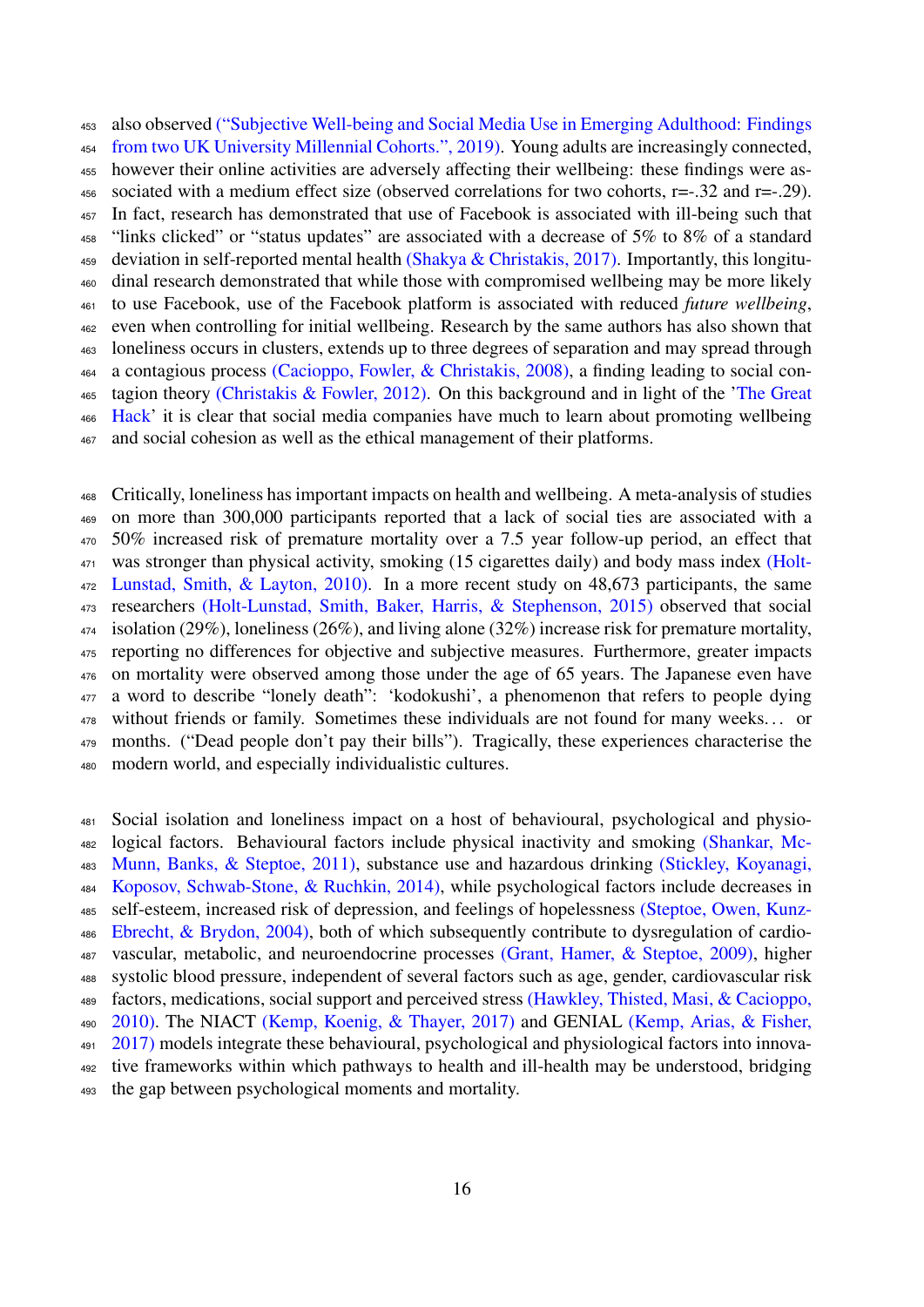also observed ("Subjective Well-being and Social Media Use in Emerging Adulthood: Findings from two UK University Millennial Cohorts.", 2019). Young adults are increasingly connected, however their online activities are adversely affecting their wellbeing: these findings were associated with a medium effect size (observed correlations for two cohorts, r=-.32 and r=-.29). In fact, research has demonstrated that use of Facebook is associated with ill-being such that "links clicked" or "status updates" are associated with a decrease of 5% to 8% of a standard deviation in self-reported mental health (Shakya & Christakis, 2017). Importantly, this longitudinal research demonstrated that while those with compromised wellbeing may be more likely to use Facebook, use of the Facebook platform is associated with reduced *future wellbeing*, even when controlling for initial wellbeing. Research by the same authors has also shown that loneliness occurs in clusters, extends up to three degrees of separation and may spread through a contagious process (Cacioppo, Fowler, & Christakis, 2008), a finding leading to social contagion theory (Christakis & Fowler, 2012). On this background and in light of the 'The Great Hack' it is clear that social media companies have much to learn about promoting wellbeing and social cohesion as well as the ethical management of their platforms.

Critically, loneliness has important impacts on health and wellbeing. A meta-analysis of studies on more than 300,000 participants reported that a lack of social ties are associated with a 50% increased risk of premature mortality over a 7.5 year follow-up period, an effect that was stronger than physical activity, smoking (15 cigarettes daily) and body mass index (Holt-Lunstad, Smith, & Layton, 2010). In a more recent study on 48,673 participants, the same researchers (Holt-Lunstad, Smith, Baker, Harris, & Stephenson, 2015) observed that social isolation (29%), loneliness (26%), and living alone (32%) increase risk for premature mortality, reporting no differences for objective and subjective measures. Furthermore, greater impacts on mortality were observed among those under the age of 65 years. The Japanese even have a word to describe "lonely death": 'kodokushi', a phenomenon that refers to people dying without friends or family. Sometimes these individuals are not found for many weeks... or months. ("Dead people don't pay their bills"). Tragically, these experiences characterise the modern world, and especially individualistic cultures.

Social isolation and loneliness impact on a host of behavioural, psychological and physiological factors. Behavioural factors include physical inactivity and smoking (Shankar, McMunn, Banks, & Steptoe, 2011), substance use and hazardous drinking (Stickley, Koyanagi, Koposov, Schwab-Stone, & Ruchkin, 2014), while psychological factors include decreases in self-esteem, increased risk of depression, and feelings of hopelessness (Steptoe, Owen, Kunz-Ebrecht, & Brydon, 2004), both of which subsequently contribute to dysregulation of cardiovascular, metabolic, and neuroendocrine processes (Grant, Hamer, & Steptoe, 2009), higher systolic blood pressure, independent of several factors such as age, gender, cardiovascular risk factors, medications, social support and perceived stress (Hawkley, Thisted, Masi, & Cacioppo, 2010). The NIACT (Kemp, Koenig, & Thayer, 2017) and GENIAL (Kemp, Arias, & Fisher, 2017) models integrate these behavioural, psychological and physiological factors into innovative frameworks within which pathways to health and ill-health may be understood, bridging the gap between psychological moments and mortality.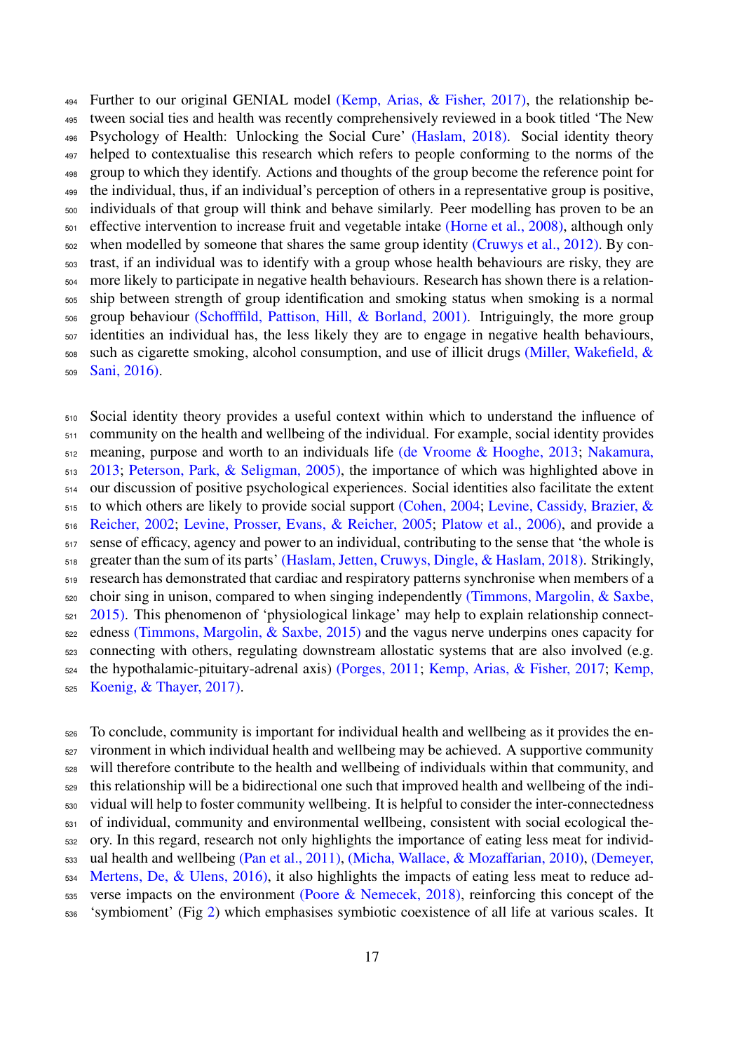Further to our original GENIAL model (Kemp, Arias, & Fisher, 2017), the relationship between social ties and health was recently comprehensively reviewed in a book titled 'The New Psychology of Health: Unlocking the Social Cure' (Haslam, 2018). Social identity theory helped to contextualise this research which refers to people conforming to the norms of the group to which they identify. Actions and thoughts of the group become the reference point for the individual, thus, if an individual's perception of others in a representative group is positive, individuals of that group will think and behave similarly. Peer modelling has proven to be an effective intervention to increase fruit and vegetable intake (Horne et al., 2008), although only when modelled by someone that shares the same group identity (Cruwys et al., 2012). By contrast, if an individual was to identify with a group whose health behaviours are risky, they are more likely to participate in negative health behaviours. Research has shown there is a relationship between strength of group identification and smoking status when smoking is a normal group behaviour (Schofffild, Pattison, Hill, & Borland, 2001). Intriguingly, the more group identities an individual has, the less likely they are to engage in negative health behaviours, such as cigarette smoking, alcohol consumption, and use of illicit drugs (Miller, Wakefield, & Sani, 2016).

Social identity theory provides a useful context within which to understand the influence of community on the health and wellbeing of the individual. For example, social identity provides meaning, purpose and worth to an individuals life (de Vroome & Hooghe, 2013; Nakamura, 2013; Peterson, Park, & Seligman, 2005), the importance of which was highlighted above in our discussion of positive psychological experiences. Social identities also facilitate the extent to which others are likely to provide social support (Cohen, 2004; Levine, Cassidy, Brazier, & Reicher, 2002; Levine, Prosser, Evans, & Reicher, 2005; Platow et al., 2006), and provide a sense of efficacy, agency and power to an individual, contributing to the sense that 'the whole is greater than the sum of its parts' (Haslam, Jetten, Cruwys, Dingle, & Haslam, 2018). Strikingly, research has demonstrated that cardiac and respiratory patterns synchronise when members of a choir sing in unison, compared to when singing independently (Timmons, Margolin, & Saxbe, 2015). This phenomenon of 'physiological linkage' may help to explain relationship connectedness (Timmons, Margolin, & Saxbe, 2015) and the vagus nerve underpins ones capacity for connecting with others, regulating downstream allostatic systems that are also involved (e.g. the hypothalamic-pituitary-adrenal axis) (Porges, 2011; Kemp, Arias, & Fisher, 2017; Kemp, Koenig, & Thayer, 2017).

To conclude, community is important for individual health and wellbeing as it provides the environment in which individual health and wellbeing may be achieved. A supportive community will therefore contribute to the health and wellbeing of individuals within that community, and this relationship will be a bidirectional one such that improved health and wellbeing of the individual will help to foster community wellbeing. It is helpful to consider the inter-connectedness of individual, community and environmental wellbeing, consistent with social ecological theory. In this regard, research not only highlights the importance of eating less meat for individual health and wellbeing (Pan et al., 2011), (Micha, Wallace, & Mozaffarian, 2010), (Demeyer, Mertens, De, & Ulens, 2016), it also highlights the impacts of eating less meat to reduce adverse impacts on the environment (Poore & Nemecek, 2018), reinforcing this concept of the 'symbioment' (Fig 2) which emphasises symbiotic coexistence of all life at various scales. It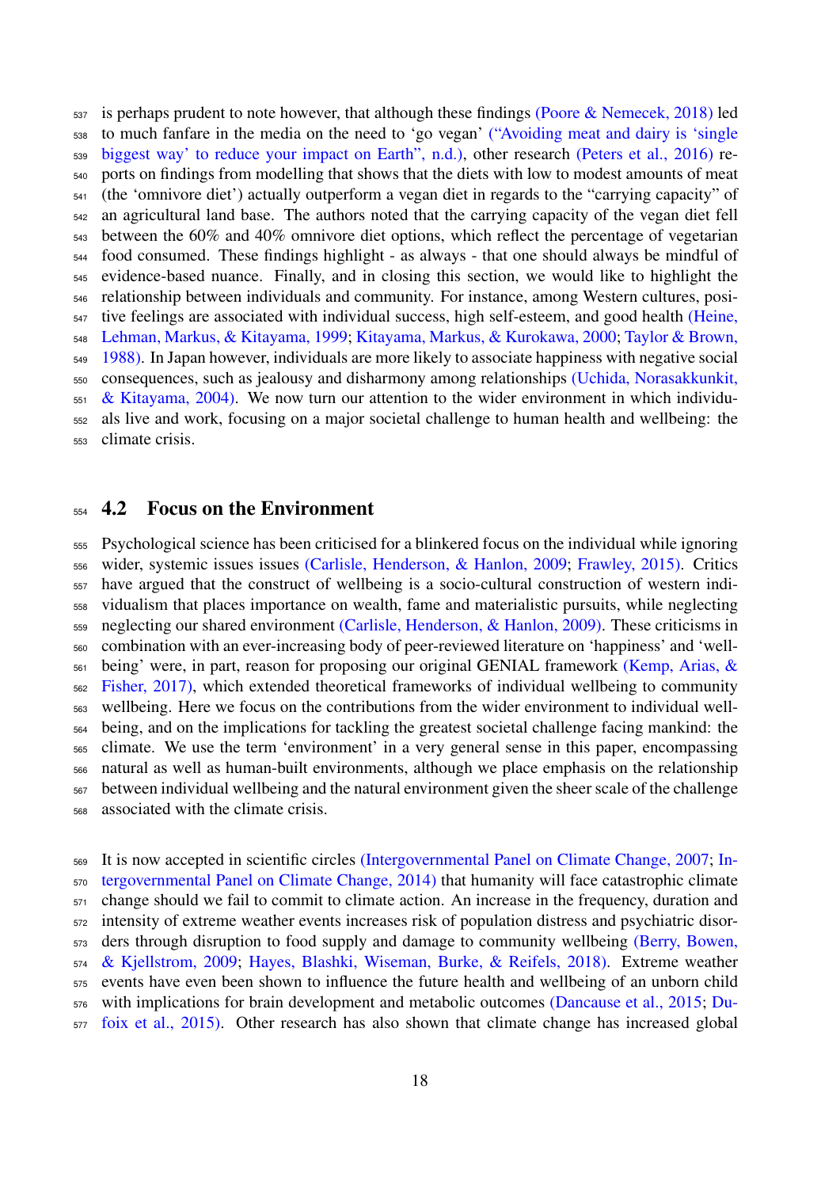is perhaps prudent to note however, that although these findings (Poore & Nemecek, 2018) led to much fanfare in the media on the need to 'go vegan' ("Avoiding meat and dairy is 'single biggest way' to reduce your impact on Earth", n.d.), other research (Peters et al., 2016) reports on findings from modelling that shows that the diets with low to modest amounts of meat (the 'omnivore diet') actually outperform a vegan diet in regards to the "carrying capacity" of an agricultural land base. The authors noted that the carrying capacity of the vegan diet fell between the 60% and 40% omnivore diet options, which reflect the percentage of vegetarian food consumed. These findings highlight - as always - that one should always be mindful of evidence-based nuance. Finally, and in closing this section, we would like to highlight the relationship between individuals and community. For instance, among Western cultures, positive feelings are associated with individual success, high self-esteem, and good health (Heine, Lehman, Markus, & Kitayama, 1999; Kitayama, Markus, & Kurokawa, 2000; Taylor & Brown, 1988). In Japan however, individuals are more likely to associate happiness with negative social consequences, such as jealousy and disharmony among relationships (Uchida, Norasakkunkit, & Kitayama, 2004). We now turn our attention to the wider environment in which individuals live and work, focusing on a major societal challenge to human health and wellbeing: the climate crisis.

## 4.2 Focus on the Environment

Psychological science has been criticised for a blinkered focus on the individual while ignoring wider, systemic issues issues (Carlisle, Henderson, & Hanlon, 2009; Frawley, 2015). Critics have argued that the construct of wellbeing is a socio-cultural construction of western individualism that places importance on wealth, fame and materialistic pursuits, while neglecting neglecting our shared environment (Carlisle, Henderson, & Hanlon, 2009). These criticisms in combination with an ever-increasing body of peer-reviewed literature on 'happiness' and 'wellbeing' were, in part, reason for proposing our original GENIAL framework (Kemp, Arias, & Fisher, 2017), which extended theoretical frameworks of individual wellbeing to community wellbeing. Here we focus on the contributions from the wider environment to individual wellbeing, and on the implications for tackling the greatest societal challenge facing mankind: the climate. We use the term 'environment' in a very general sense in this paper, encompassing natural as well as human-built environments, although we place emphasis on the relationship between individual wellbeing and the natural environment given the sheer scale of the challenge associated with the climate crisis.

It is now accepted in scientific circles (Intergovernmental Panel on Climate Change, 2007; Intergovernmental Panel on Climate Change, 2014) that humanity will face catastrophic climate change should we fail to commit to climate action. An increase in the frequency, duration and intensity of extreme weather events increases risk of population distress and psychiatric disorders through disruption to food supply and damage to community wellbeing (Berry, Bowen, & Kjellstrom, 2009; Hayes, Blashki, Wiseman, Burke, & Reifels, 2018). Extreme weather events have even been shown to influence the future health and wellbeing of an unborn child with implications for brain development and metabolic outcomes (Dancause et al., 2015; Dufoix et al., 2015). Other research has also shown that climate change has increased global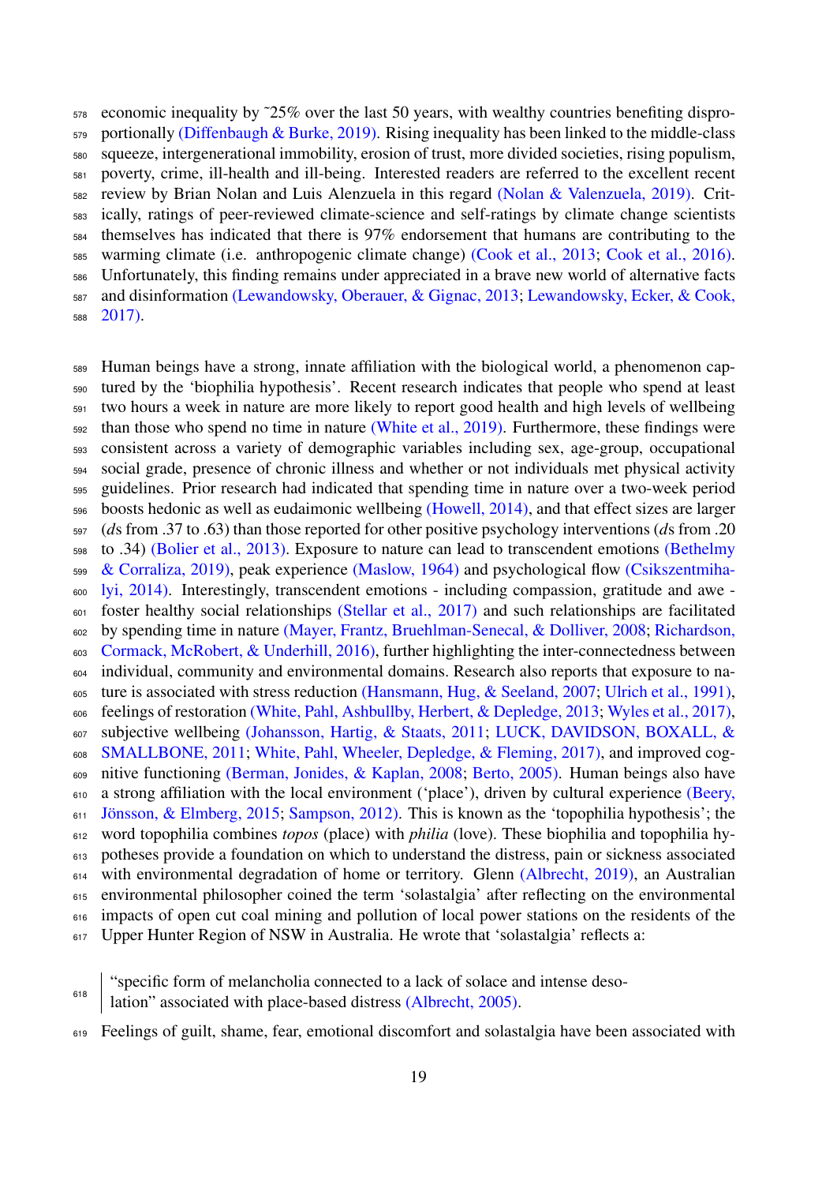economic inequality by ˜25% over the last 50 years, with wealthy countries benefiting disproportionally (Diffenbaugh & Burke, 2019). Rising inequality has been linked to the middle-class squeeze, intergenerational immobility, erosion of trust, more divided societies, rising populism, poverty, crime, ill-health and ill-being. Interested readers are referred to the excellent recent review by Brian Nolan and Luis Alenzuela in this regard (Nolan & Valenzuela, 2019). Critically, ratings of peer-reviewed climate-science and self-ratings by climate change scientists themselves has indicated that there is 97% endorsement that humans are contributing to the warming climate (i.e. anthropogenic climate change) (Cook et al., 2013; Cook et al., 2016). Unfortunately, this finding remains under appreciated in a brave new world of alternative facts and disinformation (Lewandowsky, Oberauer, & Gignac, 2013; Lewandowsky, Ecker, & Cook, 2017).

Human beings have a strong, innate affiliation with the biological world, a phenomenon captured by the 'biophilia hypothesis'. Recent research indicates that people who spend at least two hours a week in nature are more likely to report good health and high levels of wellbeing than those who spend no time in nature (White et al., 2019). Furthermore, these findings were consistent across a variety of demographic variables including sex, age-group, occupational social grade, presence of chronic illness and whether or not individuals met physical activity guidelines. Prior research had indicated that spending time in nature over a two-week period boosts hedonic as well as eudaimonic wellbeing (Howell, 2014), and that effect sizes are larger (*d*s from .37 to .63) than those reported for other positive psychology interventions (*d*s from .20 to .34) (Bolier et al., 2013). Exposure to nature can lead to transcendent emotions (Bethelmy & Corraliza, 2019), peak experience (Maslow, 1964) and psychological flow (Csikszentmihalyi, 2014). Interestingly, transcendent emotions - including compassion, gratitude and awe - foster healthy social relationships (Stellar et al., 2017) and such relationships are facilitated by spending time in nature (Mayer, Frantz, Bruehlman-Senecal, & Dolliver, 2008; Richardson, Cormack, McRobert, & Underhill, 2016), further highlighting the inter-connectedness between individual, community and environmental domains. Research also reports that exposure to nature is associated with stress reduction (Hansmann, Hug, & Seeland, 2007; Ulrich et al., 1991), feelings of restoration (White, Pahl, Ashbullby, Herbert, & Depledge, 2013; Wyles et al., 2017), subjective wellbeing (Johansson, Hartig, & Staats, 2011; LUCK, DAVIDSON, BOXALL, & SMALLBONE, 2011; White, Pahl, Wheeler, Depledge, & Fleming, 2017), and improved cognitive functioning (Berman, Jonides, & Kaplan, 2008; Berto, 2005). Human beings also have a strong affiliation with the local environment ('place'), driven by cultural experience (Beery, Jönsson, & Elmberg, 2015; Sampson, 2012). This is known as the 'topophilia hypothesis'; the word topophilia combines *topos* (place) with *philia* (love). These biophilia and topophilia hypotheses provide a foundation on which to understand the distress, pain or sickness associated with environmental degradation of home or territory. Glenn (Albrecht, 2019), an Australian environmental philosopher coined the term 'solastalgia' after reflecting on the environmental impacts of open cut coal mining and pollution of local power stations on the residents of the Upper Hunter Region of NSW in Australia. He wrote that 'solastalgia' reflects a:

> "specific form of melancholia connected to a lack of solace and intense desolation" associated with place-based distress (Albrecht, 2005).

Feelings of guilt, shame, fear, emotional discomfort and solastalgia have been associated with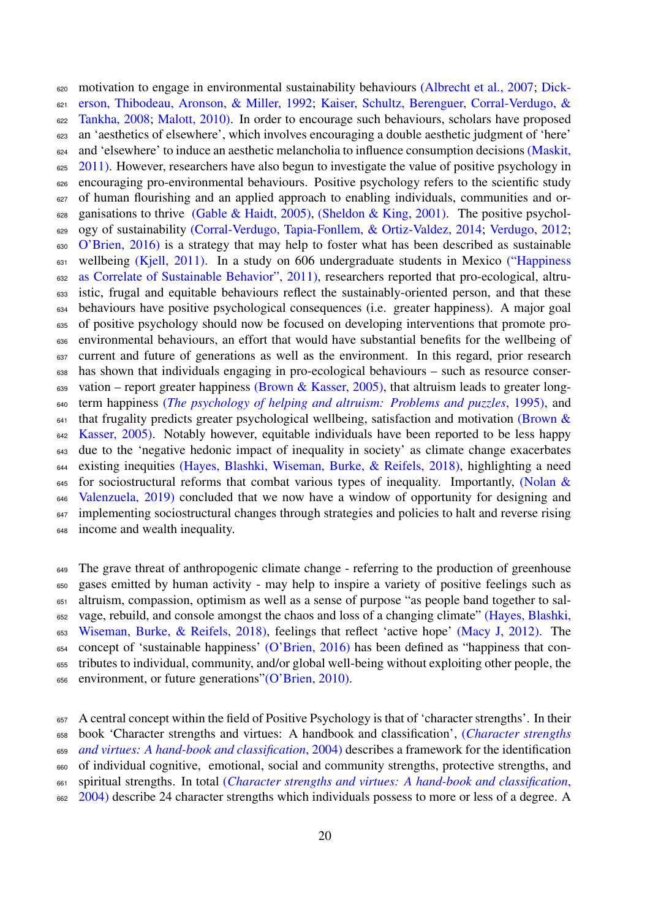motivation to engage in environmental sustainability behaviours (Albrecht et al., 2007; Dickerson, Thibodeau, Aronson, & Miller, 1992; Kaiser, Schultz, Berenguer, Corral-Verdugo, & Tankha, 2008; Malott, 2010). In order to encourage such behaviours, scholars have proposed an 'aesthetics of elsewhere', which involves encouraging a double aesthetic judgment of 'here' and 'elsewhere' to induce an aesthetic melancholia to influence consumption decisions (Maskit, 2011). However, researchers have also begun to investigate the value of positive psychology in encouraging pro-environmental behaviours. Positive psychology refers to the scientific study of human flourishing and an applied approach to enabling individuals, communities and organisations to thrive (Gable & Haidt, 2005), (Sheldon & King, 2001). The positive psychology of sustainability (Corral-Verdugo, Tapia-Fonllem, & Ortiz-Valdez, 2014; Verdugo, 2012; O'Brien, 2016) is a strategy that may help to foster what has been described as sustainable wellbeing (Kjell, 2011). In a study on 606 undergraduate students in Mexico ("Happiness as Correlate of Sustainable Behavior", 2011), researchers reported that pro-ecological, altruistic, frugal and equitable behaviours reflect the sustainably-oriented person, and that these behaviours have positive psychological consequences (i.e. greater happiness). A major goal of positive psychology should now be focused on developing interventions that promote pro-environmental behaviours, an effort that would have substantial benefits for the wellbeing of current and future of generations as well as the environment. In this regard, prior research has shown that individuals engaging in pro-ecological behaviours – such as resource conservation – report greater happiness (Brown & Kasser, 2005), that altruism leads to greater long-term happiness (*The psychology of helping and altruism: Problems and puzzles*, 1995), and that frugality predicts greater psychological wellbeing, satisfaction and motivation (Brown & Kasser, 2005). Notably however, equitable individuals have been reported to be less happy due to the 'negative hedonic impact of inequality in society' as climate change exacerbates existing inequities (Hayes, Blashki, Wiseman, Burke, & Reifels, 2018), highlighting a need for sociostructural reforms that combat various types of inequality. Importantly, (Nolan & Valenzuela, 2019) concluded that we now have a window of opportunity for designing and implementing sociostructural changes through strategies and policies to halt and reverse rising income and wealth inequality.

The grave threat of anthropogenic climate change - referring to the production of greenhouse gases emitted by human activity - may help to inspire a variety of positive feelings such as altruism, compassion, optimism as well as a sense of purpose "as people band together to salvage, rebuild, and console amongst the chaos and loss of a changing climate" (Hayes, Blashki, Wiseman, Burke, & Reifels, 2018), feelings that reflect 'active hope' (Macy J, 2012). The concept of 'sustainable happiness' (O'Brien, 2016) has been defined as "happiness that contributes to individual, community, and/or global well-being without exploiting other people, the environment, or future generations"(O'Brien, 2010).

A central concept within the field of Positive Psychology is that of 'character strengths'. In their book 'Character strengths and virtues: A handbook and classification', (*Character strengths and virtues: A hand-book and classification*, 2004) describes a framework for the identification of individual cognitive, emotional, social and community strengths, protective strengths, and spiritual strengths. In total (*Character strengths and virtues: A hand-book and classification*, 2004) describe 24 character strengths which individuals possess to more or less of a degree. A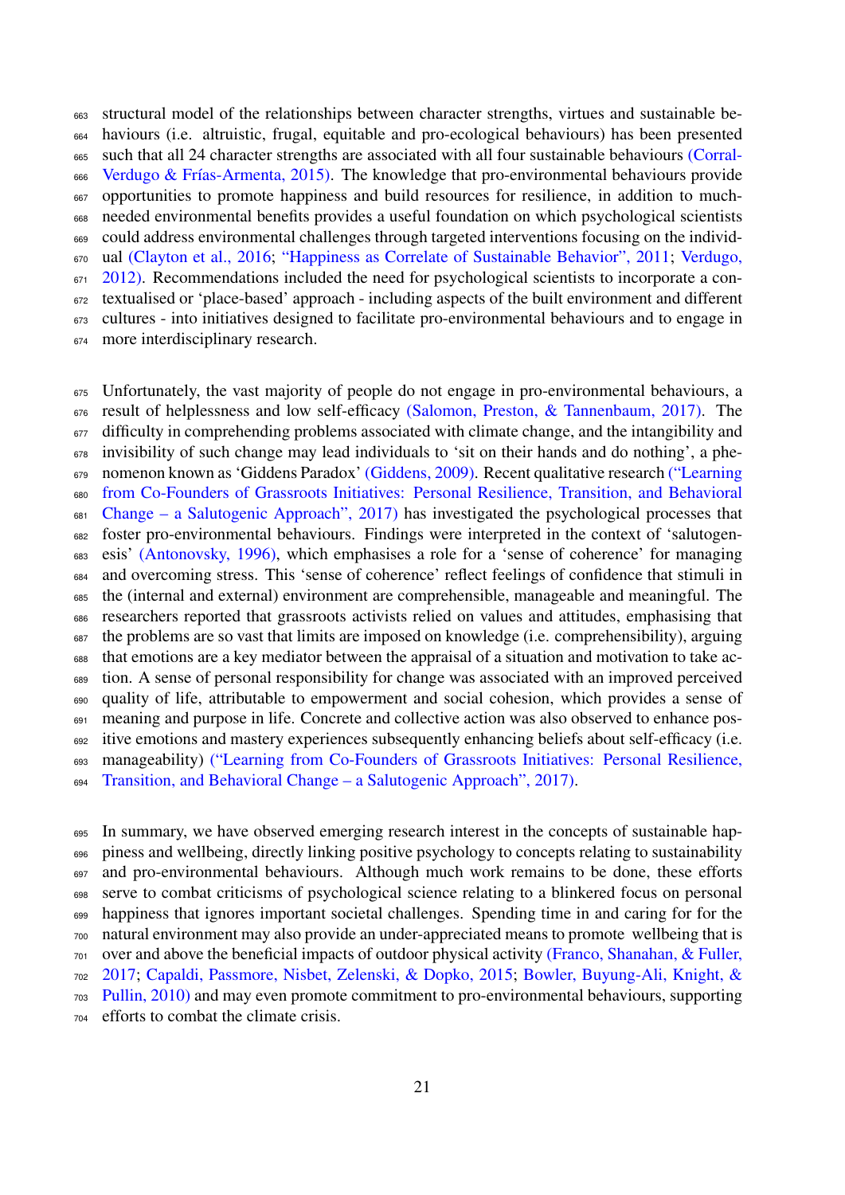structural model of the relationships between character strengths, virtues and sustainable behaviours (i.e. altruistic, frugal, equitable and pro-ecological behaviours) has been presented such that all 24 character strengths are associated with all four sustainable behaviours (Corral-Verdugo & Frías-Armenta, 2015). The knowledge that pro-environmental behaviours provide opportunities to promote happiness and build resources for resilience, in addition to much-needed environmental benefits provides a useful foundation on which psychological scientists could address environmental challenges through targeted interventions focusing on the individual (Clayton et al., 2016; "Happiness as Correlate of Sustainable Behavior", 2011; Verdugo, 2012). Recommendations included the need for psychological scientists to incorporate a contextualised or 'place-based' approach - including aspects of the built environment and different cultures - into initiatives designed to facilitate pro-environmental behaviours and to engage in more interdisciplinary research.

Unfortunately, the vast majority of people do not engage in pro-environmental behaviours, a result of helplessness and low self-efficacy (Salomon, Preston, & Tannenbaum, 2017). The difficulty in comprehending problems associated with climate change, and the intangibility and invisibility of such change may lead individuals to 'sit on their hands and do nothing', a phenomenon known as 'Giddens Paradox' (Giddens, 2009). Recent qualitative research ("Learning from Co-Founders of Grassroots Initiatives: Personal Resilience, Transition, and Behavioral Change – a Salutogenic Approach", 2017) has investigated the psychological processes that foster pro-environmental behaviours. Findings were interpreted in the context of 'salutogenesis' (Antonovsky, 1996), which emphasises a role for a 'sense of coherence' for managing and overcoming stress. This 'sense of coherence' reflect feelings of confidence that stimuli in the (internal and external) environment are comprehensible, manageable and meaningful. The researchers reported that grassroots activists relied on values and attitudes, emphasising that the problems are so vast that limits are imposed on knowledge (i.e. comprehensibility), arguing that emotions are a key mediator between the appraisal of a situation and motivation to take action. A sense of personal responsibility for change was associated with an improved perceived quality of life, attributable to empowerment and social cohesion, which provides a sense of meaning and purpose in life. Concrete and collective action was also observed to enhance positive emotions and mastery experiences subsequently enhancing beliefs about self-efficacy (i.e. manageability) ("Learning from Co-Founders of Grassroots Initiatives: Personal Resilience, Transition, and Behavioral Change – a Salutogenic Approach", 2017).

In summary, we have observed emerging research interest in the concepts of sustainable happiness and wellbeing, directly linking positive psychology to concepts relating to sustainability and pro-environmental behaviours. Although much work remains to be done, these efforts serve to combat criticisms of psychological science relating to a blinkered focus on personal happiness that ignores important societal challenges. Spending time in and caring for for the natural environment may also provide an under-appreciated means to promote wellbeing that is over and above the beneficial impacts of outdoor physical activity (Franco, Shanahan, & Fuller, 2017; Capaldi, Passmore, Nisbet, Zelenski, & Dopko, 2015; Bowler, Buyung-Ali, Knight, & Pullin, 2010) and may even promote commitment to pro-environmental behaviours, supporting efforts to combat the climate crisis.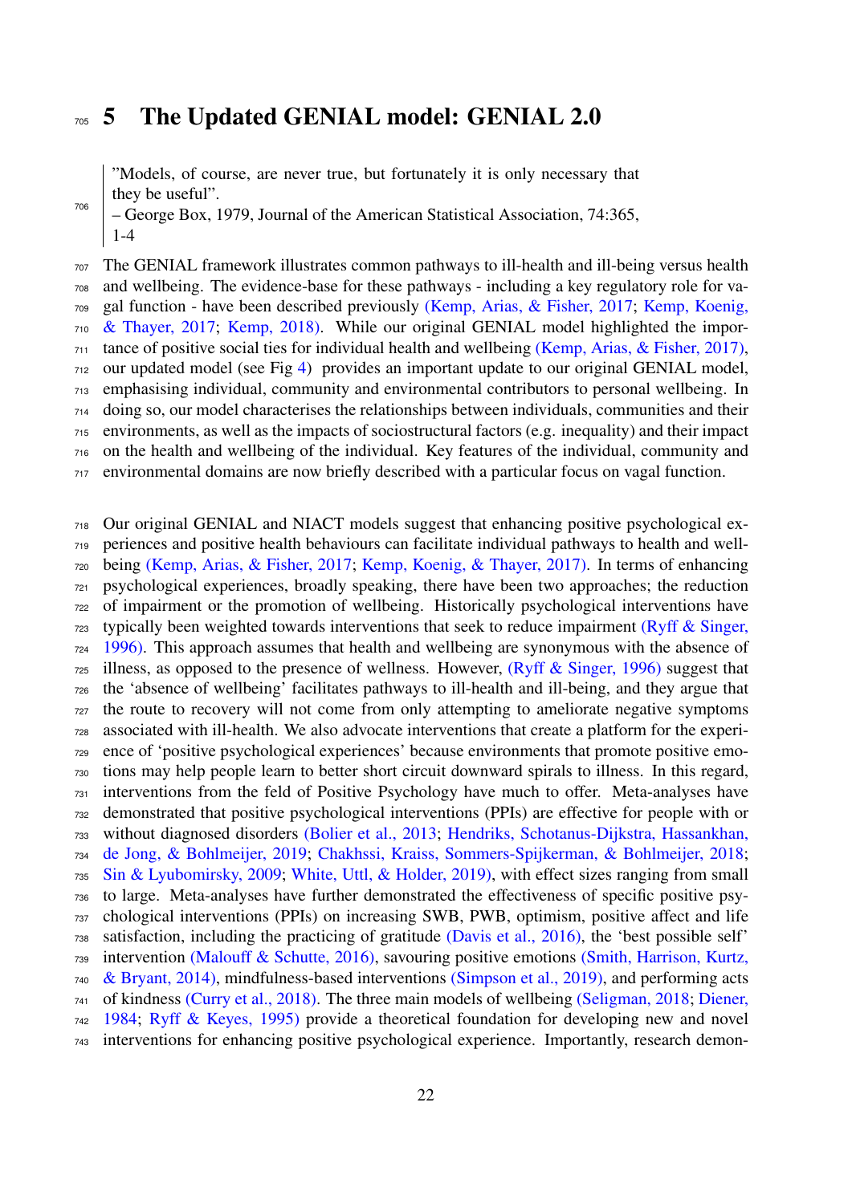# 5 The Updated GENIAL model: GENIAL 2.0

> "Models, of course, are never true, but fortunately it is only necessary that they be useful".
> – George Box, 1979, Journal of the American Statistical Association, 74:365, 1-4

The GENIAL framework illustrates common pathways to ill-health and ill-being versus health and wellbeing. The evidence-base for these pathways - including a key regulatory role for vagal function - have been described previously (Kemp, Arias, & Fisher, 2017; Kemp, Koenig, & Thayer, 2017; Kemp, 2018). While our original GENIAL model highlighted the importance of positive social ties for individual health and wellbeing (Kemp, Arias, & Fisher, 2017), our updated model (see Fig 4) provides an important update to our original GENIAL model, emphasising individual, community and environmental contributors to personal wellbeing. In doing so, our model characterises the relationships between individuals, communities and their environments, as well as the impacts of sociostructural factors (e.g. inequality) and their impact on the health and wellbeing of the individual. Key features of the individual, community and environmental domains are now briefly described with a particular focus on vagal function.

Our original GENIAL and NIACT models suggest that enhancing positive psychological experiences and positive health behaviours can facilitate individual pathways to health and wellbeing (Kemp, Arias, & Fisher, 2017; Kemp, Koenig, & Thayer, 2017). In terms of enhancing psychological experiences, broadly speaking, there have been two approaches; the reduction of impairment or the promotion of wellbeing. Historically psychological interventions have typically been weighted towards interventions that seek to reduce impairment (Ryff & Singer, 1996). This approach assumes that health and wellbeing are synonymous with the absence of illness, as opposed to the presence of wellness. However, (Ryff & Singer, 1996) suggest that the 'absence of wellbeing' facilitates pathways to ill-health and ill-being, and they argue that the route to recovery will not come from only attempting to ameliorate negative symptoms associated with ill-health. We also advocate interventions that create a platform for the experience of 'positive psychological experiences' because environments that promote positive emotions may help people learn to better short circuit downward spirals to illness. In this regard, interventions from the feld of Positive Psychology have much to offer. Meta-analyses have demonstrated that positive psychological interventions (PPIs) are effective for people with or without diagnosed disorders (Bolier et al., 2013; Hendriks, Schotanus-Dijkstra, Hassankhan, de Jong, & Bohlmeijer, 2019; Chakhssi, Kraiss, Sommers-Spijkerman, & Bohlmeijer, 2018; Sin & Lyubomirsky, 2009; White, Uttl, & Holder, 2019), with effect sizes ranging from small to large. Meta-analyses have further demonstrated the effectiveness of specific positive psychological interventions (PPIs) on increasing SWB, PWB, optimism, positive affect and life satisfaction, including the practicing of gratitude (Davis et al., 2016), the 'best possible self' intervention (Malouff & Schutte, 2016), savouring positive emotions (Smith, Harrison, Kurtz, & Bryant, 2014), mindfulness-based interventions (Simpson et al., 2019), and performing acts of kindness (Curry et al., 2018). The three main models of wellbeing (Seligman, 2018; Diener, 1984; Ryff & Keyes, 1995) provide a theoretical foundation for developing new and novel interventions for enhancing positive psychological experience. Importantly, research demon-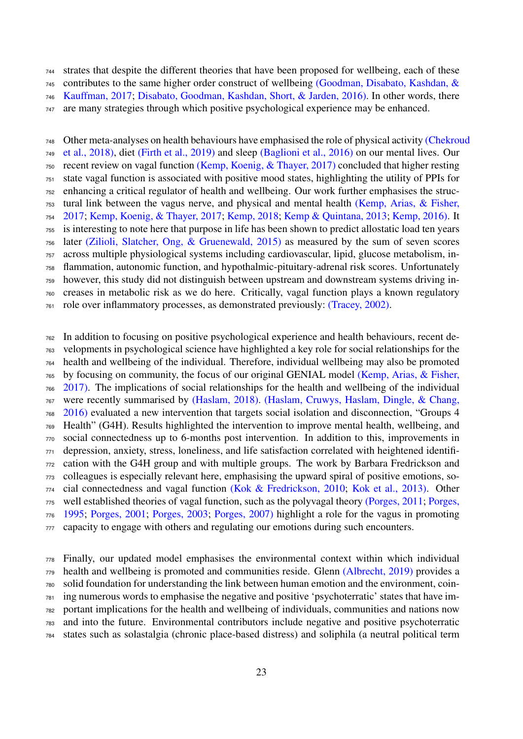strates that despite the different theories that have been proposed for wellbeing, each of these contributes to the same higher order construct of wellbeing (Goodman, Disabato, Kashdan, & Kauffman, 2017; Disabato, Goodman, Kashdan, Short, & Jarden, 2016). In other words, there are many strategies through which positive psychological experience may be enhanced.

Other meta-analyses on health behaviours have emphasised the role of physical activity (Chekroud et al., 2018), diet (Firth et al., 2019) and sleep (Baglioni et al., 2016) on our mental lives. Our recent review on vagal function (Kemp, Koenig, & Thayer, 2017) concluded that higher resting state vagal function is associated with positive mood states, highlighting the utility of PPIs for enhancing a critical regulator of health and wellbeing. Our work further emphasises the structural link between the vagus nerve, and physical and mental health (Kemp, Arias, & Fisher, 2017; Kemp, Koenig, & Thayer, 2017; Kemp, 2018; Kemp & Quintana, 2013; Kemp, 2016). It is interesting to note here that purpose in life has been shown to predict allostatic load ten years later (Zilioli, Slatcher, Ong, & Gruenewald, 2015) as measured by the sum of seven scores across multiple physiological systems including cardiovascular, lipid, glucose metabolism, inflammation, autonomic function, and hypothalmic-pituitary-adrenal risk scores. Unfortunately however, this study did not distinguish between upstream and downstream systems driving increases in metabolic risk as we do here. Critically, vagal function plays a known regulatory role over inflammatory processes, as demonstrated previously: (Tracey, 2002).

In addition to focusing on positive psychological experience and health behaviours, recent developments in psychological science have highlighted a key role for social relationships for the health and wellbeing of the individual. Therefore, individual wellbeing may also be promoted by focusing on community, the focus of our original GENIAL model (Kemp, Arias, & Fisher, 2017). The implications of social relationships for the health and wellbeing of the individual were recently summarised by (Haslam, 2018). (Haslam, Cruwys, Haslam, Dingle, & Chang, 2016) evaluated a new intervention that targets social isolation and disconnection, "Groups 4 Health" (G4H). Results highlighted the intervention to improve mental health, wellbeing, and social connectedness up to 6-months post intervention. In addition to this, improvements in depression, anxiety, stress, loneliness, and life satisfaction correlated with heightened identification with the G4H group and with multiple groups. The work by Barbara Fredrickson and colleagues is especially relevant here, emphasising the upward spiral of positive emotions, social connectedness and vagal function (Kok & Fredrickson, 2010; Kok et al., 2013). Other well established theories of vagal function, such as the polyvagal theory (Porges, 2011; Porges, 1995; Porges, 2001; Porges, 2003; Porges, 2007) highlight a role for the vagus in promoting capacity to engage with others and regulating our emotions during such encounters.

Finally, our updated model emphasises the environmental context within which individual health and wellbeing is promoted and communities reside. Glenn (Albrecht, 2019) provides a solid foundation for understanding the link between human emotion and the environment, coining numerous words to emphasise the negative and positive 'psychoterratic' states that have important implications for the health and wellbeing of individuals, communities and nations now and into the future. Environmental contributors include negative and positive psychoterratic states such as solastalgia (chronic place-based distress) and soliphila (a neutral political term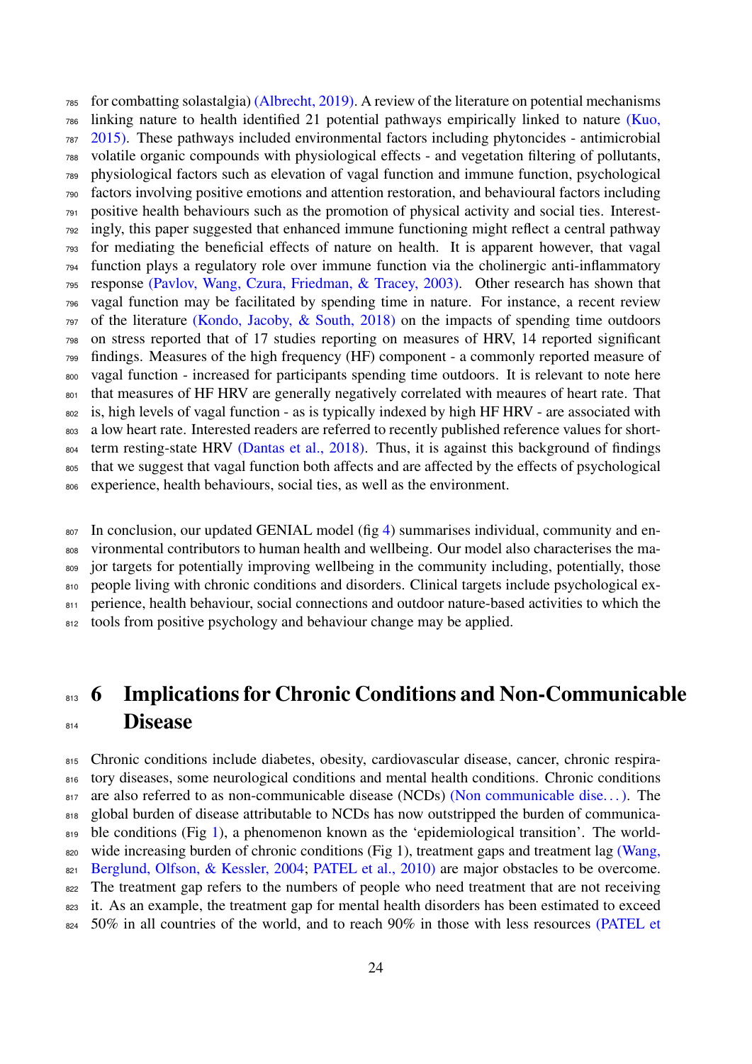for combatting solastalgia) (Albrecht, 2019). A review of the literature on potential mechanisms linking nature to health identified 21 potential pathways empirically linked to nature (Kuo, 2015). These pathways included environmental factors including phytoncides - antimicrobial volatile organic compounds with physiological effects - and vegetation filtering of pollutants, physiological factors such as elevation of vagal function and immune function, psychological factors involving positive emotions and attention restoration, and behavioural factors including positive health behaviours such as the promotion of physical activity and social ties. Interestingly, this paper suggested that enhanced immune functioning might reflect a central pathway for mediating the beneficial effects of nature on health. It is apparent however, that vagal function plays a regulatory role over immune function via the cholinergic anti-inflammatory response (Pavlov, Wang, Czura, Friedman, & Tracey, 2003). Other research has shown that vagal function may be facilitated by spending time in nature. For instance, a recent review of the literature (Kondo, Jacoby, & South, 2018) on the impacts of spending time outdoors on stress reported that of 17 studies reporting on measures of HRV, 14 reported significant findings. Measures of the high frequency (HF) component - a commonly reported measure of vagal function - increased for participants spending time outdoors. It is relevant to note here that measures of HF HRV are generally negatively correlated with meaures of heart rate. That is, high levels of vagal function - as is typically indexed by high HF HRV - are associated with a low heart rate. Interested readers are referred to recently published reference values for short-term resting-state HRV (Dantas et al., 2018). Thus, it is against this background of findings that we suggest that vagal function both affects and are affected by the effects of psychological experience, health behaviours, social ties, as well as the environment.

In conclusion, our updated GENIAL model (fig 4) summarises individual, community and environmental contributors to human health and wellbeing. Our model also characterises the major targets for potentially improving wellbeing in the community including, potentially, those people living with chronic conditions and disorders. Clinical targets include psychological experience, health behaviour, social connections and outdoor nature-based activities to which the tools from positive psychology and behaviour change may be applied.

# 6 Implications for Chronic Conditions and Non-Communicable Disease

Chronic conditions include diabetes, obesity, cardiovascular disease, cancer, chronic respiratory diseases, some neurological conditions and mental health conditions. Chronic conditions are also referred to as non-communicable disease (NCDs) (Non communicable dise...). The global burden of disease attributable to NCDs has now outstripped the burden of communicable conditions (Fig 1), a phenomenon known as the 'epidemiological transition'. The worldwide increasing burden of chronic conditions (Fig 1), treatment gaps and treatment lag (Wang, Berglund, Olfson, & Kessler, 2004; PATEL et al., 2010) are major obstacles to be overcome. The treatment gap refers to the numbers of people who need treatment that are not receiving it. As an example, the treatment gap for mental health disorders has been estimated to exceed 50% in all countries of the world, and to reach 90% in those with less resources (PATEL et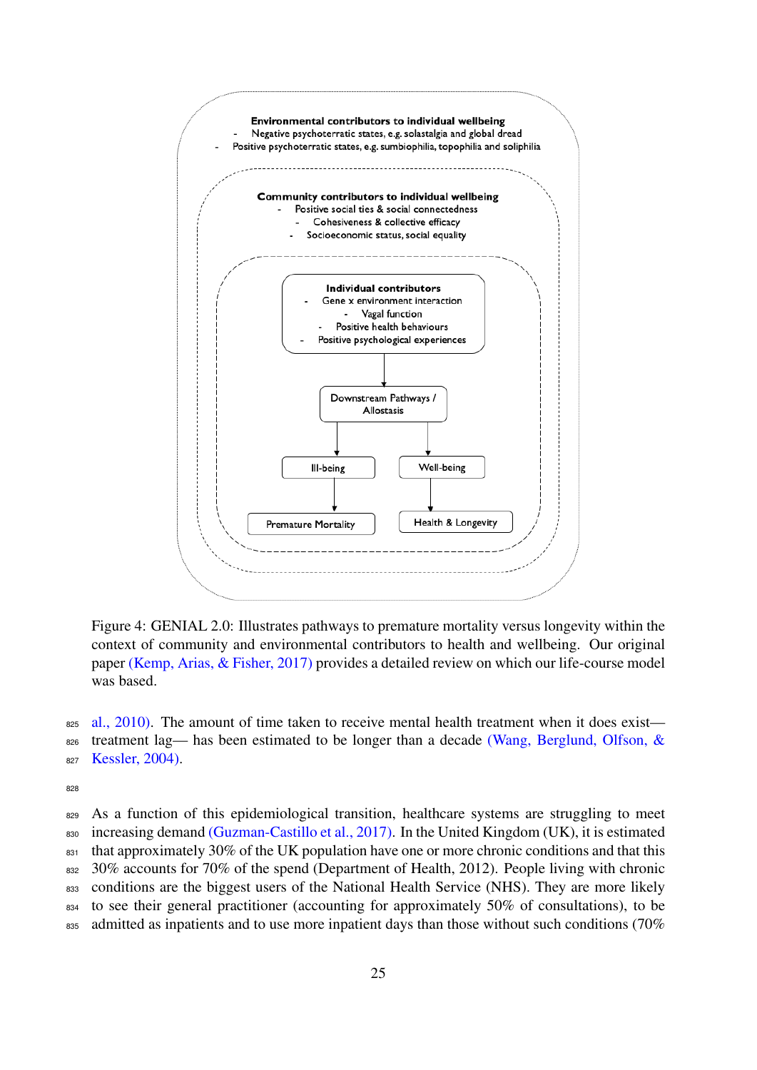**Environmental contributors to individual wellbeing**
- Negative psychoterratic states, e.g. solastalgia and global dread
- Positive psychoterratic states, e.g. sumbiophilia, topophilia and soliphilia

**Community contributors to individual wellbeing**
- Positive social ties & social connectedness
- Cohesiveness & collective efficacy
- Socioeconomic status, social equality

**Individual contributors**
- Gene x environment interaction
- Vagal function
- Positive health behaviours
- Positive psychological experiences

Downstream Pathways / Allostasis

Ill-being → Premature Mortality

Well-being → Health & Longevity

Figure 4: GENIAL 2.0: Illustrates pathways to premature mortality versus longevity within the context of community and environmental contributors to health and wellbeing. Our original paper (Kemp, Arias, & Fisher, 2017) provides a detailed review on which our life-course model was based.

al., 2010). The amount of time taken to receive mental health treatment when it does exist—treatment lag— has been estimated to be longer than a decade (Wang, Berglund, Olfson, & Kessler, 2004).

As a function of this epidemiological transition, healthcare systems are struggling to meet increasing demand (Guzman-Castillo et al., 2017). In the United Kingdom (UK), it is estimated that approximately 30% of the UK population have one or more chronic conditions and that this 30% accounts for 70% of the spend (Department of Health, 2012). People living with chronic conditions are the biggest users of the National Health Service (NHS). They are more likely to see their general practitioner (accounting for approximately 50% of consultations), to be admitted as inpatients and to use more inpatient days than those without such conditions (70%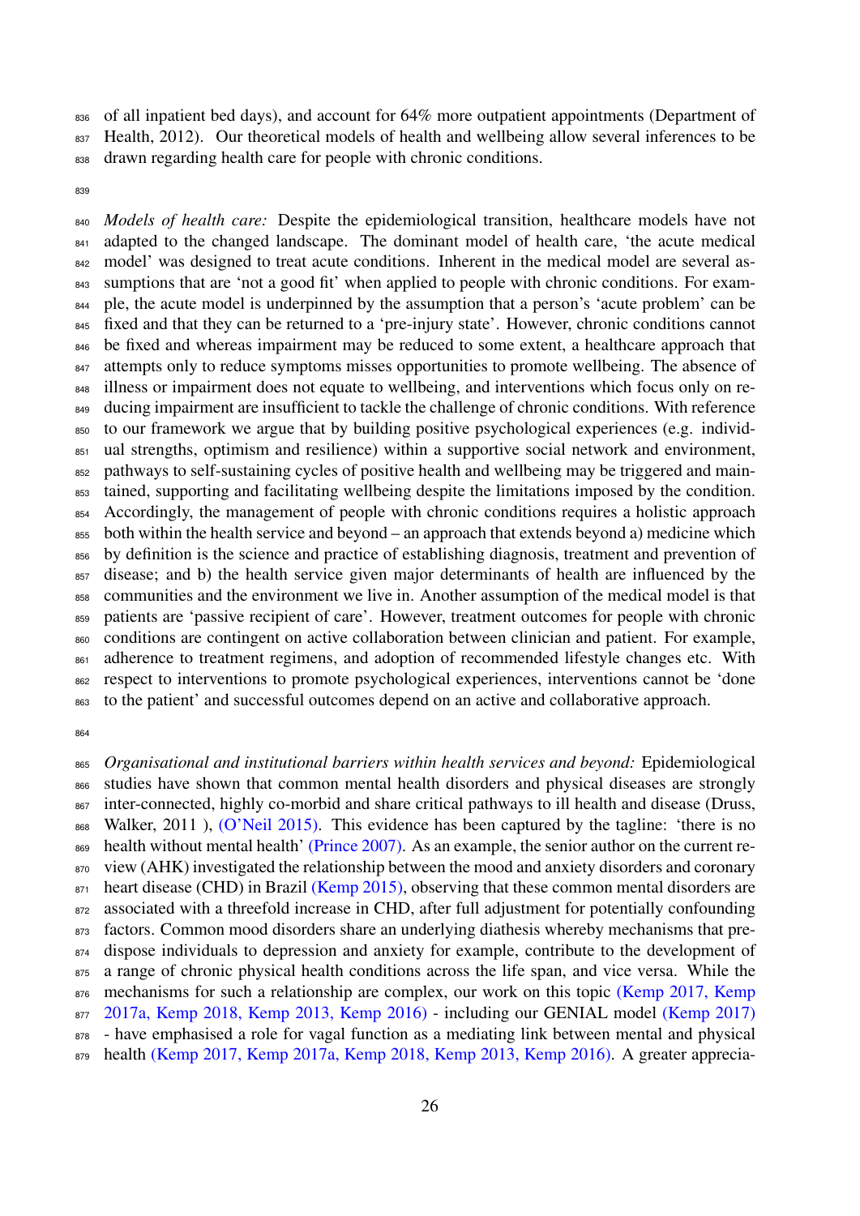of all inpatient bed days), and account for 64% more outpatient appointments (Department of Health, 2012). Our theoretical models of health and wellbeing allow several inferences to be drawn regarding health care for people with chronic conditions.

*Models of health care:* Despite the epidemiological transition, healthcare models have not adapted to the changed landscape. The dominant model of health care, 'the acute medical model' was designed to treat acute conditions. Inherent in the medical model are several assumptions that are 'not a good fit' when applied to people with chronic conditions. For example, the acute model is underpinned by the assumption that a person's 'acute problem' can be fixed and that they can be returned to a 'pre-injury state'. However, chronic conditions cannot be fixed and whereas impairment may be reduced to some extent, a healthcare approach that attempts only to reduce symptoms misses opportunities to promote wellbeing. The absence of illness or impairment does not equate to wellbeing, and interventions which focus only on reducing impairment are insufficient to tackle the challenge of chronic conditions. With reference to our framework we argue that by building positive psychological experiences (e.g. individual strengths, optimism and resilience) within a supportive social network and environment, pathways to self-sustaining cycles of positive health and wellbeing may be triggered and maintained, supporting and facilitating wellbeing despite the limitations imposed by the condition. Accordingly, the management of people with chronic conditions requires a holistic approach both within the health service and beyond – an approach that extends beyond a) medicine which by definition is the science and practice of establishing diagnosis, treatment and prevention of disease; and b) the health service given major determinants of health are influenced by the communities and the environment we live in. Another assumption of the medical model is that patients are 'passive recipient of care'. However, treatment outcomes for people with chronic conditions are contingent on active collaboration between clinician and patient. For example, adherence to treatment regimens, and adoption of recommended lifestyle changes etc. With respect to interventions to promote psychological experiences, interventions cannot be 'done to the patient' and successful outcomes depend on an active and collaborative approach.

*Organisational and institutional barriers within health services and beyond:* Epidemiological studies have shown that common mental health disorders and physical diseases are strongly inter-connected, highly co-morbid and share critical pathways to ill health and disease (Druss, Walker, 2011 ), (O'Neil 2015). This evidence has been captured by the tagline: 'there is no health without mental health' (Prince 2007). As an example, the senior author on the current review (AHK) investigated the relationship between the mood and anxiety disorders and coronary heart disease (CHD) in Brazil (Kemp 2015), observing that these common mental disorders are associated with a threefold increase in CHD, after full adjustment for potentially confounding factors. Common mood disorders share an underlying diathesis whereby mechanisms that predispose individuals to depression and anxiety for example, contribute to the development of a range of chronic physical health conditions across the life span, and vice versa. While the mechanisms for such a relationship are complex, our work on this topic (Kemp 2017, Kemp 2017a, Kemp 2018, Kemp 2013, Kemp 2016) - including our GENIAL model (Kemp 2017) - have emphasised a role for vagal function as a mediating link between mental and physical health (Kemp 2017, Kemp 2017a, Kemp 2018, Kemp 2013, Kemp 2016). A greater apprecia-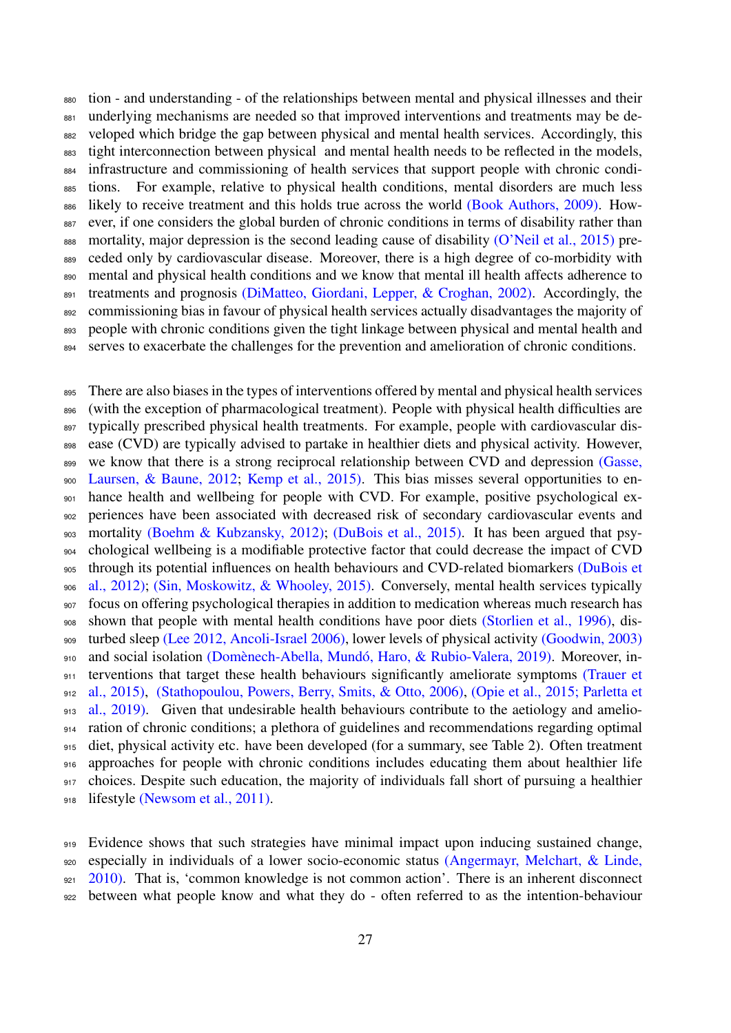tion - and understanding - of the relationships between mental and physical illnesses and their underlying mechanisms are needed so that improved interventions and treatments may be developed which bridge the gap between physical and mental health services. Accordingly, this tight interconnection between physical and mental health needs to be reflected in the models, infrastructure and commissioning of health services that support people with chronic conditions. For example, relative to physical health conditions, mental disorders are much less likely to receive treatment and this holds true across the world (Book Authors, 2009). However, if one considers the global burden of chronic conditions in terms of disability rather than mortality, major depression is the second leading cause of disability (O'Neil et al., 2015) preceded only by cardiovascular disease. Moreover, there is a high degree of co-morbidity with mental and physical health conditions and we know that mental ill health affects adherence to treatments and prognosis (DiMatteo, Giordani, Lepper, & Croghan, 2002). Accordingly, the commissioning bias in favour of physical health services actually disadvantages the majority of people with chronic conditions given the tight linkage between physical and mental health and serves to exacerbate the challenges for the prevention and amelioration of chronic conditions.

There are also biases in the types of interventions offered by mental and physical health services (with the exception of pharmacological treatment). People with physical health difficulties are typically prescribed physical health treatments. For example, people with cardiovascular disease (CVD) are typically advised to partake in healthier diets and physical activity. However, we know that there is a strong reciprocal relationship between CVD and depression (Gasse, Laursen, & Baune, 2012; Kemp et al., 2015). This bias misses several opportunities to enhance health and wellbeing for people with CVD. For example, positive psychological experiences have been associated with decreased risk of secondary cardiovascular events and mortality (Boehm & Kubzansky, 2012); (DuBois et al., 2015). It has been argued that psychological wellbeing is a modifiable protective factor that could decrease the impact of CVD through its potential influences on health behaviours and CVD-related biomarkers (DuBois et al., 2012); (Sin, Moskowitz, & Whooley, 2015). Conversely, mental health services typically focus on offering psychological therapies in addition to medication whereas much research has shown that people with mental health conditions have poor diets (Storlien et al., 1996), disturbed sleep (Lee 2012, Ancoli-Israel 2006), lower levels of physical activity (Goodwin, 2003) and social isolation (Domènech-Abella, Mundó, Haro, & Rubio-Valera, 2019). Moreover, interventions that target these health behaviours significantly ameliorate symptoms (Trauer et al., 2015), (Stathopoulou, Powers, Berry, Smits, & Otto, 2006), (Opie et al., 2015; Parletta et al., 2019). Given that undesirable health behaviours contribute to the aetiology and amelioration of chronic conditions; a plethora of guidelines and recommendations regarding optimal diet, physical activity etc. have been developed (for a summary, see Table 2). Often treatment approaches for people with chronic conditions includes educating them about healthier life choices. Despite such education, the majority of individuals fall short of pursuing a healthier lifestyle (Newsom et al., 2011).

Evidence shows that such strategies have minimal impact upon inducing sustained change, especially in individuals of a lower socio-economic status (Angermayr, Melchart, & Linde, 2010). That is, 'common knowledge is not common action'. There is an inherent disconnect between what people know and what they do - often referred to as the intention-behaviour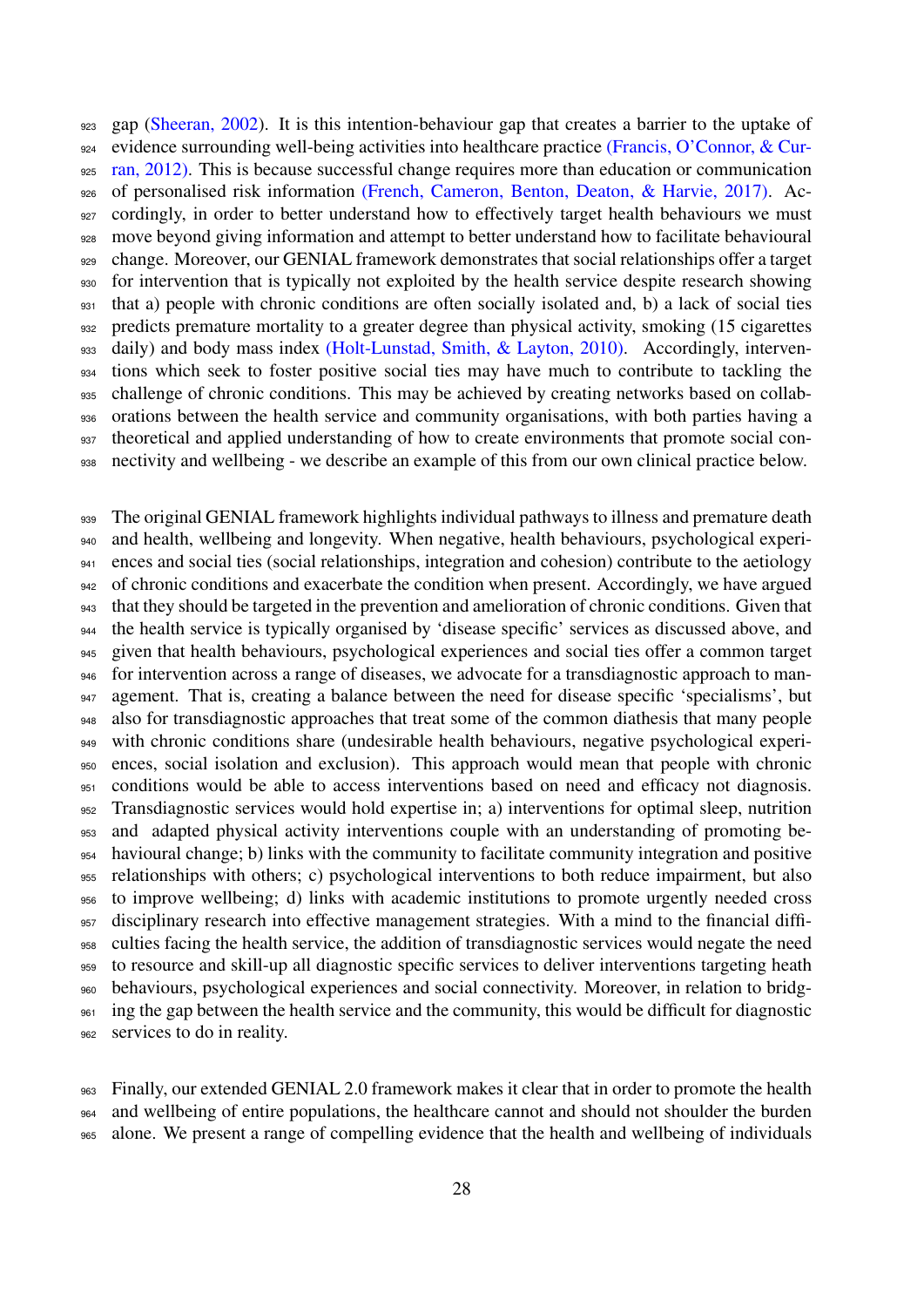gap (Sheeran, 2002). It is this intention-behaviour gap that creates a barrier to the uptake of evidence surrounding well-being activities into healthcare practice (Francis, O'Connor, & Curran, 2012). This is because successful change requires more than education or communication of personalised risk information (French, Cameron, Benton, Deaton, & Harvie, 2017). Accordingly, in order to better understand how to effectively target health behaviours we must move beyond giving information and attempt to better understand how to facilitate behavioural change. Moreover, our GENIAL framework demonstrates that social relationships offer a target for intervention that is typically not exploited by the health service despite research showing that a) people with chronic conditions are often socially isolated and, b) a lack of social ties predicts premature mortality to a greater degree than physical activity, smoking (15 cigarettes daily) and body mass index (Holt-Lunstad, Smith, & Layton, 2010). Accordingly, interventions which seek to foster positive social ties may have much to contribute to tackling the challenge of chronic conditions. This may be achieved by creating networks based on collaborations between the health service and community organisations, with both parties having a theoretical and applied understanding of how to create environments that promote social connectivity and wellbeing - we describe an example of this from our own clinical practice below.

The original GENIAL framework highlights individual pathways to illness and premature death and health, wellbeing and longevity. When negative, health behaviours, psychological experiences and social ties (social relationships, integration and cohesion) contribute to the aetiology of chronic conditions and exacerbate the condition when present. Accordingly, we have argued that they should be targeted in the prevention and amelioration of chronic conditions. Given that the health service is typically organised by 'disease specific' services as discussed above, and given that health behaviours, psychological experiences and social ties offer a common target for intervention across a range of diseases, we advocate for a transdiagnostic approach to management. That is, creating a balance between the need for disease specific 'specialisms', but also for transdiagnostic approaches that treat some of the common diathesis that many people with chronic conditions share (undesirable health behaviours, negative psychological experiences, social isolation and exclusion). This approach would mean that people with chronic conditions would be able to access interventions based on need and efficacy not diagnosis. Transdiagnostic services would hold expertise in; a) interventions for optimal sleep, nutrition and adapted physical activity interventions couple with an understanding of promoting behavioural change; b) links with the community to facilitate community integration and positive relationships with others; c) psychological interventions to both reduce impairment, but also to improve wellbeing; d) links with academic institutions to promote urgently needed cross disciplinary research into effective management strategies. With a mind to the financial difficulties facing the health service, the addition of transdiagnostic services would negate the need to resource and skill-up all diagnostic specific services to deliver interventions targeting heath behaviours, psychological experiences and social connectivity. Moreover, in relation to bridging the gap between the health service and the community, this would be difficult for diagnostic services to do in reality.

Finally, our extended GENIAL 2.0 framework makes it clear that in order to promote the health and wellbeing of entire populations, the healthcare cannot and should not shoulder the burden alone. We present a range of compelling evidence that the health and wellbeing of individuals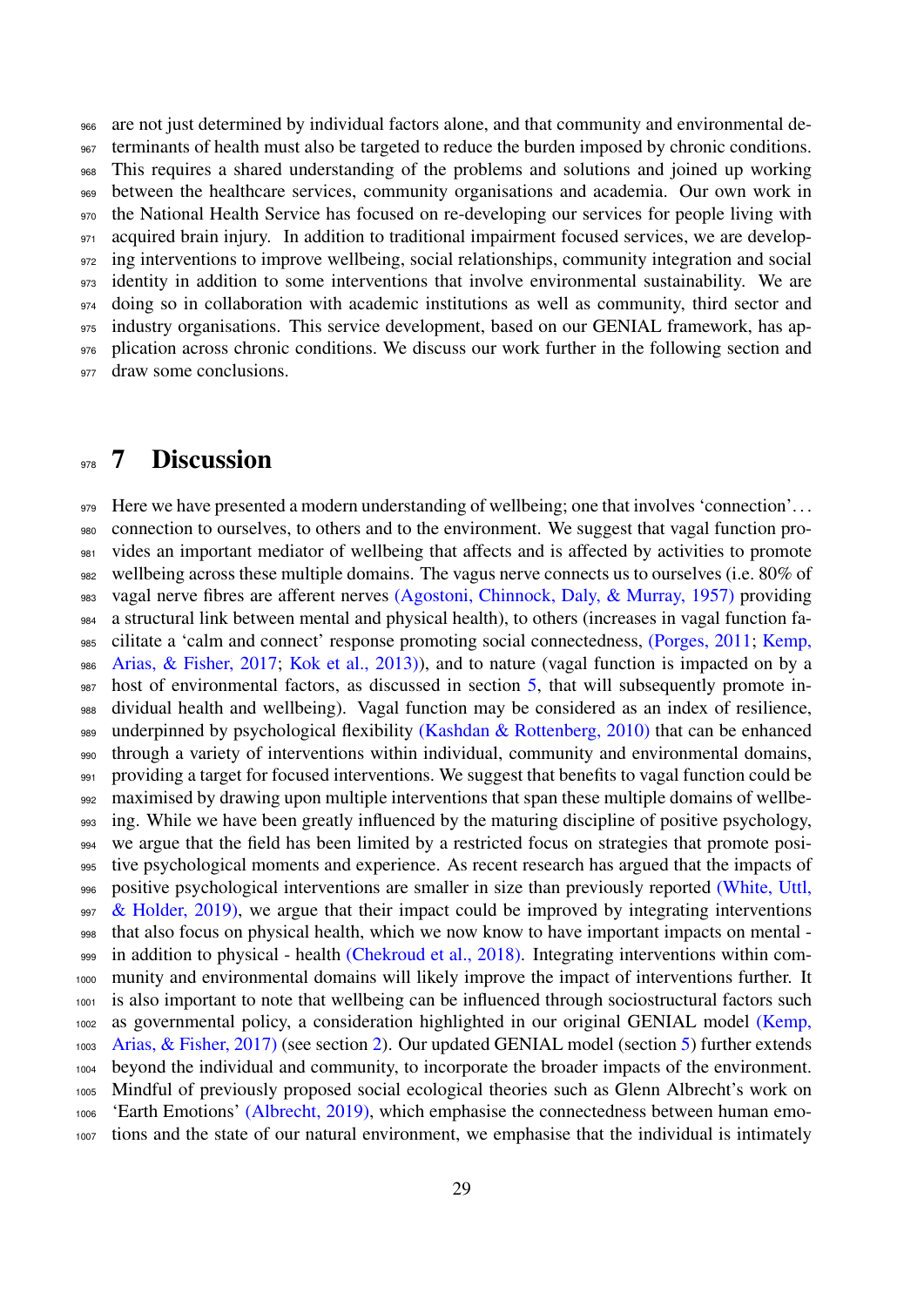are not just determined by individual factors alone, and that community and environmental determinants of health must also be targeted to reduce the burden imposed by chronic conditions. This requires a shared understanding of the problems and solutions and joined up working between the healthcare services, community organisations and academia. Our own work in the National Health Service has focused on re-developing our services for people living with acquired brain injury. In addition to traditional impairment focused services, we are developing interventions to improve wellbeing, social relationships, community integration and social identity in addition to some interventions that involve environmental sustainability. We are doing so in collaboration with academic institutions as well as community, third sector and industry organisations. This service development, based on our GENIAL framework, has application across chronic conditions. We discuss our work further in the following section and draw some conclusions.

# 7 Discussion

Here we have presented a modern understanding of wellbeing; one that involves 'connection'... connection to ourselves, to others and to the environment. We suggest that vagal function provides an important mediator of wellbeing that affects and is affected by activities to promote wellbeing across these multiple domains. The vagus nerve connects us to ourselves (i.e. 80% of vagal nerve fibres are afferent nerves (Agostoni, Chinnock, Daly, & Murray, 1957) providing a structural link between mental and physical health), to others (increases in vagal function facilitate a 'calm and connect' response promoting social connectedness, (Porges, 2011; Kemp, Arias, & Fisher, 2017; Kok et al., 2013)), and to nature (vagal function is impacted on by a host of environmental factors, as discussed in section 5, that will subsequently promote individual health and wellbeing). Vagal function may be considered as an index of resilience, underpinned by psychological flexibility (Kashdan & Rottenberg, 2010) that can be enhanced through a variety of interventions within individual, community and environmental domains, providing a target for focused interventions. We suggest that benefits to vagal function could be maximised by drawing upon multiple interventions that span these multiple domains of wellbeing. While we have been greatly influenced by the maturing discipline of positive psychology, we argue that the field has been limited by a restricted focus on strategies that promote positive psychological moments and experience. As recent research has argued that the impacts of positive psychological interventions are smaller in size than previously reported (White, Uttl, & Holder, 2019), we argue that their impact could be improved by integrating interventions that also focus on physical health, which we now know to have important impacts on mental - in addition to physical - health (Chekroud et al., 2018). Integrating interventions within community and environmental domains will likely improve the impact of interventions further. It is also important to note that wellbeing can be influenced through sociostructural factors such as governmental policy, a consideration highlighted in our original GENIAL model (Kemp, Arias, & Fisher, 2017) (see section 2). Our updated GENIAL model (section 5) further extends beyond the individual and community, to incorporate the broader impacts of the environment. Mindful of previously proposed social ecological theories such as Glenn Albrecht's work on 'Earth Emotions' (Albrecht, 2019), which emphasise the connectedness between human emotions and the state of our natural environment, we emphasise that the individual is intimately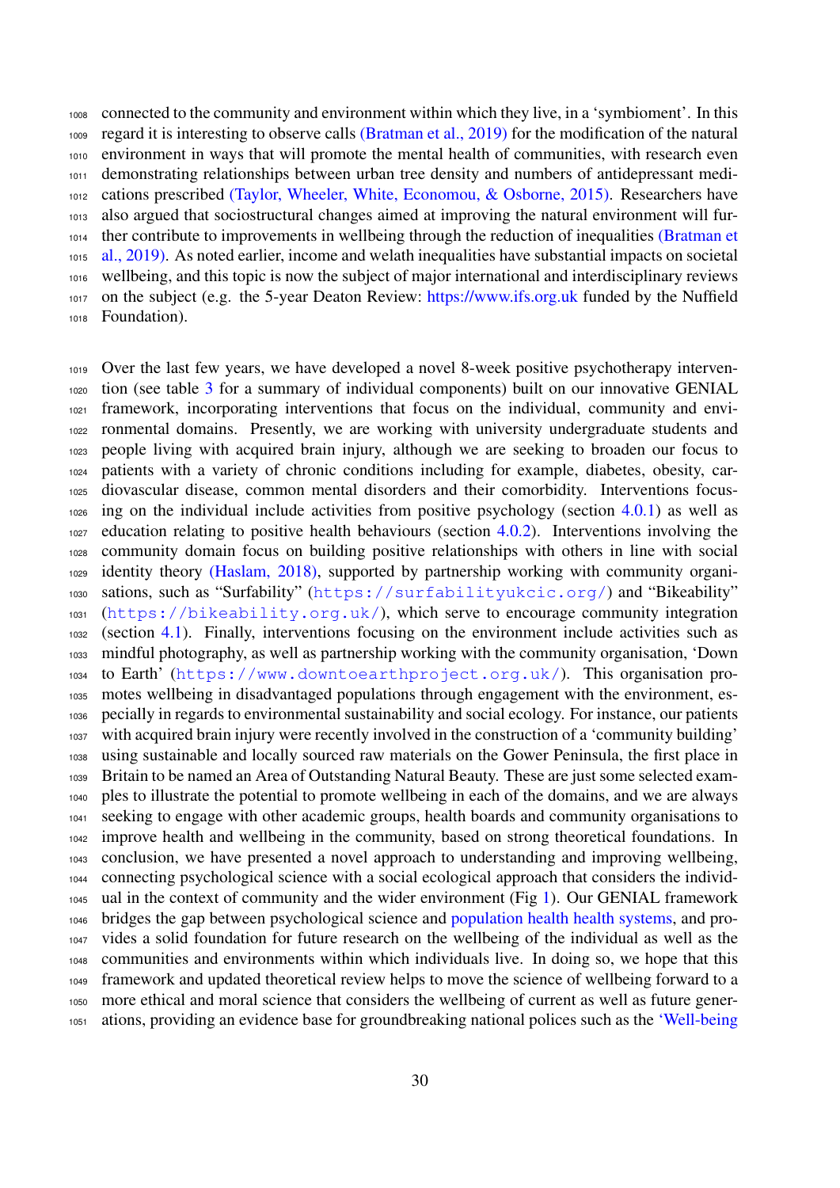connected to the community and environment within which they live, in a 'symbioment'. In this regard it is interesting to observe calls (Bratman et al., 2019) for the modification of the natural environment in ways that will promote the mental health of communities, with research even demonstrating relationships between urban tree density and numbers of antidepressant medications prescribed (Taylor, Wheeler, White, Economou, & Osborne, 2015). Researchers have also argued that sociostructural changes aimed at improving the natural environment will further contribute to improvements in wellbeing through the reduction of inequalities (Bratman et al., 2019). As noted earlier, income and welath inequalities have substantial impacts on societal wellbeing, and this topic is now the subject of major international and interdisciplinary reviews on the subject (e.g. the 5-year Deaton Review: https://www.ifs.org.uk funded by the Nuffield Foundation).

Over the last few years, we have developed a novel 8-week positive psychotherapy intervention (see table 3 for a summary of individual components) built on our innovative GENIAL framework, incorporating interventions that focus on the individual, community and environmental domains. Presently, we are working with university undergraduate students and people living with acquired brain injury, although we are seeking to broaden our focus to patients with a variety of chronic conditions including for example, diabetes, obesity, cardiovascular disease, common mental disorders and their comorbidity. Interventions focusing on the individual include activities from positive psychology (section 4.0.1) as well as education relating to positive health behaviours (section 4.0.2). Interventions involving the community domain focus on building positive relationships with others in line with social identity theory (Haslam, 2018), supported by partnership working with community organisations, such as "Surfability" (https://surfabilityukcic.org/) and "Bikeability" (https://bikeability.org.uk/), which serve to encourage community integration (section 4.1). Finally, interventions focusing on the environment include activities such as mindful photography, as well as partnership working with the community organisation, 'Down to Earth' (https://www.downtoearthproject.org.uk/). This organisation promotes wellbeing in disadvantaged populations through engagement with the environment, especially in regards to environmental sustainability and social ecology. For instance, our patients with acquired brain injury were recently involved in the construction of a 'community building' using sustainable and locally sourced raw materials on the Gower Peninsula, the first place in Britain to be named an Area of Outstanding Natural Beauty. These are just some selected examples to illustrate the potential to promote wellbeing in each of the domains, and we are always seeking to engage with other academic groups, health boards and community organisations to improve health and wellbeing in the community, based on strong theoretical foundations. In conclusion, we have presented a novel approach to understanding and improving wellbeing, connecting psychological science with a social ecological approach that considers the individual in the context of community and the wider environment (Fig 1). Our GENIAL framework bridges the gap between psychological science and population health health systems, and provides a solid foundation for future research on the wellbeing of the individual as well as the communities and environments within which individuals live. In doing so, we hope that this framework and updated theoretical review helps to move the science of wellbeing forward to a more ethical and moral science that considers the wellbeing of current as well as future generations, providing an evidence base for groundbreaking national polices such as the 'Well-being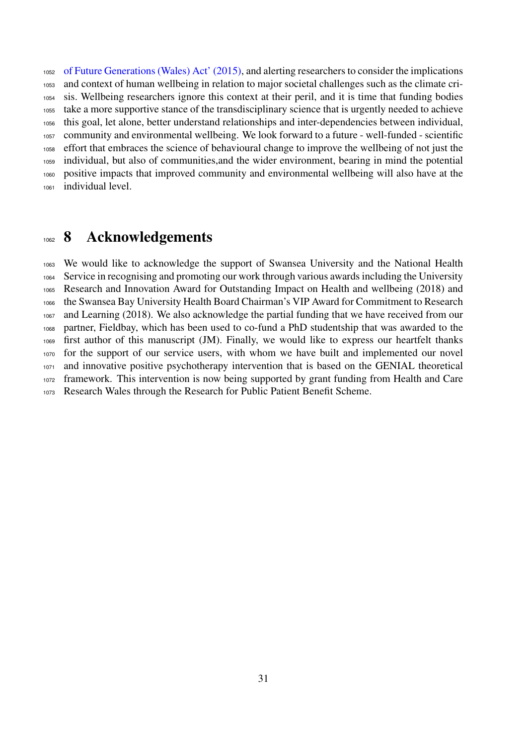of Future Generations (Wales) Act' (2015), and alerting researchers to consider the implications and context of human wellbeing in relation to major societal challenges such as the climate crisis. Wellbeing researchers ignore this context at their peril, and it is time that funding bodies take a more supportive stance of the transdisciplinary science that is urgently needed to achieve this goal, let alone, better understand relationships and inter-dependencies between individual, community and environmental wellbeing. We look forward to a future - well-funded - scientific effort that embraces the science of behavioural change to improve the wellbeing of not just the individual, but also of communities,and the wider environment, bearing in mind the potential positive impacts that improved community and environmental wellbeing will also have at the individual level.

# 8 Acknowledgements

We would like to acknowledge the support of Swansea University and the National Health Service in recognising and promoting our work through various awards including the University Research and Innovation Award for Outstanding Impact on Health and wellbeing (2018) and the Swansea Bay University Health Board Chairman's VIP Award for Commitment to Research and Learning (2018). We also acknowledge the partial funding that we have received from our partner, Fieldbay, which has been used to co-fund a PhD studentship that was awarded to the first author of this manuscript (JM). Finally, we would like to express our heartfelt thanks for the support of our service users, with whom we have built and implemented our novel and innovative positive psychotherapy intervention that is based on the GENIAL theoretical framework. This intervention is now being supported by grant funding from Health and Care Research Wales through the Research for Public Patient Benefit Scheme.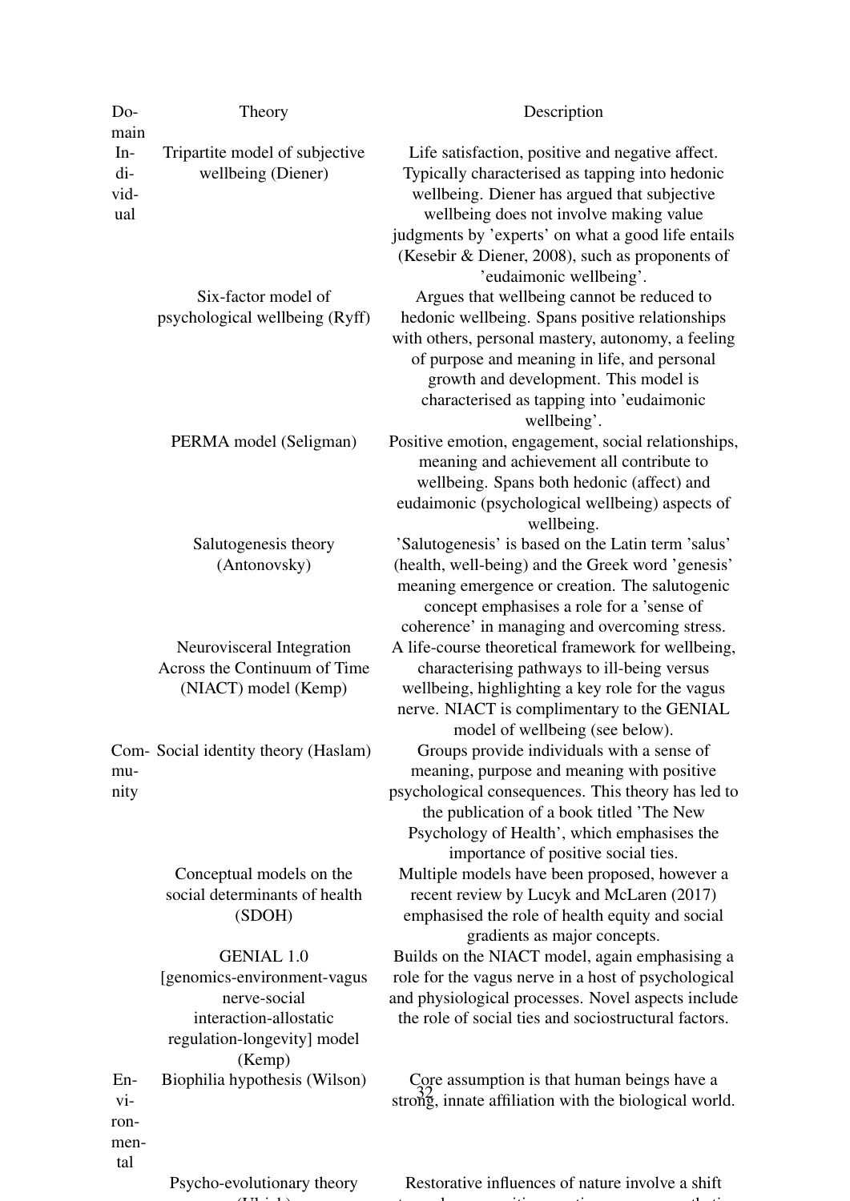| Domain | Theory | Description |
|---|---|---|
| Individual | Tripartite model of subjective wellbeing (Diener) | Life satisfaction, positive and negative affect. Typically characterised as tapping into hedonic wellbeing. Diener has argued that subjective wellbeing does not involve making value judgments by 'experts' on what a good life entails (Kesebir & Diener, 2008), such as proponents of 'eudaimonic wellbeing'. |
| | Six-factor model of psychological wellbeing (Ryff) | Argues that wellbeing cannot be reduced to hedonic wellbeing. Spans positive relationships with others, personal mastery, autonomy, a feeling of purpose and meaning in life, and personal growth and development. This model is characterised as tapping into 'eudaimonic wellbeing'. |
| | PERMA model (Seligman) | Positive emotion, engagement, social relationships, meaning and achievement all contribute to wellbeing. Spans both hedonic (affect) and eudaimonic (psychological wellbeing) aspects of wellbeing. |
| | Salutogenesis theory (Antonovsky) | 'Salutogenesis' is based on the Latin term 'salus' (health, well-being) and the Greek word 'genesis' meaning emergence or creation. The salutogenic concept emphasises a role for a 'sense of coherence' in managing and overcoming stress. |
| | Neurovisceral Integration Across the Continuum of Time (NIACT) model (Kemp) | A life-course theoretical framework for wellbeing, characterising pathways to ill-being versus wellbeing, highlighting a key role for the vagus nerve. NIACT is complimentary to the GENIAL model of wellbeing (see below). |
| Community | Social identity theory (Haslam) | Groups provide individuals with a sense of meaning, purpose and meaning with positive psychological consequences. This theory has led to the publication of a book titled 'The New Psychology of Health', which emphasises the importance of positive social ties. |
| | Conceptual models on the social determinants of health (SDOH) | Multiple models have been proposed, however a recent review by Lucyk and McLaren (2017) emphasised the role of health equity and social gradients as major concepts. |
| | GENIAL 1.0 [genomics-environment-vagus nerve-social interaction-allostatic regulation-longevity] model (Kemp) | Builds on the NIACT model, again emphasising a role for the vagus nerve in a host of psychological and physiological processes. Novel aspects include the role of social ties and sociostructural factors. |
| Environmental | Biophilia hypothesis (Wilson) | Core assumption is that human beings have a strong, innate affiliation with the biological world. |
| | Psycho-evolutionary theory | Restorative influences of nature involve a shift |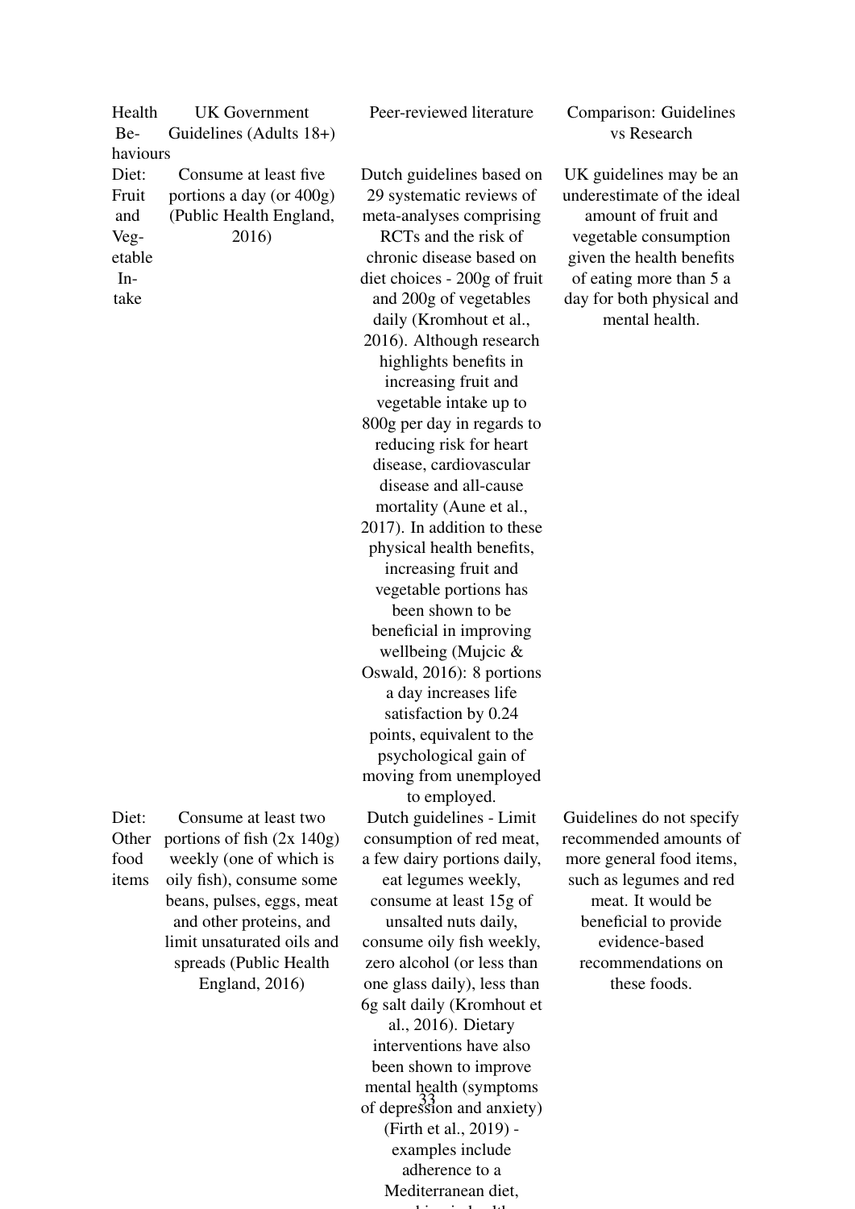| Health Behaviours | UK Government Guidelines (Adults 18+) | Peer-reviewed literature | Comparison: Guidelines vs Research |
|---|---|---|---|
| Diet: Fruit and Vegetable Intake | Consume at least five portions a day (or 400g) (Public Health England, 2016) | Dutch guidelines based on 29 systematic reviews of meta-analyses comprising RCTs and the risk of chronic disease based on diet choices - 200g of fruit and 200g of vegetables daily (Kromhout et al., 2016). Although research highlights benefits in increasing fruit and vegetable intake up to 800g per day in regards to reducing risk for heart disease, cardiovascular disease and all-cause mortality (Aune et al., 2017). In addition to these physical health benefits, increasing fruit and vegetable portions has been shown to be beneficial in improving wellbeing (Mujcic & Oswald, 2016): 8 portions a day increases life satisfaction by 0.24 points, equivalent to the psychological gain of moving from unemployed to employed. | UK guidelines may be an underestimate of the ideal amount of fruit and vegetable consumption given the health benefits of eating more than 5 a day for both physical and mental health. |
| Diet: Other food items | Consume at least two portions of fish (2x 140g) weekly (one of which is oily fish), consume some beans, pulses, eggs, meat and other proteins, and limit unsaturated oils and spreads (Public Health England, 2016) | Dutch guidelines - Limit consumption of red meat, a few dairy portions daily, eat legumes weekly, consume at least 15g of unsalted nuts daily, consume oily fish weekly, zero alcohol (or less than one glass daily), less than 6g salt daily (Kromhout et al., 2016). Dietary interventions have also been shown to improve mental health (symptoms of depression and anxiety) (Firth et al., 2019) - examples include adherence to a Mediterranean diet, | Guidelines do not specify recommended amounts of more general food items, such as legumes and red meat. It would be beneficial to provide evidence-based recommendations on these foods. |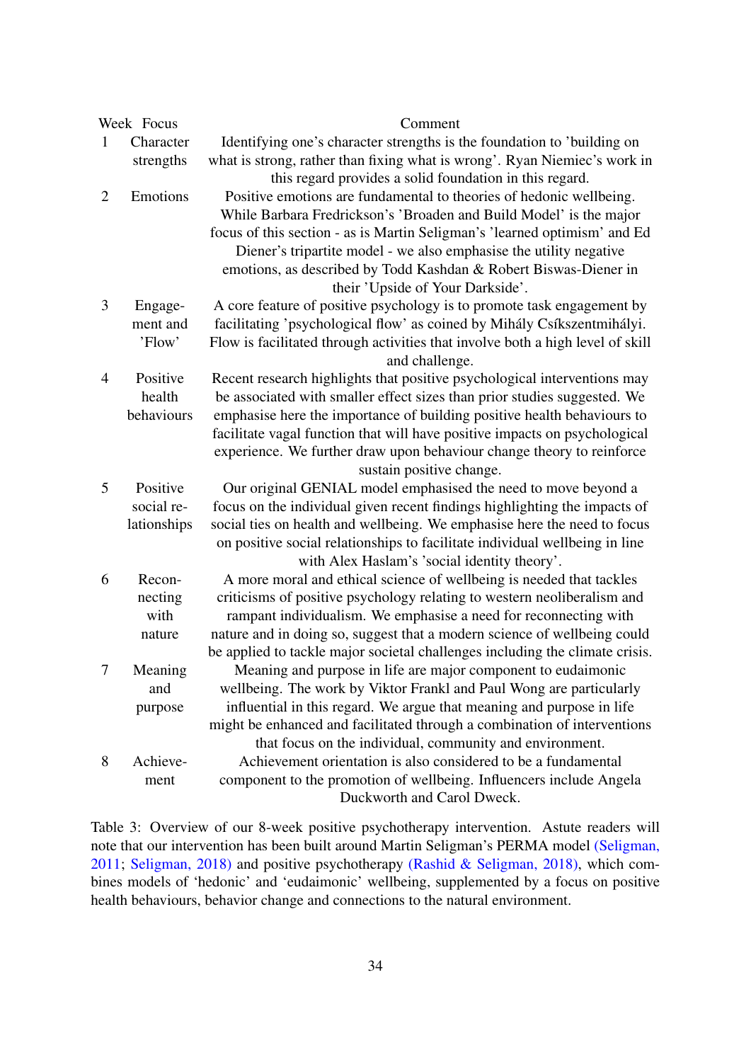| Week | Focus | Comment |
|---|---|---|
| 1 | Character strengths | Identifying one's character strengths is the foundation to 'building on what is strong, rather than fixing what is wrong'. Ryan Niemiec's work in this regard provides a solid foundation in this regard. |
| 2 | Emotions | Positive emotions are fundamental to theories of hedonic wellbeing. While Barbara Fredrickson's 'Broaden and Build Model' is the major focus of this section - as is Martin Seligman's 'learned optimism' and Ed Diener's tripartite model - we also emphasise the utility negative emotions, as described by Todd Kashdan & Robert Biswas-Diener in their 'Upside of Your Darkside'. |
| 3 | Engagement and 'Flow' | A core feature of positive psychology is to promote task engagement by facilitating 'psychological flow' as coined by Mihály Csíkszentmihályi. Flow is facilitated through activities that involve both a high level of skill and challenge. |
| 4 | Positive health behaviours | Recent research highlights that positive psychological interventions may be associated with smaller effect sizes than prior studies suggested. We emphasise here the importance of building positive health behaviours to facilitate vagal function that will have positive impacts on psychological experience. We further draw upon behaviour change theory to reinforce sustain positive change. |
| 5 | Positive social relationships | Our original GENIAL model emphasised the need to move beyond a focus on the individual given recent findings highlighting the impacts of social ties on health and wellbeing. We emphasise here the need to focus on positive social relationships to facilitate individual wellbeing in line with Alex Haslam's 'social identity theory'. |
| 6 | Reconnecting with nature | A more moral and ethical science of wellbeing is needed that tackles criticisms of positive psychology relating to western neoliberalism and rampant individualism. We emphasise a need for reconnecting with nature and in doing so, suggest that a modern science of wellbeing could be applied to tackle major societal challenges including the climate crisis. |
| 7 | Meaning and purpose | Meaning and purpose in life are major component to eudaimonic wellbeing. The work by Viktor Frankl and Paul Wong are particularly influential in this regard. We argue that meaning and purpose in life might be enhanced and facilitated through a combination of interventions that focus on the individual, community and environment. |
| 8 | Achievement | Achievement orientation is also considered to be a fundamental component to the promotion of wellbeing. Influencers include Angela Duckworth and Carol Dweck. |

Table 3: Overview of our 8-week positive psychotherapy intervention. Astute readers will note that our intervention has been built around Martin Seligman's PERMA model (Seligman, 2011; Seligman, 2018) and positive psychotherapy (Rashid & Seligman, 2018), which combines models of 'hedonic' and 'eudaimonic' wellbeing, supplemented by a focus on positive health behaviours, behavior change and connections to the natural environment.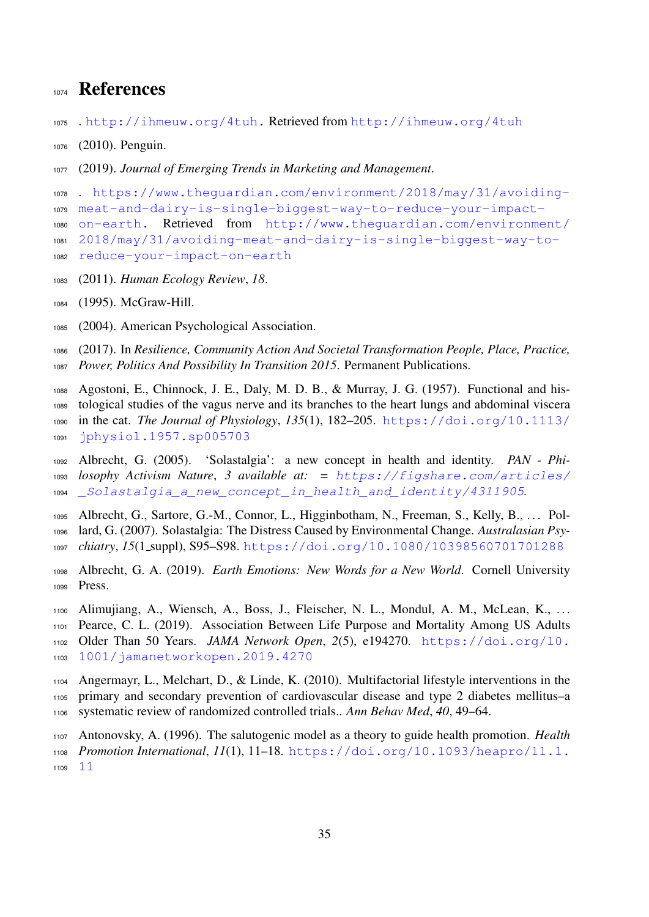# References

. http://ihmeuw.org/4tuh. Retrieved from http://ihmeuw.org/4tuh

(2010). Penguin.

(2019). *Journal of Emerging Trends in Marketing and Management*.

. https://www.theguardian.com/environment/2018/may/31/avoiding-meat-and-dairy-is-single-biggest-way-to-reduce-your-impact-on-earth. Retrieved from http://www.theguardian.com/environment/2018/may/31/avoiding-meat-and-dairy-is-single-biggest-way-to-reduce-your-impact-on-earth

(2011). *Human Ecology Review*, *18*.

(1995). McGraw-Hill.

(2004). American Psychological Association.

(2017). In *Resilience, Community Action And Societal Transformation People, Place, Practice, Power, Politics And Possibility In Transition 2015*. Permanent Publications.

Agostoni, E., Chinnock, J. E., Daly, M. D. B., & Murray, J. G. (1957). Functional and histological studies of the vagus nerve and its branches to the heart lungs and abdominal viscera in the cat. *The Journal of Physiology*, *135*(1), 182–205. https://doi.org/10.1113/jphysiol.1957.sp005703

Albrecht, G. (2005). 'Solastalgia': a new concept in health and identity. *PAN - Philosophy Activism Nature*, *3 available at: = https://figshare.com/articles/_Solastalgia_a_new_concept_in_health_and_identity/4311905*.

Albrecht, G., Sartore, G.-M., Connor, L., Higginbotham, N., Freeman, S., Kelly, B., … Pollard, G. (2007). Solastalgia: The Distress Caused by Environmental Change. *Australasian Psychiatry*, *15*(1_suppl), S95–S98. https://doi.org/10.1080/10398560701701288

Albrecht, G. A. (2019). *Earth Emotions: New Words for a New World*. Cornell University Press.

Alimujiang, A., Wiensch, A., Boss, J., Fleischer, N. L., Mondul, A. M., McLean, K., … Pearce, C. L. (2019). Association Between Life Purpose and Mortality Among US Adults Older Than 50 Years. *JAMA Network Open*, *2*(5), e194270. https://doi.org/10.1001/jamanetworkopen.2019.4270

Angermayr, L., Melchart, D., & Linde, K. (2010). Multifactorial lifestyle interventions in the primary and secondary prevention of cardiovascular disease and type 2 diabetes mellitus–a systematic review of randomized controlled trials.. *Ann Behav Med*, *40*, 49–64.

Antonovsky, A. (1996). The salutogenic model as a theory to guide health promotion. *Health Promotion International*, *11*(1), 11–18. https://doi.org/10.1093/heapro/11.1.11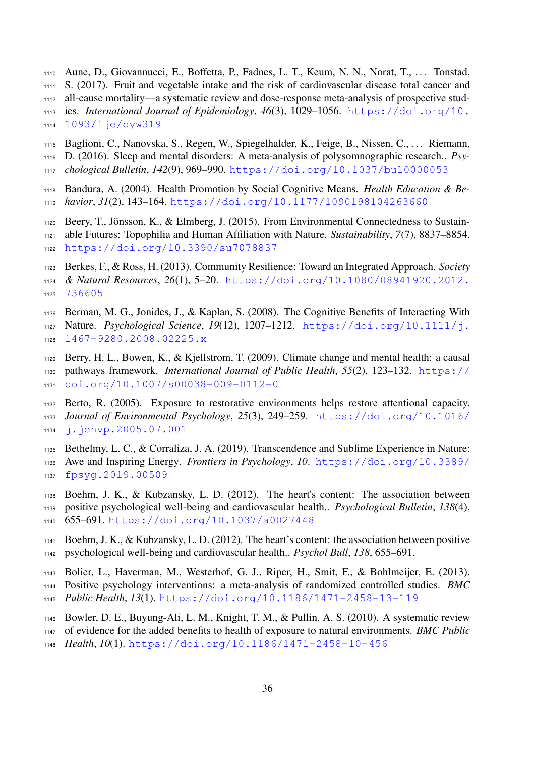Aune, D., Giovannucci, E., Boffetta, P., Fadnes, L. T., Keum, N. N., Norat, T., … Tonstad, S. (2017). Fruit and vegetable intake and the risk of cardiovascular disease total cancer and all-cause mortality—a systematic review and dose-response meta-analysis of prospective studies. *International Journal of Epidemiology*, *46*(3), 1029–1056. https://doi.org/10.1093/ije/dyw319

Baglioni, C., Nanovska, S., Regen, W., Spiegelhalder, K., Feige, B., Nissen, C., … Riemann, D. (2016). Sleep and mental disorders: A meta-analysis of polysomnographic research.. *Psychological Bulletin*, *142*(9), 969–990. https://doi.org/10.1037/bul0000053

Bandura, A. (2004). Health Promotion by Social Cognitive Means. *Health Education & Behavior*, *31*(2), 143–164. https://doi.org/10.1177/1090198104263660

Beery, T., Jönsson, K., & Elmberg, J. (2015). From Environmental Connectedness to Sustainable Futures: Topophilia and Human Affiliation with Nature. *Sustainability*, *7*(7), 8837–8854. https://doi.org/10.3390/su7078837

Berkes, F., & Ross, H. (2013). Community Resilience: Toward an Integrated Approach. *Society & Natural Resources*, *26*(1), 5–20. https://doi.org/10.1080/08941920.2012.736605

Berman, M. G., Jonides, J., & Kaplan, S. (2008). The Cognitive Benefits of Interacting With Nature. *Psychological Science*, *19*(12), 1207–1212. https://doi.org/10.1111/j.1467-9280.2008.02225.x

Berry, H. L., Bowen, K., & Kjellstrom, T. (2009). Climate change and mental health: a causal pathways framework. *International Journal of Public Health*, *55*(2), 123–132. https://doi.org/10.1007/s00038-009-0112-0

Berto, R. (2005). Exposure to restorative environments helps restore attentional capacity. *Journal of Environmental Psychology*, *25*(3), 249–259. https://doi.org/10.1016/j.jenvp.2005.07.001

Bethelmy, L. C., & Corraliza, J. A. (2019). Transcendence and Sublime Experience in Nature: Awe and Inspiring Energy. *Frontiers in Psychology*, *10*. https://doi.org/10.3389/fpsyg.2019.00509

Boehm, J. K., & Kubzansky, L. D. (2012). The heart's content: The association between positive psychological well-being and cardiovascular health.. *Psychological Bulletin*, *138*(4), 655–691. https://doi.org/10.1037/a0027448

Boehm, J. K., & Kubzansky, L. D. (2012). The heart's content: the association between positive psychological well-being and cardiovascular health.. *Psychol Bull*, *138*, 655–691.

Bolier, L., Haverman, M., Westerhof, G. J., Riper, H., Smit, F., & Bohlmeijer, E. (2013). Positive psychology interventions: a meta-analysis of randomized controlled studies. *BMC Public Health*, *13*(1). https://doi.org/10.1186/1471-2458-13-119

Bowler, D. E., Buyung-Ali, L. M., Knight, T. M., & Pullin, A. S. (2010). A systematic review of evidence for the added benefits to health of exposure to natural environments. *BMC Public Health*, *10*(1). https://doi.org/10.1186/1471-2458-10-456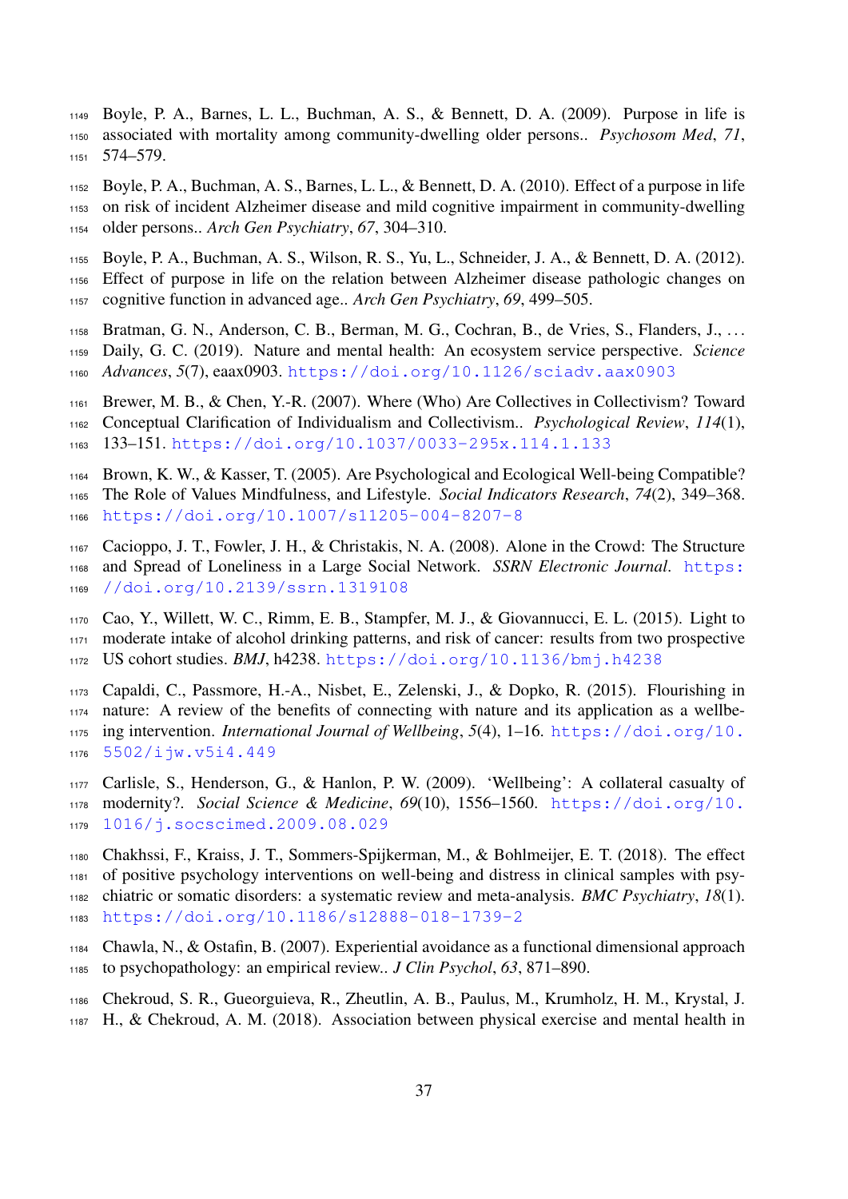Boyle, P. A., Barnes, L. L., Buchman, A. S., & Bennett, D. A. (2009). Purpose in life is associated with mortality among community-dwelling older persons.. *Psychosom Med*, *71*, 574–579.

Boyle, P. A., Buchman, A. S., Barnes, L. L., & Bennett, D. A. (2010). Effect of a purpose in life on risk of incident Alzheimer disease and mild cognitive impairment in community-dwelling older persons.. *Arch Gen Psychiatry*, *67*, 304–310.

Boyle, P. A., Buchman, A. S., Wilson, R. S., Yu, L., Schneider, J. A., & Bennett, D. A. (2012). Effect of purpose in life on the relation between Alzheimer disease pathologic changes on cognitive function in advanced age.. *Arch Gen Psychiatry*, *69*, 499–505.

Bratman, G. N., Anderson, C. B., Berman, M. G., Cochran, B., de Vries, S., Flanders, J., … Daily, G. C. (2019). Nature and mental health: An ecosystem service perspective. *Science Advances*, *5*(7), eaax0903. https://doi.org/10.1126/sciadv.aax0903

Brewer, M. B., & Chen, Y.-R. (2007). Where (Who) Are Collectives in Collectivism? Toward Conceptual Clarification of Individualism and Collectivism.. *Psychological Review*, *114*(1), 133–151. https://doi.org/10.1037/0033-295x.114.1.133

Brown, K. W., & Kasser, T. (2005). Are Psychological and Ecological Well-being Compatible? The Role of Values Mindfulness, and Lifestyle. *Social Indicators Research*, *74*(2), 349–368. https://doi.org/10.1007/s11205-004-8207-8

Cacioppo, J. T., Fowler, J. H., & Christakis, N. A. (2008). Alone in the Crowd: The Structure and Spread of Loneliness in a Large Social Network. *SSRN Electronic Journal*. https://doi.org/10.2139/ssrn.1319108

Cao, Y., Willett, W. C., Rimm, E. B., Stampfer, M. J., & Giovannucci, E. L. (2015). Light to moderate intake of alcohol drinking patterns, and risk of cancer: results from two prospective US cohort studies. *BMJ*, h4238. https://doi.org/10.1136/bmj.h4238

Capaldi, C., Passmore, H.-A., Nisbet, E., Zelenski, J., & Dopko, R. (2015). Flourishing in nature: A review of the benefits of connecting with nature and its application as a wellbeing intervention. *International Journal of Wellbeing*, *5*(4), 1–16. https://doi.org/10.5502/ijw.v5i4.449

Carlisle, S., Henderson, G., & Hanlon, P. W. (2009). 'Wellbeing': A collateral casualty of modernity?. *Social Science & Medicine*, *69*(10), 1556–1560. https://doi.org/10.1016/j.socscimed.2009.08.029

Chakhssi, F., Kraiss, J. T., Sommers-Spijkerman, M., & Bohlmeijer, E. T. (2018). The effect of positive psychology interventions on well-being and distress in clinical samples with psychiatric or somatic disorders: a systematic review and meta-analysis. *BMC Psychiatry*, *18*(1). https://doi.org/10.1186/s12888-018-1739-2

Chawla, N., & Ostafin, B. (2007). Experiential avoidance as a functional dimensional approach to psychopathology: an empirical review.. *J Clin Psychol*, *63*, 871–890.

Chekroud, S. R., Gueorguieva, R., Zheutlin, A. B., Paulus, M., Krumholz, H. M., Krystal, J. H., & Chekroud, A. M. (2018). Association between physical exercise and mental health in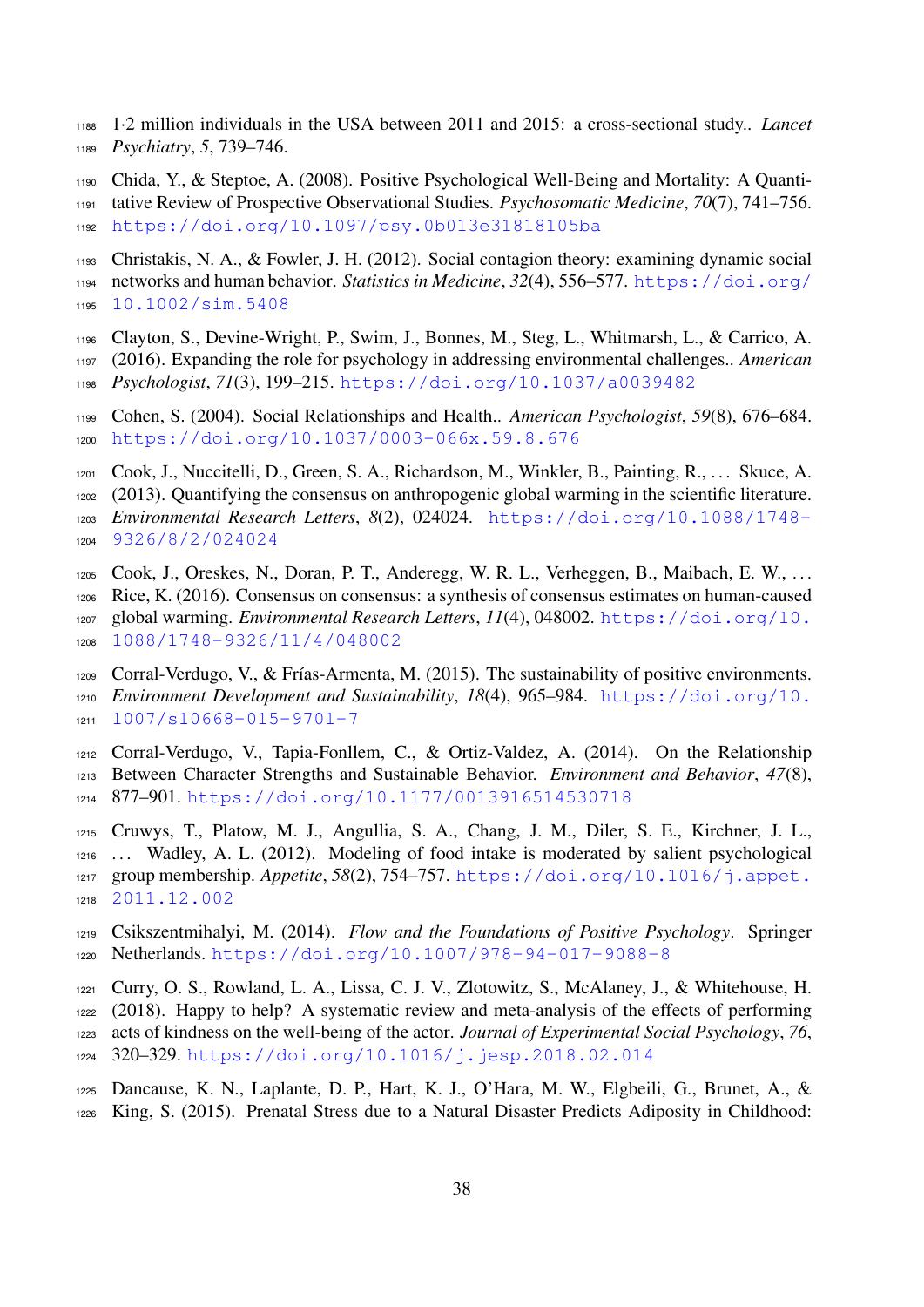1·2 million individuals in the USA between 2011 and 2015: a cross-sectional study.. *Lancet Psychiatry*, *5*, 739–746.

Chida, Y., & Steptoe, A. (2008). Positive Psychological Well-Being and Mortality: A Quantitative Review of Prospective Observational Studies. *Psychosomatic Medicine*, *70*(7), 741–756. https://doi.org/10.1097/psy.0b013e31818105ba

Christakis, N. A., & Fowler, J. H. (2012). Social contagion theory: examining dynamic social networks and human behavior. *Statistics in Medicine*, *32*(4), 556–577. https://doi.org/10.1002/sim.5408

Clayton, S., Devine-Wright, P., Swim, J., Bonnes, M., Steg, L., Whitmarsh, L., & Carrico, A. (2016). Expanding the role for psychology in addressing environmental challenges.. *American Psychologist*, *71*(3), 199–215. https://doi.org/10.1037/a0039482

Cohen, S. (2004). Social Relationships and Health.. *American Psychologist*, *59*(8), 676–684. https://doi.org/10.1037/0003-066x.59.8.676

Cook, J., Nuccitelli, D., Green, S. A., Richardson, M., Winkler, B., Painting, R., … Skuce, A. (2013). Quantifying the consensus on anthropogenic global warming in the scientific literature. *Environmental Research Letters*, *8*(2), 024024. https://doi.org/10.1088/1748-9326/8/2/024024

Cook, J., Oreskes, N., Doran, P. T., Anderegg, W. R. L., Verheggen, B., Maibach, E. W., … Rice, K. (2016). Consensus on consensus: a synthesis of consensus estimates on human-caused global warming. *Environmental Research Letters*, *11*(4), 048002. https://doi.org/10.1088/1748-9326/11/4/048002

Corral-Verdugo, V., & Frías-Armenta, M. (2015). The sustainability of positive environments. *Environment Development and Sustainability*, *18*(4), 965–984. https://doi.org/10.1007/s10668-015-9701-7

Corral-Verdugo, V., Tapia-Fonllem, C., & Ortiz-Valdez, A. (2014). On the Relationship Between Character Strengths and Sustainable Behavior. *Environment and Behavior*, *47*(8), 877–901. https://doi.org/10.1177/0013916514530718

Cruwys, T., Platow, M. J., Angullia, S. A., Chang, J. M., Diler, S. E., Kirchner, J. L., … Wadley, A. L. (2012). Modeling of food intake is moderated by salient psychological group membership. *Appetite*, *58*(2), 754–757. https://doi.org/10.1016/j.appet.2011.12.002

Csikszentmihalyi, M. (2014). *Flow and the Foundations of Positive Psychology*. Springer Netherlands. https://doi.org/10.1007/978-94-017-9088-8

Curry, O. S., Rowland, L. A., Lissa, C. J. V., Zlotowitz, S., McAlaney, J., & Whitehouse, H. (2018). Happy to help? A systematic review and meta-analysis of the effects of performing acts of kindness on the well-being of the actor. *Journal of Experimental Social Psychology*, *76*, 320–329. https://doi.org/10.1016/j.jesp.2018.02.014

Dancause, K. N., Laplante, D. P., Hart, K. J., O'Hara, M. W., Elgbeili, G., Brunet, A., & King, S. (2015). Prenatal Stress due to a Natural Disaster Predicts Adiposity in Childhood: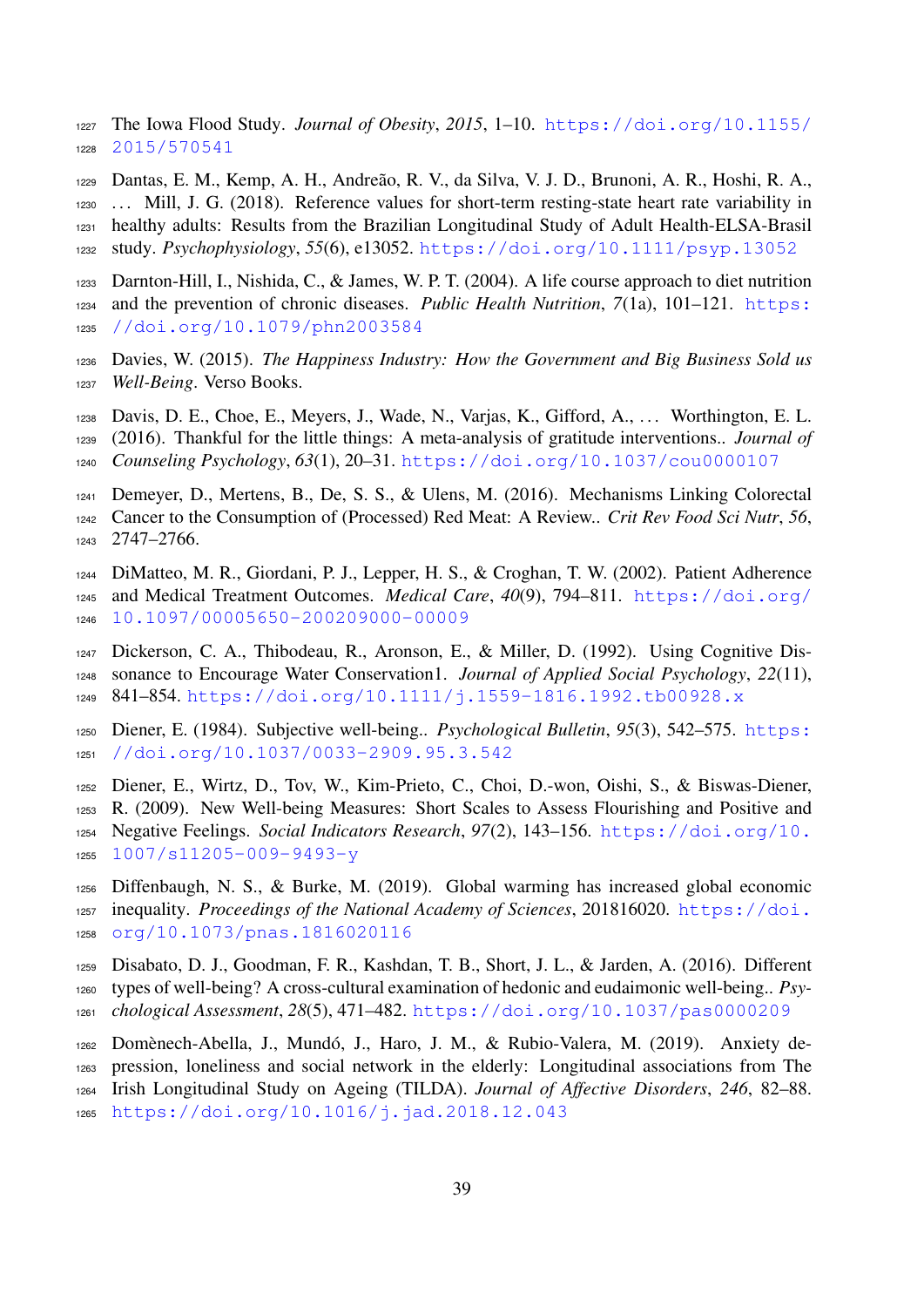The Iowa Flood Study. *Journal of Obesity*, *2015*, 1–10. https://doi.org/10.1155/2015/570541

Dantas, E. M., Kemp, A. H., Andreão, R. V., da Silva, V. J. D., Brunoni, A. R., Hoshi, R. A., … Mill, J. G. (2018). Reference values for short-term resting-state heart rate variability in healthy adults: Results from the Brazilian Longitudinal Study of Adult Health-ELSA-Brasil study. *Psychophysiology*, *55*(6), e13052. https://doi.org/10.1111/psyp.13052

Darnton-Hill, I., Nishida, C., & James, W. P. T. (2004). A life course approach to diet nutrition and the prevention of chronic diseases. *Public Health Nutrition*, *7*(1a), 101–121. https://doi.org/10.1079/phn2003584

Davies, W. (2015). *The Happiness Industry: How the Government and Big Business Sold us Well-Being*. Verso Books.

Davis, D. E., Choe, E., Meyers, J., Wade, N., Varjas, K., Gifford, A., … Worthington, E. L. (2016). Thankful for the little things: A meta-analysis of gratitude interventions.. *Journal of Counseling Psychology*, *63*(1), 20–31. https://doi.org/10.1037/cou0000107

Demeyer, D., Mertens, B., De, S. S., & Ulens, M. (2016). Mechanisms Linking Colorectal Cancer to the Consumption of (Processed) Red Meat: A Review.. *Crit Rev Food Sci Nutr*, *56*, 2747–2766.

DiMatteo, M. R., Giordani, P. J., Lepper, H. S., & Croghan, T. W. (2002). Patient Adherence and Medical Treatment Outcomes. *Medical Care*, *40*(9), 794–811. https://doi.org/10.1097/00005650-200209000-00009

Dickerson, C. A., Thibodeau, R., Aronson, E., & Miller, D. (1992). Using Cognitive Dissonance to Encourage Water Conservation1. *Journal of Applied Social Psychology*, *22*(11), 841–854. https://doi.org/10.1111/j.1559-1816.1992.tb00928.x

Diener, E. (1984). Subjective well-being.. *Psychological Bulletin*, *95*(3), 542–575. https://doi.org/10.1037/0033-2909.95.3.542

Diener, E., Wirtz, D., Tov, W., Kim-Prieto, C., Choi, D.-won, Oishi, S., & Biswas-Diener, R. (2009). New Well-being Measures: Short Scales to Assess Flourishing and Positive and Negative Feelings. *Social Indicators Research*, *97*(2), 143–156. https://doi.org/10.1007/s11205-009-9493-y

Diffenbaugh, N. S., & Burke, M. (2019). Global warming has increased global economic inequality. *Proceedings of the National Academy of Sciences*, 201816020. https://doi.org/10.1073/pnas.1816020116

Disabato, D. J., Goodman, F. R., Kashdan, T. B., Short, J. L., & Jarden, A. (2016). Different types of well-being? A cross-cultural examination of hedonic and eudaimonic well-being.. *Psychological Assessment*, *28*(5), 471–482. https://doi.org/10.1037/pas0000209

Domènech-Abella, J., Mundó, J., Haro, J. M., & Rubio-Valera, M. (2019). Anxiety depression, loneliness and social network in the elderly: Longitudinal associations from The Irish Longitudinal Study on Ageing (TILDA). *Journal of Affective Disorders*, *246*, 82–88. https://doi.org/10.1016/j.jad.2018.12.043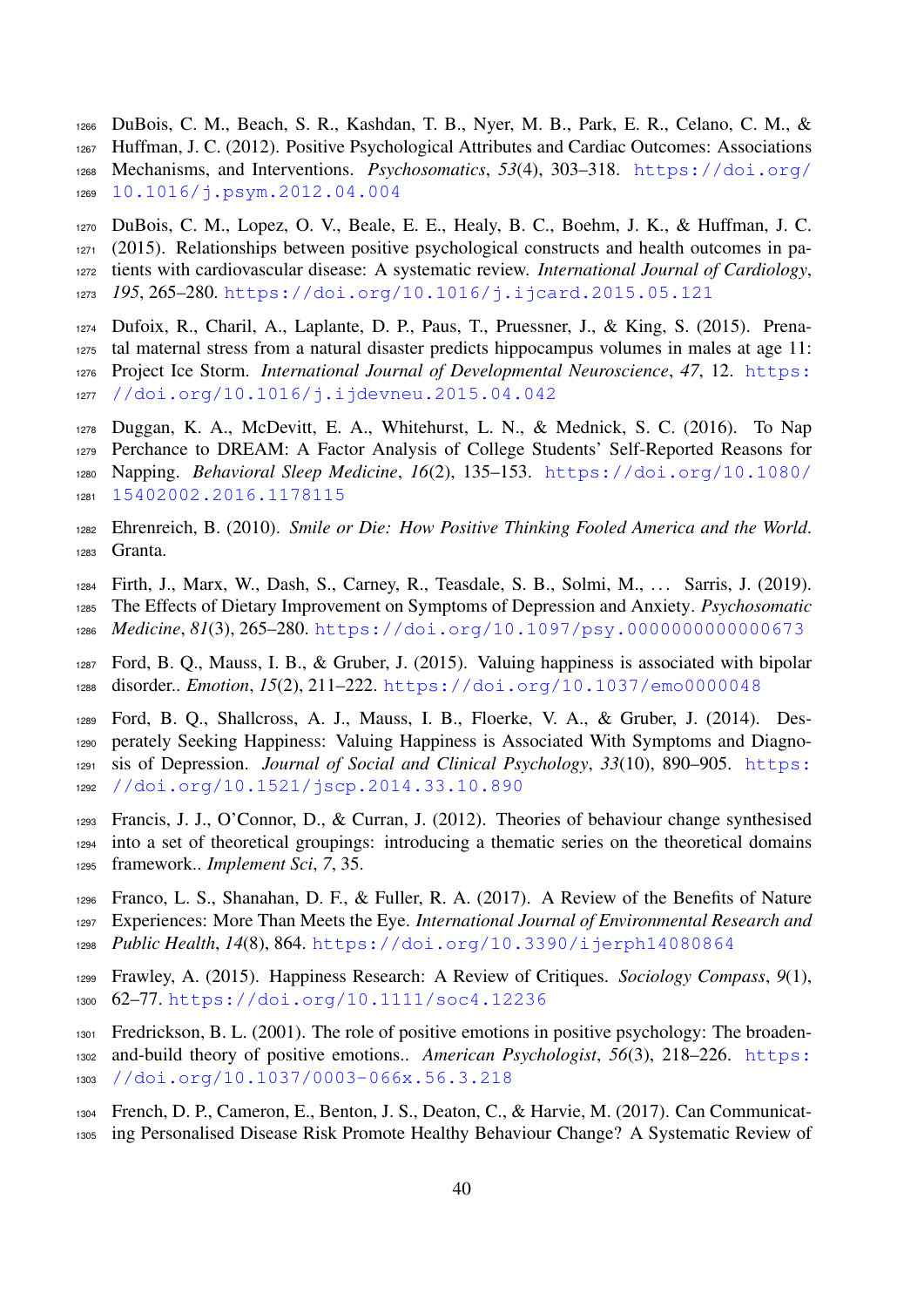DuBois, C. M., Beach, S. R., Kashdan, T. B., Nyer, M. B., Park, E. R., Celano, C. M., & Huffman, J. C. (2012). Positive Psychological Attributes and Cardiac Outcomes: Associations Mechanisms, and Interventions. *Psychosomatics*, *53*(4), 303–318. https://doi.org/10.1016/j.psym.2012.04.004

DuBois, C. M., Lopez, O. V., Beale, E. E., Healy, B. C., Boehm, J. K., & Huffman, J. C. (2015). Relationships between positive psychological constructs and health outcomes in patients with cardiovascular disease: A systematic review. *International Journal of Cardiology*, *195*, 265–280. https://doi.org/10.1016/j.ijcard.2015.05.121

Dufoix, R., Charil, A., Laplante, D. P., Paus, T., Pruessner, J., & King, S. (2015). Prenatal maternal stress from a natural disaster predicts hippocampus volumes in males at age 11: Project Ice Storm. *International Journal of Developmental Neuroscience*, *47*, 12. https://doi.org/10.1016/j.ijdevneu.2015.04.042

Duggan, K. A., McDevitt, E. A., Whitehurst, L. N., & Mednick, S. C. (2016). To Nap Perchance to DREAM: A Factor Analysis of College Students' Self-Reported Reasons for Napping. *Behavioral Sleep Medicine*, *16*(2), 135–153. https://doi.org/10.1080/15402002.2016.1178115

Ehrenreich, B. (2010). *Smile or Die: How Positive Thinking Fooled America and the World*. Granta.

Firth, J., Marx, W., Dash, S., Carney, R., Teasdale, S. B., Solmi, M., ... Sarris, J. (2019). The Effects of Dietary Improvement on Symptoms of Depression and Anxiety. *Psychosomatic Medicine*, *81*(3), 265–280. https://doi.org/10.1097/psy.0000000000000673

Ford, B. Q., Mauss, I. B., & Gruber, J. (2015). Valuing happiness is associated with bipolar disorder.. *Emotion*, *15*(2), 211–222. https://doi.org/10.1037/emo0000048

Ford, B. Q., Shallcross, A. J., Mauss, I. B., Floerke, V. A., & Gruber, J. (2014). Desperately Seeking Happiness: Valuing Happiness is Associated With Symptoms and Diagnosis of Depression. *Journal of Social and Clinical Psychology*, *33*(10), 890–905. https://doi.org/10.1521/jscp.2014.33.10.890

Francis, J. J., O'Connor, D., & Curran, J. (2012). Theories of behaviour change synthesised into a set of theoretical groupings: introducing a thematic series on the theoretical domains framework.. *Implement Sci*, *7*, 35.

Franco, L. S., Shanahan, D. F., & Fuller, R. A. (2017). A Review of the Benefits of Nature Experiences: More Than Meets the Eye. *International Journal of Environmental Research and Public Health*, *14*(8), 864. https://doi.org/10.3390/ijerph14080864

Frawley, A. (2015). Happiness Research: A Review of Critiques. *Sociology Compass*, *9*(1), 62–77. https://doi.org/10.1111/soc4.12236

Fredrickson, B. L. (2001). The role of positive emotions in positive psychology: The broaden-and-build theory of positive emotions.. *American Psychologist*, *56*(3), 218–226. https://doi.org/10.1037/0003-066x.56.3.218

French, D. P., Cameron, E., Benton, J. S., Deaton, C., & Harvie, M. (2017). Can Communicating Personalised Disease Risk Promote Healthy Behaviour Change? A Systematic Review of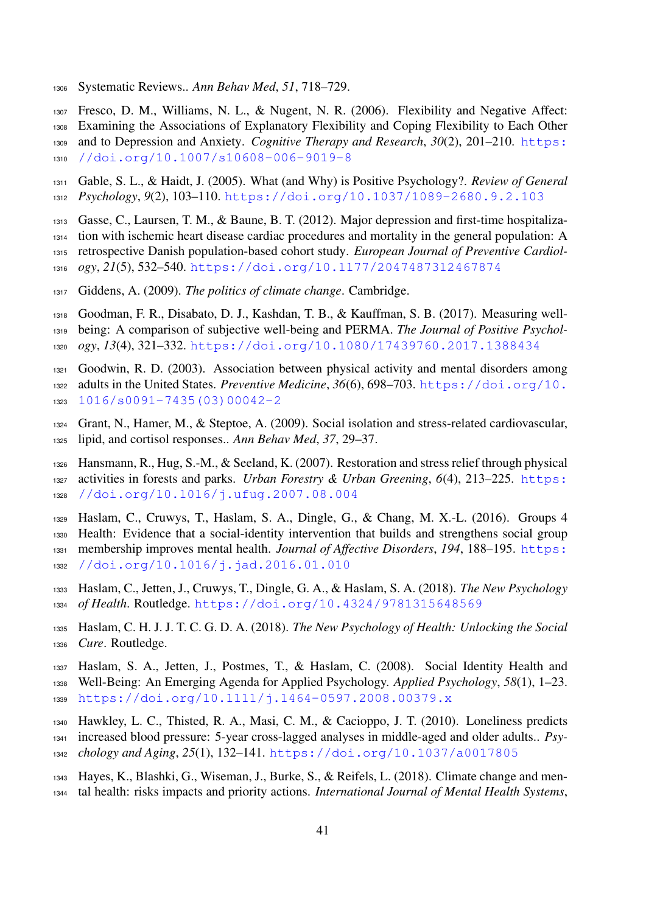Systematic Reviews.. *Ann Behav Med*, *51*, 718–729.

Fresco, D. M., Williams, N. L., & Nugent, N. R. (2006). Flexibility and Negative Affect: Examining the Associations of Explanatory Flexibility and Coping Flexibility to Each Other and to Depression and Anxiety. *Cognitive Therapy and Research*, *30*(2), 201–210. https://doi.org/10.1007/s10608-006-9019-8

Gable, S. L., & Haidt, J. (2005). What (and Why) is Positive Psychology?. *Review of General Psychology*, *9*(2), 103–110. https://doi.org/10.1037/1089-2680.9.2.103

Gasse, C., Laursen, T. M., & Baune, B. T. (2012). Major depression and first-time hospitalization with ischemic heart disease cardiac procedures and mortality in the general population: A retrospective Danish population-based cohort study. *European Journal of Preventive Cardiology*, *21*(5), 532–540. https://doi.org/10.1177/2047487312467874

Giddens, A. (2009). *The politics of climate change*. Cambridge.

Goodman, F. R., Disabato, D. J., Kashdan, T. B., & Kauffman, S. B. (2017). Measuring well-being: A comparison of subjective well-being and PERMA. *The Journal of Positive Psychology*, *13*(4), 321–332. https://doi.org/10.1080/17439760.2017.1388434

Goodwin, R. D. (2003). Association between physical activity and mental disorders among adults in the United States. *Preventive Medicine*, *36*(6), 698–703. https://doi.org/10.1016/s0091-7435(03)00042-2

Grant, N., Hamer, M., & Steptoe, A. (2009). Social isolation and stress-related cardiovascular, lipid, and cortisol responses.. *Ann Behav Med*, *37*, 29–37.

Hansmann, R., Hug, S.-M., & Seeland, K. (2007). Restoration and stress relief through physical activities in forests and parks. *Urban Forestry & Urban Greening*, *6*(4), 213–225. https://doi.org/10.1016/j.ufug.2007.08.004

Haslam, C., Cruwys, T., Haslam, S. A., Dingle, G., & Chang, M. X.-L. (2016). Groups 4 Health: Evidence that a social-identity intervention that builds and strengthens social group membership improves mental health. *Journal of Affective Disorders*, *194*, 188–195. https://doi.org/10.1016/j.jad.2016.01.010

Haslam, C., Jetten, J., Cruwys, T., Dingle, G. A., & Haslam, S. A. (2018). *The New Psychology of Health*. Routledge. https://doi.org/10.4324/9781315648569

Haslam, C. H. J. J. T. C. G. D. A. (2018). *The New Psychology of Health: Unlocking the Social Cure*. Routledge.

Haslam, S. A., Jetten, J., Postmes, T., & Haslam, C. (2008). Social Identity Health and Well-Being: An Emerging Agenda for Applied Psychology. *Applied Psychology*, *58*(1), 1–23. https://doi.org/10.1111/j.1464-0597.2008.00379.x

Hawkley, L. C., Thisted, R. A., Masi, C. M., & Cacioppo, J. T. (2010). Loneliness predicts increased blood pressure: 5-year cross-lagged analyses in middle-aged and older adults.. *Psychology and Aging*, *25*(1), 132–141. https://doi.org/10.1037/a0017805

Hayes, K., Blashki, G., Wiseman, J., Burke, S., & Reifels, L. (2018). Climate change and mental health: risks impacts and priority actions. *International Journal of Mental Health Systems*,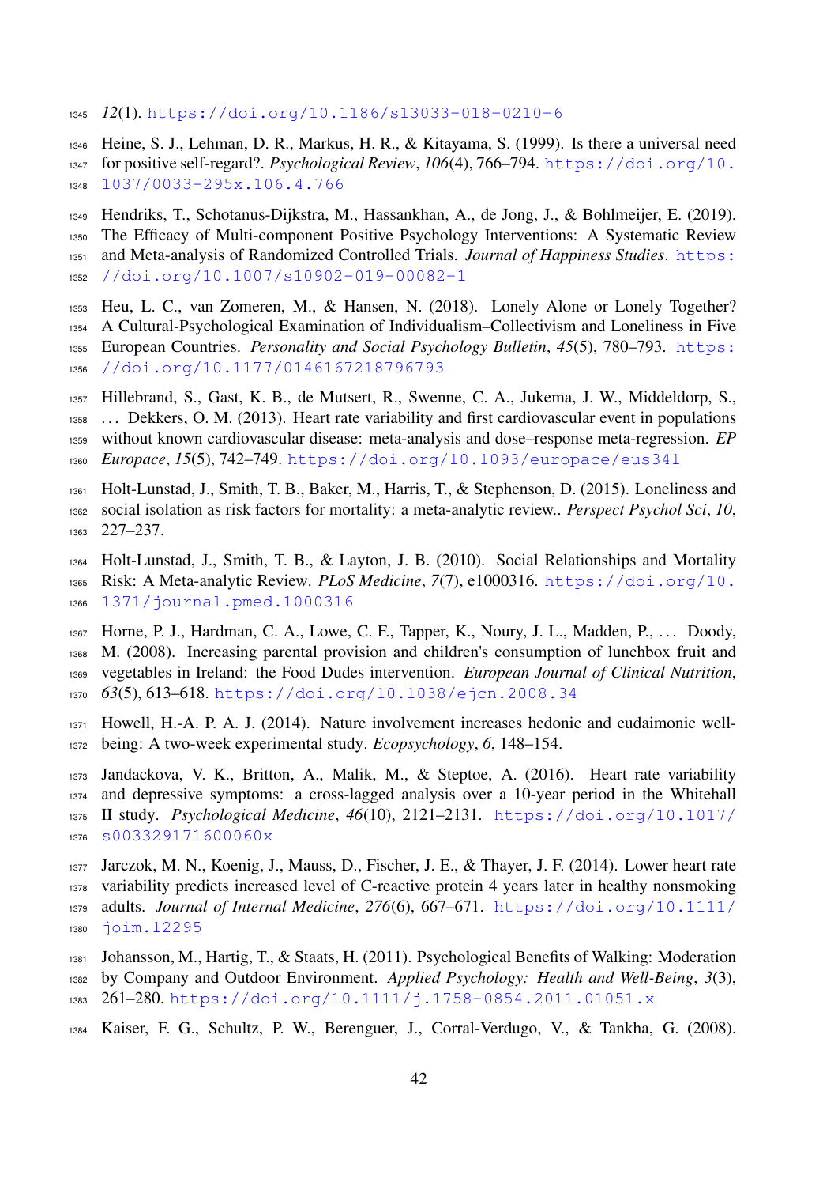*12*(1). https://doi.org/10.1186/s13033-018-0210-6

Heine, S. J., Lehman, D. R., Markus, H. R., & Kitayama, S. (1999). Is there a universal need for positive self-regard?. *Psychological Review*, *106*(4), 766–794. https://doi.org/10.1037/0033-295x.106.4.766

Hendriks, T., Schotanus-Dijkstra, M., Hassankhan, A., de Jong, J., & Bohlmeijer, E. (2019). The Efficacy of Multi-component Positive Psychology Interventions: A Systematic Review and Meta-analysis of Randomized Controlled Trials. *Journal of Happiness Studies*. https://doi.org/10.1007/s10902-019-00082-1

Heu, L. C., van Zomeren, M., & Hansen, N. (2018). Lonely Alone or Lonely Together? A Cultural-Psychological Examination of Individualism–Collectivism and Loneliness in Five European Countries. *Personality and Social Psychology Bulletin*, *45*(5), 780–793. https://doi.org/10.1177/0146167218796793

Hillebrand, S., Gast, K. B., de Mutsert, R., Swenne, C. A., Jukema, J. W., Middeldorp, S., ... Dekkers, O. M. (2013). Heart rate variability and first cardiovascular event in populations without known cardiovascular disease: meta-analysis and dose–response meta-regression. *EP Europace*, *15*(5), 742–749. https://doi.org/10.1093/europace/eus341

Holt-Lunstad, J., Smith, T. B., Baker, M., Harris, T., & Stephenson, D. (2015). Loneliness and social isolation as risk factors for mortality: a meta-analytic review.. *Perspect Psychol Sci*, *10*, 227–237.

Holt-Lunstad, J., Smith, T. B., & Layton, J. B. (2010). Social Relationships and Mortality Risk: A Meta-analytic Review. *PLoS Medicine*, *7*(7), e1000316. https://doi.org/10.1371/journal.pmed.1000316

Horne, P. J., Hardman, C. A., Lowe, C. F., Tapper, K., Noury, J. L., Madden, P., ... Doody, M. (2008). Increasing parental provision and children's consumption of lunchbox fruit and vegetables in Ireland: the Food Dudes intervention. *European Journal of Clinical Nutrition*, *63*(5), 613–618. https://doi.org/10.1038/ejcn.2008.34

Howell, H.-A. P. A. J. (2014). Nature involvement increases hedonic and eudaimonic well-being: A two-week experimental study. *Ecopsychology*, *6*, 148–154.

Jandackova, V. K., Britton, A., Malik, M., & Steptoe, A. (2016). Heart rate variability and depressive symptoms: a cross-lagged analysis over a 10-year period in the Whitehall II study. *Psychological Medicine*, *46*(10), 2121–2131. https://doi.org/10.1017/s003329171600060x

Jarczok, M. N., Koenig, J., Mauss, D., Fischer, J. E., & Thayer, J. F. (2014). Lower heart rate variability predicts increased level of C-reactive protein 4 years later in healthy nonsmoking adults. *Journal of Internal Medicine*, *276*(6), 667–671. https://doi.org/10.1111/joim.12295

Johansson, M., Hartig, T., & Staats, H. (2011). Psychological Benefits of Walking: Moderation by Company and Outdoor Environment. *Applied Psychology: Health and Well-Being*, *3*(3), 261–280. https://doi.org/10.1111/j.1758-0854.2011.01051.x

Kaiser, F. G., Schultz, P. W., Berenguer, J., Corral-Verdugo, V., & Tankha, G. (2008).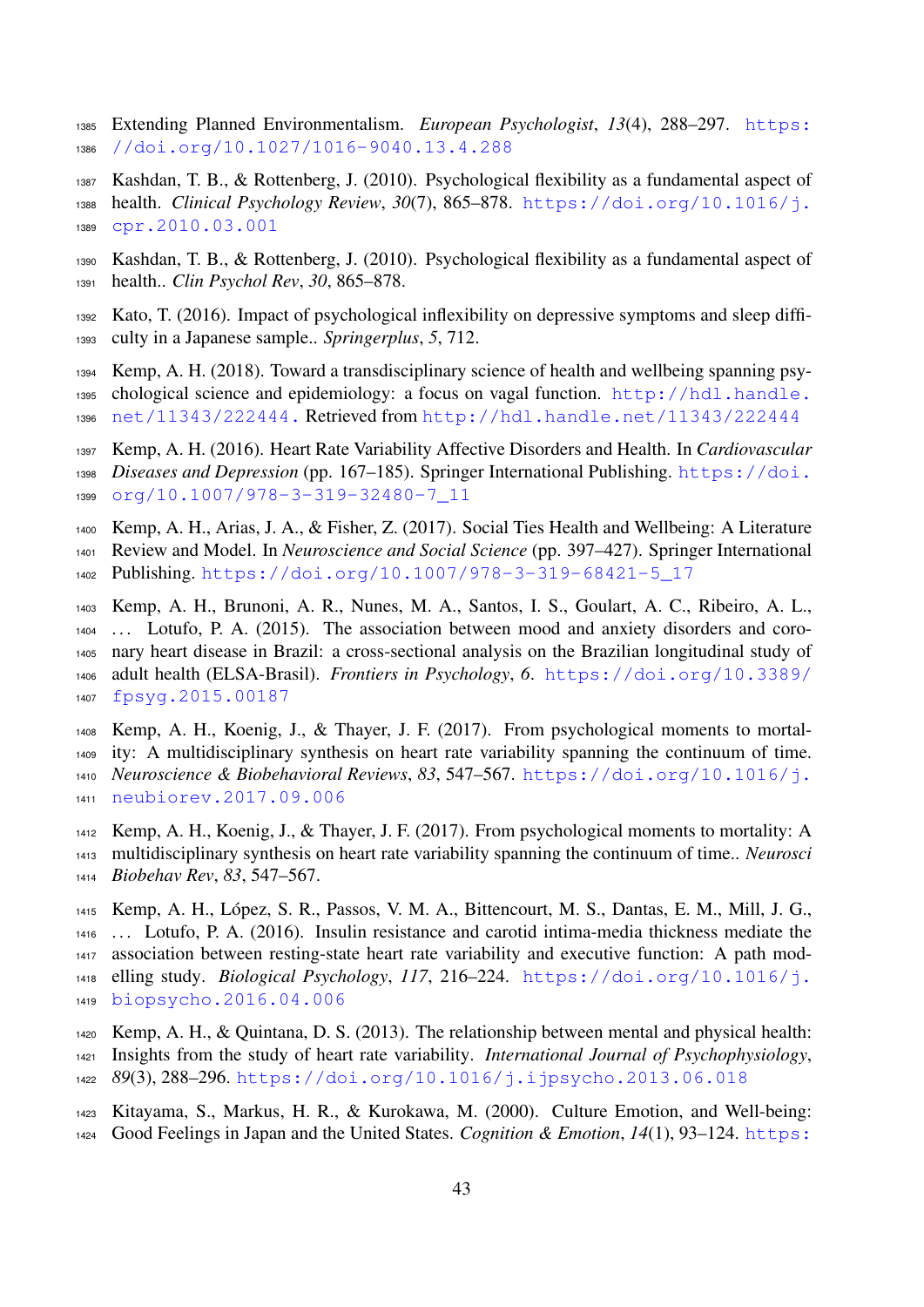Extending Planned Environmentalism. *European Psychologist*, *13*(4), 288–297. https://doi.org/10.1027/1016-9040.13.4.288

Kashdan, T. B., & Rottenberg, J. (2010). Psychological flexibility as a fundamental aspect of health. *Clinical Psychology Review*, *30*(7), 865–878. https://doi.org/10.1016/j.cpr.2010.03.001

Kashdan, T. B., & Rottenberg, J. (2010). Psychological flexibility as a fundamental aspect of health.. *Clin Psychol Rev*, *30*, 865–878.

Kato, T. (2016). Impact of psychological inflexibility on depressive symptoms and sleep difficulty in a Japanese sample.. *Springerplus*, *5*, 712.

Kemp, A. H. (2018). Toward a transdisciplinary science of health and wellbeing spanning psychological science and epidemiology: a focus on vagal function. http://hdl.handle.net/11343/222444. Retrieved from http://hdl.handle.net/11343/222444

Kemp, A. H. (2016). Heart Rate Variability Affective Disorders and Health. In *Cardiovascular Diseases and Depression* (pp. 167–185). Springer International Publishing. https://doi.org/10.1007/978-3-319-32480-7_11

Kemp, A. H., Arias, J. A., & Fisher, Z. (2017). Social Ties Health and Wellbeing: A Literature Review and Model. In *Neuroscience and Social Science* (pp. 397–427). Springer International Publishing. https://doi.org/10.1007/978-3-319-68421-5_17

Kemp, A. H., Brunoni, A. R., Nunes, M. A., Santos, I. S., Goulart, A. C., Ribeiro, A. L., … Lotufo, P. A. (2015). The association between mood and anxiety disorders and coronary heart disease in Brazil: a cross-sectional analysis on the Brazilian longitudinal study of adult health (ELSA-Brasil). *Frontiers in Psychology*, *6*. https://doi.org/10.3389/fpsyg.2015.00187

Kemp, A. H., Koenig, J., & Thayer, J. F. (2017). From psychological moments to mortality: A multidisciplinary synthesis on heart rate variability spanning the continuum of time. *Neuroscience & Biobehavioral Reviews*, *83*, 547–567. https://doi.org/10.1016/j.neubiorev.2017.09.006

Kemp, A. H., Koenig, J., & Thayer, J. F. (2017). From psychological moments to mortality: A multidisciplinary synthesis on heart rate variability spanning the continuum of time.. *Neurosci Biobehav Rev*, *83*, 547–567.

Kemp, A. H., López, S. R., Passos, V. M. A., Bittencourt, M. S., Dantas, E. M., Mill, J. G., … Lotufo, P. A. (2016). Insulin resistance and carotid intima-media thickness mediate the association between resting-state heart rate variability and executive function: A path modelling study. *Biological Psychology*, *117*, 216–224. https://doi.org/10.1016/j.biopsycho.2016.04.006

Kemp, A. H., & Quintana, D. S. (2013). The relationship between mental and physical health: Insights from the study of heart rate variability. *International Journal of Psychophysiology*, *89*(3), 288–296. https://doi.org/10.1016/j.ijpsycho.2013.06.018

Kitayama, S., Markus, H. R., & Kurokawa, M. (2000). Culture Emotion, and Well-being: Good Feelings in Japan and the United States. *Cognition & Emotion*, *14*(1), 93–124. https: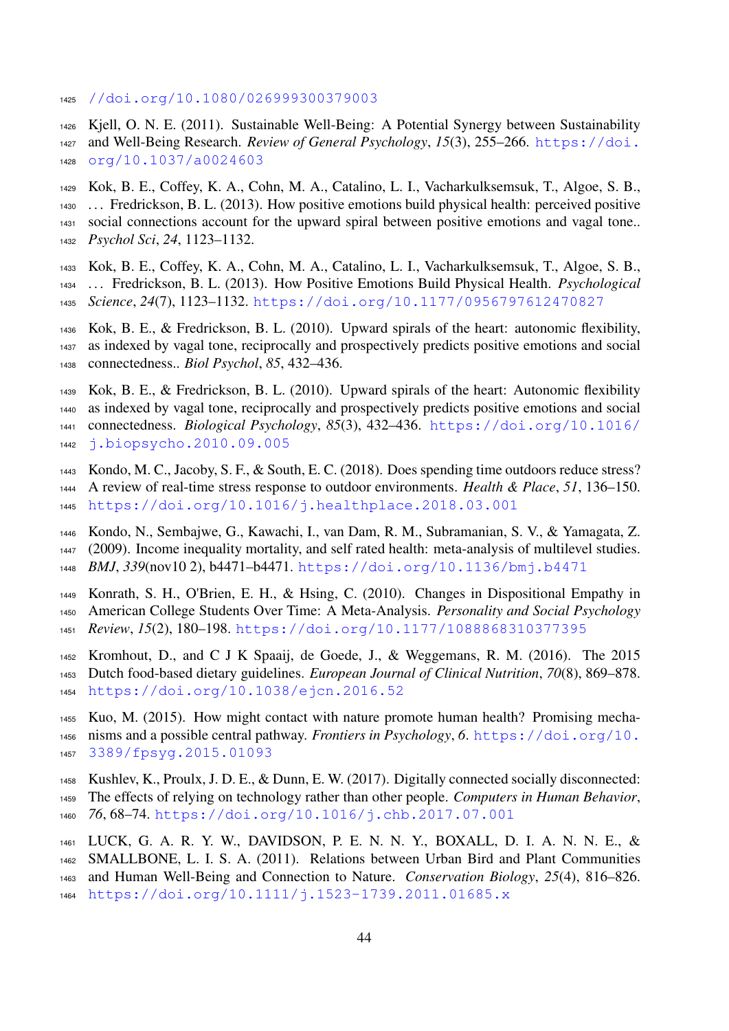//doi.org/10.1080/026999300379003

Kjell, O. N. E. (2011). Sustainable Well-Being: A Potential Synergy between Sustainability and Well-Being Research. *Review of General Psychology*, *15*(3), 255–266. https://doi.org/10.1037/a0024603

Kok, B. E., Coffey, K. A., Cohn, M. A., Catalino, L. I., Vacharkulksemsuk, T., Algoe, S. B., … Fredrickson, B. L. (2013). How positive emotions build physical health: perceived positive social connections account for the upward spiral between positive emotions and vagal tone.. *Psychol Sci*, *24*, 1123–1132.

Kok, B. E., Coffey, K. A., Cohn, M. A., Catalino, L. I., Vacharkulksemsuk, T., Algoe, S. B., … Fredrickson, B. L. (2013). How Positive Emotions Build Physical Health. *Psychological Science*, *24*(7), 1123–1132. https://doi.org/10.1177/0956797612470827

Kok, B. E., & Fredrickson, B. L. (2010). Upward spirals of the heart: autonomic flexibility, as indexed by vagal tone, reciprocally and prospectively predicts positive emotions and social connectedness.. *Biol Psychol*, *85*, 432–436.

Kok, B. E., & Fredrickson, B. L. (2010). Upward spirals of the heart: Autonomic flexibility as indexed by vagal tone, reciprocally and prospectively predicts positive emotions and social connectedness. *Biological Psychology*, *85*(3), 432–436. https://doi.org/10.1016/j.biopsycho.2010.09.005

Kondo, M. C., Jacoby, S. F., & South, E. C. (2018). Does spending time outdoors reduce stress? A review of real-time stress response to outdoor environments. *Health & Place*, *51*, 136–150. https://doi.org/10.1016/j.healthplace.2018.03.001

Kondo, N., Sembajwe, G., Kawachi, I., van Dam, R. M., Subramanian, S. V., & Yamagata, Z. (2009). Income inequality mortality, and self rated health: meta-analysis of multilevel studies. *BMJ*, *339*(nov10 2), b4471–b4471. https://doi.org/10.1136/bmj.b4471

Konrath, S. H., O'Brien, E. H., & Hsing, C. (2010). Changes in Dispositional Empathy in American College Students Over Time: A Meta-Analysis. *Personality and Social Psychology Review*, *15*(2), 180–198. https://doi.org/10.1177/1088868310377395

Kromhout, D., and C J K Spaaij, de Goede, J., & Weggemans, R. M. (2016). The 2015 Dutch food-based dietary guidelines. *European Journal of Clinical Nutrition*, *70*(8), 869–878. https://doi.org/10.1038/ejcn.2016.52

Kuo, M. (2015). How might contact with nature promote human health? Promising mechanisms and a possible central pathway. *Frontiers in Psychology*, *6*. https://doi.org/10.3389/fpsyg.2015.01093

Kushlev, K., Proulx, J. D. E., & Dunn, E. W. (2017). Digitally connected socially disconnected: The effects of relying on technology rather than other people. *Computers in Human Behavior*, *76*, 68–74. https://doi.org/10.1016/j.chb.2017.07.001

LUCK, G. A. R. Y. W., DAVIDSON, P. E. N. N. Y., BOXALL, D. I. A. N. N. E., & SMALLBONE, L. I. S. A. (2011). Relations between Urban Bird and Plant Communities and Human Well-Being and Connection to Nature. *Conservation Biology*, *25*(4), 816–826. https://doi.org/10.1111/j.1523-1739.2011.01685.x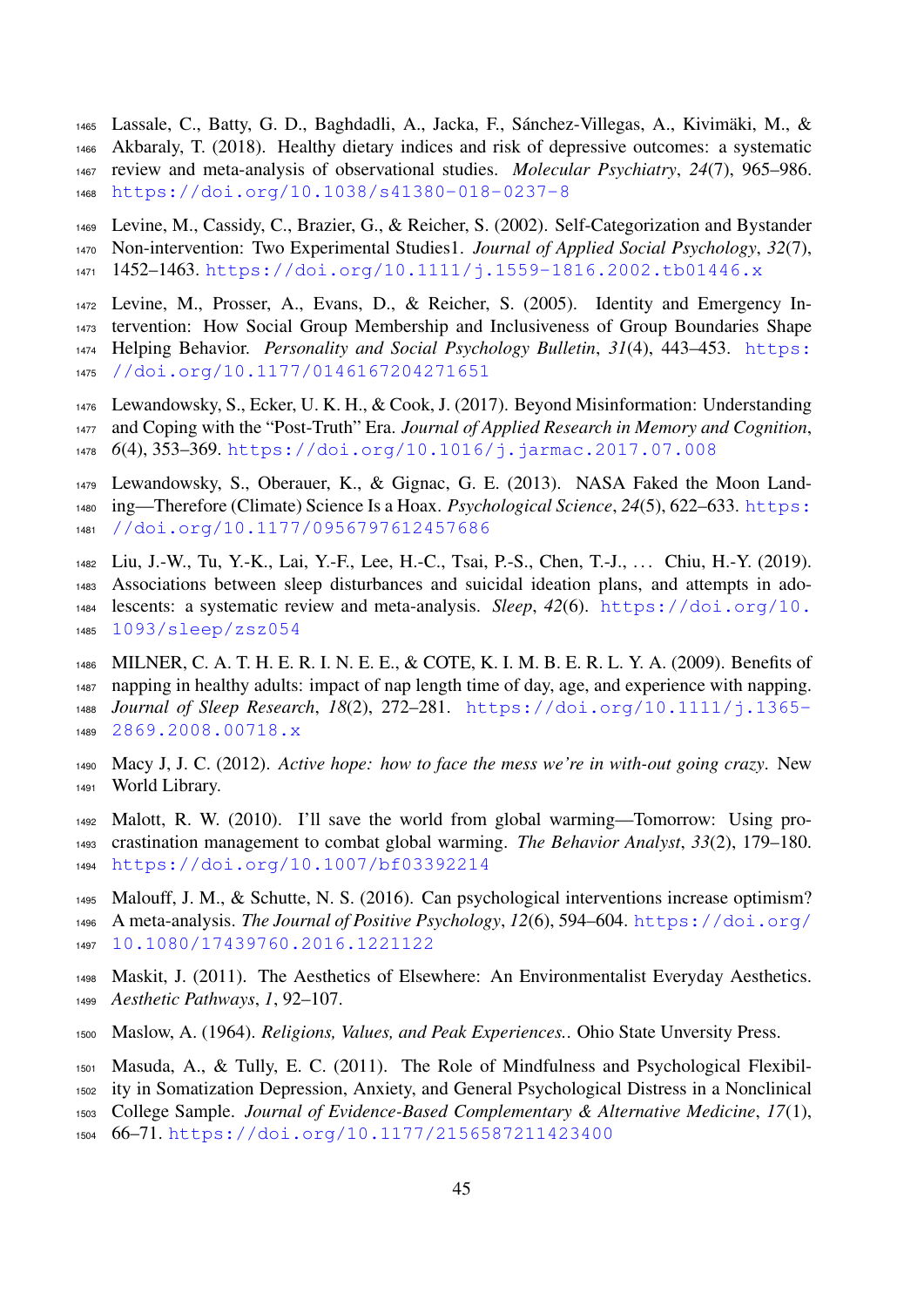Lassale, C., Batty, G. D., Baghdadli, A., Jacka, F., Sánchez-Villegas, A., Kivimäki, M., & Akbaraly, T. (2018). Healthy dietary indices and risk of depressive outcomes: a systematic review and meta-analysis of observational studies. *Molecular Psychiatry*, *24*(7), 965–986. https://doi.org/10.1038/s41380-018-0237-8

Levine, M., Cassidy, C., Brazier, G., & Reicher, S. (2002). Self-Categorization and Bystander Non-intervention: Two Experimental Studies1. *Journal of Applied Social Psychology*, *32*(7), 1452–1463. https://doi.org/10.1111/j.1559-1816.2002.tb01446.x

Levine, M., Prosser, A., Evans, D., & Reicher, S. (2005). Identity and Emergency Intervention: How Social Group Membership and Inclusiveness of Group Boundaries Shape Helping Behavior. *Personality and Social Psychology Bulletin*, *31*(4), 443–453. https://doi.org/10.1177/0146167204271651

Lewandowsky, S., Ecker, U. K. H., & Cook, J. (2017). Beyond Misinformation: Understanding and Coping with the "Post-Truth" Era. *Journal of Applied Research in Memory and Cognition*, *6*(4), 353–369. https://doi.org/10.1016/j.jarmac.2017.07.008

Lewandowsky, S., Oberauer, K., & Gignac, G. E. (2013). NASA Faked the Moon Landing—Therefore (Climate) Science Is a Hoax. *Psychological Science*, *24*(5), 622–633. https://doi.org/10.1177/0956797612457686

Liu, J.-W., Tu, Y.-K., Lai, Y.-F., Lee, H.-C., Tsai, P.-S., Chen, T.-J., … Chiu, H.-Y. (2019). Associations between sleep disturbances and suicidal ideation plans, and attempts in adolescents: a systematic review and meta-analysis. *Sleep*, *42*(6). https://doi.org/10.1093/sleep/zsz054

MILNER, C. A. T. H. E. R. I. N. E. E., & COTE, K. I. M. B. E. R. L. Y. A. (2009). Benefits of napping in healthy adults: impact of nap length time of day, age, and experience with napping. *Journal of Sleep Research*, *18*(2), 272–281. https://doi.org/10.1111/j.1365-2869.2008.00718.x

Macy J, J. C. (2012). *Active hope: how to face the mess we're in with-out going crazy*. New World Library.

Malott, R. W. (2010). I'll save the world from global warming—Tomorrow: Using procrastination management to combat global warming. *The Behavior Analyst*, *33*(2), 179–180. https://doi.org/10.1007/bf03392214

Malouff, J. M., & Schutte, N. S. (2016). Can psychological interventions increase optimism? A meta-analysis. *The Journal of Positive Psychology*, *12*(6), 594–604. https://doi.org/10.1080/17439760.2016.1221122

Maskit, J. (2011). The Aesthetics of Elsewhere: An Environmentalist Everyday Aesthetics. *Aesthetic Pathways*, *1*, 92–107.

Maslow, A. (1964). *Religions, Values, and Peak Experiences.*. Ohio State Unversity Press.

Masuda, A., & Tully, E. C. (2011). The Role of Mindfulness and Psychological Flexibility in Somatization Depression, Anxiety, and General Psychological Distress in a Nonclinical College Sample. *Journal of Evidence-Based Complementary & Alternative Medicine*, *17*(1), 66–71. https://doi.org/10.1177/2156587211423400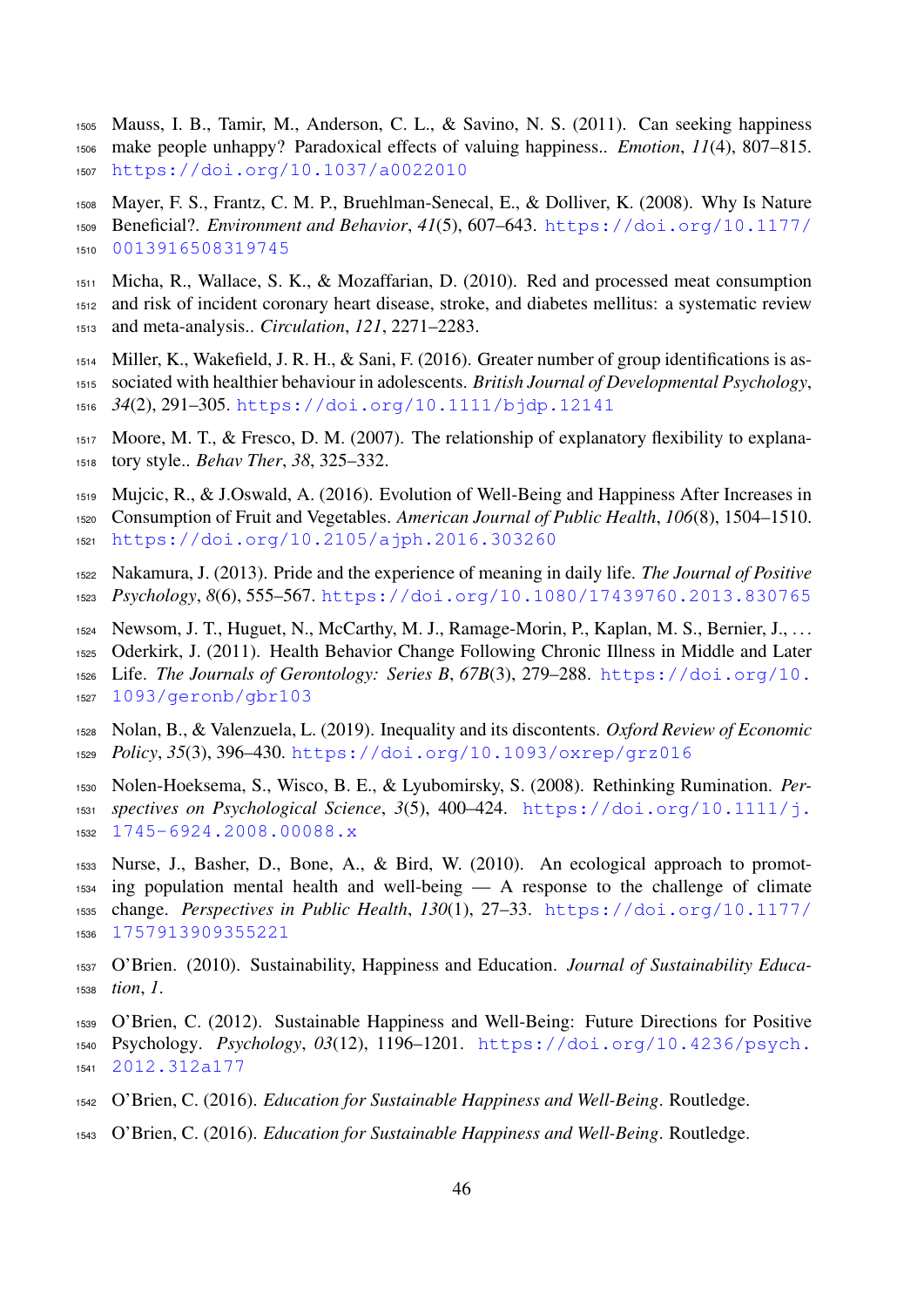Mauss, I. B., Tamir, M., Anderson, C. L., & Savino, N. S. (2011). Can seeking happiness make people unhappy? Paradoxical effects of valuing happiness.. *Emotion*, *11*(4), 807–815. https://doi.org/10.1037/a0022010

Mayer, F. S., Frantz, C. M. P., Bruehlman-Senecal, E., & Dolliver, K. (2008). Why Is Nature Beneficial?. *Environment and Behavior*, *41*(5), 607–643. https://doi.org/10.1177/0013916508319745

Micha, R., Wallace, S. K., & Mozaffarian, D. (2010). Red and processed meat consumption and risk of incident coronary heart disease, stroke, and diabetes mellitus: a systematic review and meta-analysis.. *Circulation*, *121*, 2271–2283.

Miller, K., Wakefield, J. R. H., & Sani, F. (2016). Greater number of group identifications is associated with healthier behaviour in adolescents. *British Journal of Developmental Psychology*, *34*(2), 291–305. https://doi.org/10.1111/bjdp.12141

Moore, M. T., & Fresco, D. M. (2007). The relationship of explanatory flexibility to explanatory style.. *Behav Ther*, *38*, 325–332.

Mujcic, R., & J.Oswald, A. (2016). Evolution of Well-Being and Happiness After Increases in Consumption of Fruit and Vegetables. *American Journal of Public Health*, *106*(8), 1504–1510. https://doi.org/10.2105/ajph.2016.303260

Nakamura, J. (2013). Pride and the experience of meaning in daily life. *The Journal of Positive Psychology*, *8*(6), 555–567. https://doi.org/10.1080/17439760.2013.830765

Newsom, J. T., Huguet, N., McCarthy, M. J., Ramage-Morin, P., Kaplan, M. S., Bernier, J., … Oderkirk, J. (2011). Health Behavior Change Following Chronic Illness in Middle and Later Life. *The Journals of Gerontology: Series B*, *67B*(3), 279–288. https://doi.org/10.1093/geronb/gbr103

Nolan, B., & Valenzuela, L. (2019). Inequality and its discontents. *Oxford Review of Economic Policy*, *35*(3), 396–430. https://doi.org/10.1093/oxrep/grz016

Nolen-Hoeksema, S., Wisco, B. E., & Lyubomirsky, S. (2008). Rethinking Rumination. *Perspectives on Psychological Science*, *3*(5), 400–424. https://doi.org/10.1111/j.1745-6924.2008.00088.x

Nurse, J., Basher, D., Bone, A., & Bird, W. (2010). An ecological approach to promoting population mental health and well-being — A response to the challenge of climate change. *Perspectives in Public Health*, *130*(1), 27–33. https://doi.org/10.1177/1757913909355221

O'Brien. (2010). Sustainability, Happiness and Education. *Journal of Sustainability Education*, *1*.

O'Brien, C. (2012). Sustainable Happiness and Well-Being: Future Directions for Positive Psychology. *Psychology*, *03*(12), 1196–1201. https://doi.org/10.4236/psych.2012.312a177

O'Brien, C. (2016). *Education for Sustainable Happiness and Well-Being*. Routledge.

O'Brien, C. (2016). *Education for Sustainable Happiness and Well-Being*. Routledge.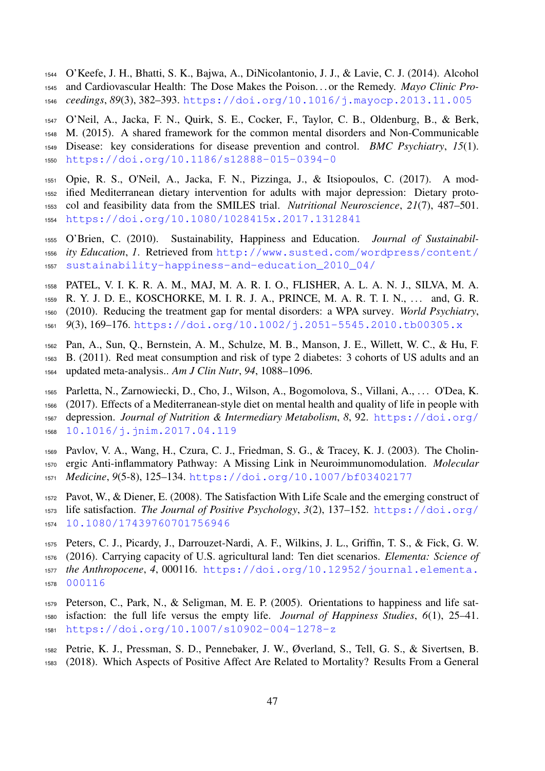O'Keefe, J. H., Bhatti, S. K., Bajwa, A., DiNicolantonio, J. J., & Lavie, C. J. (2014). Alcohol and Cardiovascular Health: The Dose Makes the Poison. . . or the Remedy. *Mayo Clinic Proceedings*, *89*(3), 382–393. https://doi.org/10.1016/j.mayocp.2013.11.005

O'Neil, A., Jacka, F. N., Quirk, S. E., Cocker, F., Taylor, C. B., Oldenburg, B., & Berk, M. (2015). A shared framework for the common mental disorders and Non-Communicable Disease: key considerations for disease prevention and control. *BMC Psychiatry*, *15*(1). https://doi.org/10.1186/s12888-015-0394-0

Opie, R. S., O'Neil, A., Jacka, F. N., Pizzinga, J., & Itsiopoulos, C. (2017). A modified Mediterranean dietary intervention for adults with major depression: Dietary protocol and feasibility data from the SMILES trial. *Nutritional Neuroscience*, *21*(7), 487–501. https://doi.org/10.1080/1028415x.2017.1312841

O'Brien, C. (2010). Sustainability, Happiness and Education. *Journal of Sustainability Education*, *1*. Retrieved from http://www.susted.com/wordpress/content/sustainability-happiness-and-education_2010_04/

PATEL, V. I. K. R. A. M., MAJ, M. A. R. I. O., FLISHER, A. L. A. N. J., SILVA, M. A. R. Y. J. D. E., KOSCHORKE, M. I. R. J. A., PRINCE, M. A. R. T. I. N., . . . and, G. R. (2010). Reducing the treatment gap for mental disorders: a WPA survey. *World Psychiatry*, *9*(3), 169–176. https://doi.org/10.1002/j.2051-5545.2010.tb00305.x

Pan, A., Sun, Q., Bernstein, A. M., Schulze, M. B., Manson, J. E., Willett, W. C., & Hu, F. B. (2011). Red meat consumption and risk of type 2 diabetes: 3 cohorts of US adults and an updated meta-analysis.. *Am J Clin Nutr*, *94*, 1088–1096.

Parletta, N., Zarnowiecki, D., Cho, J., Wilson, A., Bogomolova, S., Villani, A., . . . O'Dea, K. (2017). Effects of a Mediterranean-style diet on mental health and quality of life in people with depression. *Journal of Nutrition & Intermediary Metabolism*, *8*, 92. https://doi.org/10.1016/j.jnim.2017.04.119

Pavlov, V. A., Wang, H., Czura, C. J., Friedman, S. G., & Tracey, K. J. (2003). The Cholinergic Anti-inflammatory Pathway: A Missing Link in Neuroimmunomodulation. *Molecular Medicine*, *9*(5-8), 125–134. https://doi.org/10.1007/bf03402177

Pavot, W., & Diener, E. (2008). The Satisfaction With Life Scale and the emerging construct of life satisfaction. *The Journal of Positive Psychology*, *3*(2), 137–152. https://doi.org/10.1080/17439760701756946

Peters, C. J., Picardy, J., Darrouzet-Nardi, A. F., Wilkins, J. L., Griffin, T. S., & Fick, G. W. (2016). Carrying capacity of U.S. agricultural land: Ten diet scenarios. *Elementa: Science of the Anthropocene*, *4*, 000116. https://doi.org/10.12952/journal.elementa.000116

Peterson, C., Park, N., & Seligman, M. E. P. (2005). Orientations to happiness and life satisfaction: the full life versus the empty life. *Journal of Happiness Studies*, *6*(1), 25–41. https://doi.org/10.1007/s10902-004-1278-z

Petrie, K. J., Pressman, S. D., Pennebaker, J. W., Øverland, S., Tell, G. S., & Sivertsen, B. (2018). Which Aspects of Positive Affect Are Related to Mortality? Results From a General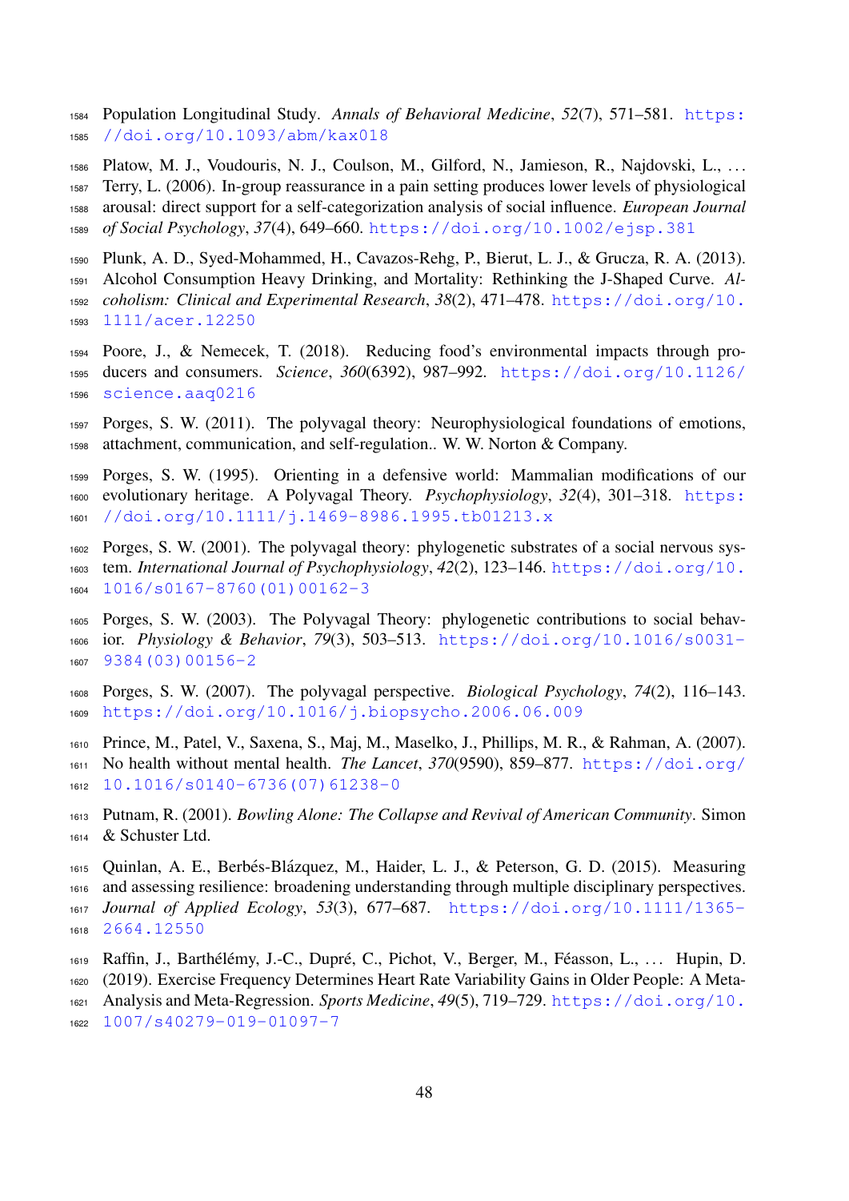Population Longitudinal Study. *Annals of Behavioral Medicine*, *52*(7), 571–581. https://doi.org/10.1093/abm/kax018

Platow, M. J., Voudouris, N. J., Coulson, M., Gilford, N., Jamieson, R., Najdovski, L., ... Terry, L. (2006). In-group reassurance in a pain setting produces lower levels of physiological arousal: direct support for a self-categorization analysis of social influence. *European Journal of Social Psychology*, *37*(4), 649–660. https://doi.org/10.1002/ejsp.381

Plunk, A. D., Syed-Mohammed, H., Cavazos-Rehg, P., Bierut, L. J., & Grucza, R. A. (2013). Alcohol Consumption Heavy Drinking, and Mortality: Rethinking the J-Shaped Curve. *Alcoholism: Clinical and Experimental Research*, *38*(2), 471–478. https://doi.org/10.1111/acer.12250

Poore, J., & Nemecek, T. (2018). Reducing food's environmental impacts through producers and consumers. *Science*, *360*(6392), 987–992. https://doi.org/10.1126/science.aaq0216

Porges, S. W. (2011). The polyvagal theory: Neurophysiological foundations of emotions, attachment, communication, and self-regulation.. W. W. Norton & Company.

Porges, S. W. (1995). Orienting in a defensive world: Mammalian modifications of our evolutionary heritage. A Polyvagal Theory. *Psychophysiology*, *32*(4), 301–318. https://doi.org/10.1111/j.1469-8986.1995.tb01213.x

Porges, S. W. (2001). The polyvagal theory: phylogenetic substrates of a social nervous system. *International Journal of Psychophysiology*, *42*(2), 123–146. https://doi.org/10.1016/s0167-8760(01)00162-3

Porges, S. W. (2003). The Polyvagal Theory: phylogenetic contributions to social behavior. *Physiology & Behavior*, *79*(3), 503–513. https://doi.org/10.1016/s0031-9384(03)00156-2

Porges, S. W. (2007). The polyvagal perspective. *Biological Psychology*, *74*(2), 116–143. https://doi.org/10.1016/j.biopsycho.2006.06.009

Prince, M., Patel, V., Saxena, S., Maj, M., Maselko, J., Phillips, M. R., & Rahman, A. (2007). No health without mental health. *The Lancet*, *370*(9590), 859–877. https://doi.org/10.1016/s0140-6736(07)61238-0

Putnam, R. (2001). *Bowling Alone: The Collapse and Revival of American Community*. Simon & Schuster Ltd.

Quinlan, A. E., Berbés-Blázquez, M., Haider, L. J., & Peterson, G. D. (2015). Measuring and assessing resilience: broadening understanding through multiple disciplinary perspectives. *Journal of Applied Ecology*, *53*(3), 677–687. https://doi.org/10.1111/1365-2664.12550

Raffin, J., Barthélémy, J.-C., Dupré, C., Pichot, V., Berger, M., Féasson, L., ... Hupin, D. (2019). Exercise Frequency Determines Heart Rate Variability Gains in Older People: A Meta-Analysis and Meta-Regression. *Sports Medicine*, *49*(5), 719–729. https://doi.org/10.1007/s40279-019-01097-7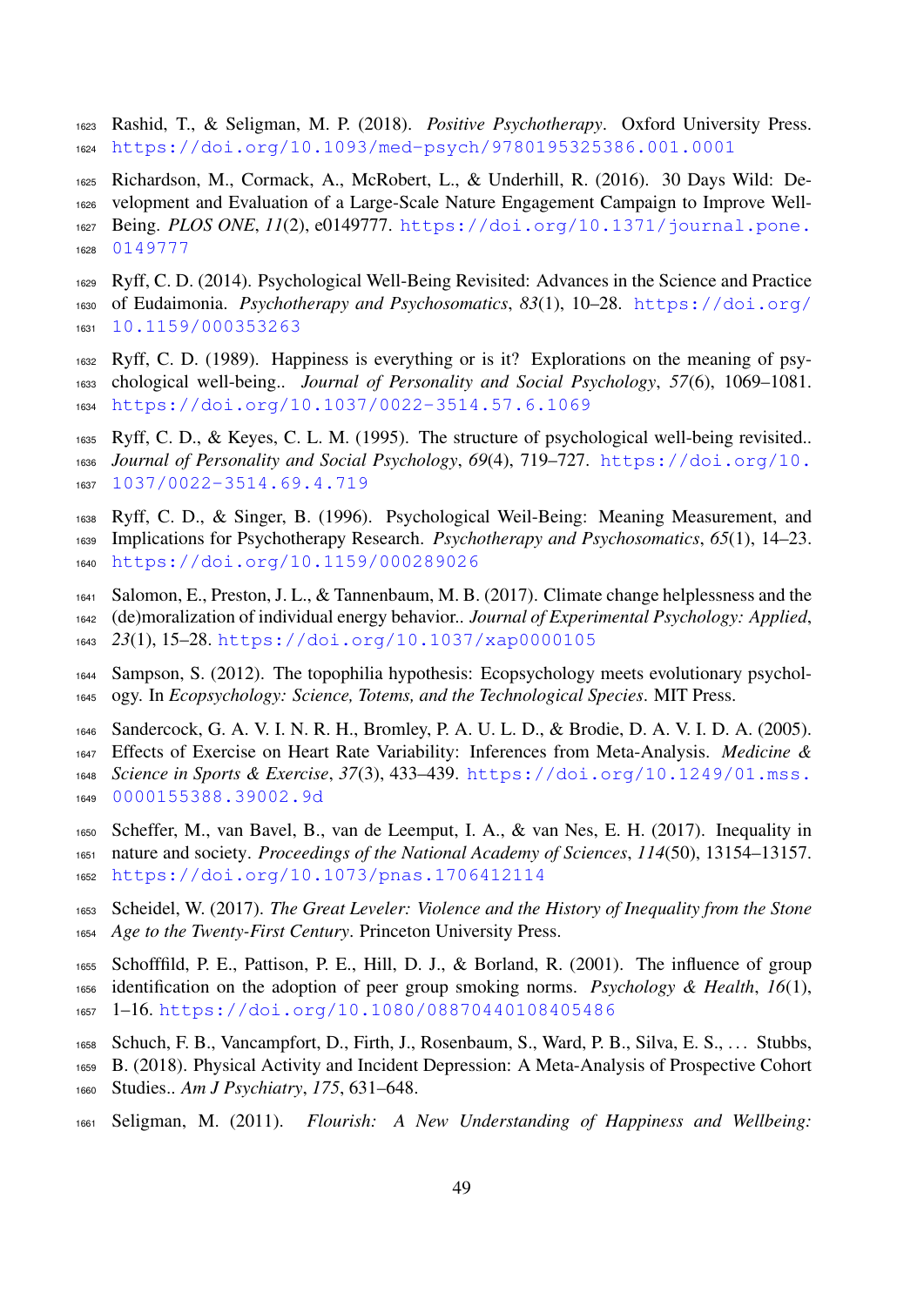Rashid, T., & Seligman, M. P. (2018). *Positive Psychotherapy*. Oxford University Press. https://doi.org/10.1093/med-psych/9780195325386.001.0001

Richardson, M., Cormack, A., McRobert, L., & Underhill, R. (2016). 30 Days Wild: Development and Evaluation of a Large-Scale Nature Engagement Campaign to Improve Well-Being. *PLOS ONE*, *11*(2), e0149777. https://doi.org/10.1371/journal.pone.0149777

Ryff, C. D. (2014). Psychological Well-Being Revisited: Advances in the Science and Practice of Eudaimonia. *Psychotherapy and Psychosomatics*, *83*(1), 10–28. https://doi.org/10.1159/000353263

Ryff, C. D. (1989). Happiness is everything or is it? Explorations on the meaning of psychological well-being.. *Journal of Personality and Social Psychology*, *57*(6), 1069–1081. https://doi.org/10.1037/0022-3514.57.6.1069

Ryff, C. D., & Keyes, C. L. M. (1995). The structure of psychological well-being revisited.. *Journal of Personality and Social Psychology*, *69*(4), 719–727. https://doi.org/10.1037/0022-3514.69.4.719

Ryff, C. D., & Singer, B. (1996). Psychological Weil-Being: Meaning Measurement, and Implications for Psychotherapy Research. *Psychotherapy and Psychosomatics*, *65*(1), 14–23. https://doi.org/10.1159/000289026

Salomon, E., Preston, J. L., & Tannenbaum, M. B. (2017). Climate change helplessness and the (de)moralization of individual energy behavior.. *Journal of Experimental Psychology: Applied*, *23*(1), 15–28. https://doi.org/10.1037/xap0000105

Sampson, S. (2012). The topophilia hypothesis: Ecopsychology meets evolutionary psychology. In *Ecopsychology: Science, Totems, and the Technological Species*. MIT Press.

Sandercock, G. A. V. I. N. R. H., Bromley, P. A. U. L. D., & Brodie, D. A. V. I. D. A. (2005). Effects of Exercise on Heart Rate Variability: Inferences from Meta-Analysis. *Medicine & Science in Sports & Exercise*, *37*(3), 433–439. https://doi.org/10.1249/01.mss.0000155388.39002.9d

Scheffer, M., van Bavel, B., van de Leemput, I. A., & van Nes, E. H. (2017). Inequality in nature and society. *Proceedings of the National Academy of Sciences*, *114*(50), 13154–13157. https://doi.org/10.1073/pnas.1706412114

Scheidel, W. (2017). *The Great Leveler: Violence and the History of Inequality from the Stone Age to the Twenty-First Century*. Princeton University Press.

Schofffild, P. E., Pattison, P. E., Hill, D. J., & Borland, R. (2001). The influence of group identification on the adoption of peer group smoking norms. *Psychology & Health*, *16*(1), 1–16. https://doi.org/10.1080/08870440108405486

Schuch, F. B., Vancampfort, D., Firth, J., Rosenbaum, S., Ward, P. B., Silva, E. S., … Stubbs, B. (2018). Physical Activity and Incident Depression: A Meta-Analysis of Prospective Cohort Studies.. *Am J Psychiatry*, *175*, 631–648.

Seligman, M. (2011). *Flourish: A New Understanding of Happiness and Wellbeing:*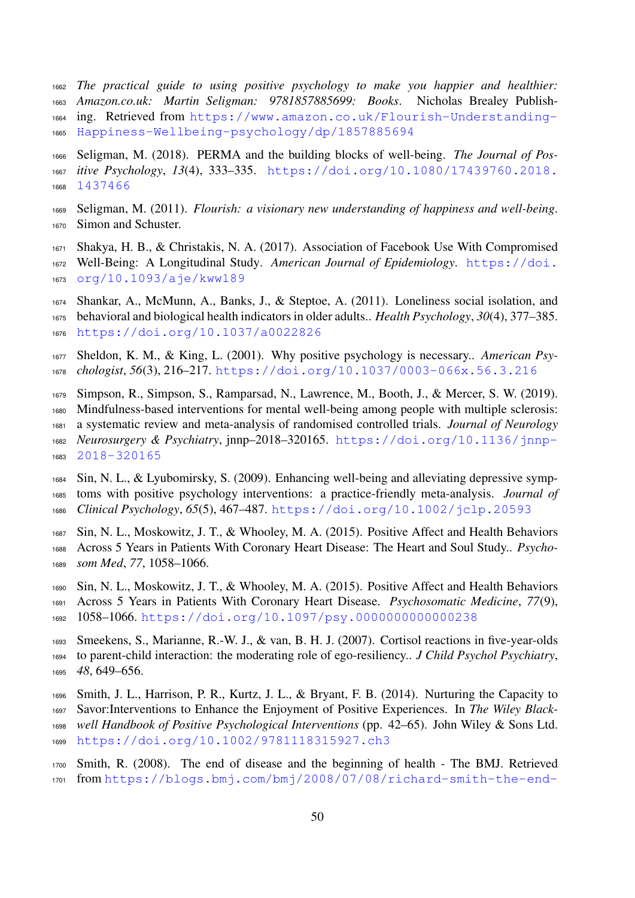*The practical guide to using positive psychology to make you happier and healthier: Amazon.co.uk: Martin Seligman: 9781857885699: Books*. Nicholas Brealey Publishing. Retrieved from https://www.amazon.co.uk/Flourish-Understanding-Happiness-Wellbeing-psychology/dp/1857885694

Seligman, M. (2018). PERMA and the building blocks of well-being. *The Journal of Positive Psychology*, *13*(4), 333–335. https://doi.org/10.1080/17439760.2018.1437466

Seligman, M. (2011). *Flourish: a visionary new understanding of happiness and well-being*. Simon and Schuster.

Shakya, H. B., & Christakis, N. A. (2017). Association of Facebook Use With Compromised Well-Being: A Longitudinal Study. *American Journal of Epidemiology*. https://doi.org/10.1093/aje/kww189

Shankar, A., McMunn, A., Banks, J., & Steptoe, A. (2011). Loneliness social isolation, and behavioral and biological health indicators in older adults.. *Health Psychology*, *30*(4), 377–385. https://doi.org/10.1037/a0022826

Sheldon, K. M., & King, L. (2001). Why positive psychology is necessary.. *American Psychologist*, *56*(3), 216–217. https://doi.org/10.1037/0003-066x.56.3.216

Simpson, R., Simpson, S., Ramparsad, N., Lawrence, M., Booth, J., & Mercer, S. W. (2019). Mindfulness-based interventions for mental well-being among people with multiple sclerosis: a systematic review and meta-analysis of randomised controlled trials. *Journal of Neurology Neurosurgery & Psychiatry*, jnnp–2018–320165. https://doi.org/10.1136/jnnp-2018-320165

Sin, N. L., & Lyubomirsky, S. (2009). Enhancing well-being and alleviating depressive symptoms with positive psychology interventions: a practice-friendly meta-analysis. *Journal of Clinical Psychology*, *65*(5), 467–487. https://doi.org/10.1002/jclp.20593

Sin, N. L., Moskowitz, J. T., & Whooley, M. A. (2015). Positive Affect and Health Behaviors Across 5 Years in Patients With Coronary Heart Disease: The Heart and Soul Study.. *Psychosom Med*, *77*, 1058–1066.

Sin, N. L., Moskowitz, J. T., & Whooley, M. A. (2015). Positive Affect and Health Behaviors Across 5 Years in Patients With Coronary Heart Disease. *Psychosomatic Medicine*, *77*(9), 1058–1066. https://doi.org/10.1097/psy.0000000000000238

Smeekens, S., Marianne, R.-W. J., & van, B. H. J. (2007). Cortisol reactions in five-year-olds to parent-child interaction: the moderating role of ego-resiliency.. *J Child Psychol Psychiatry*, *48*, 649–656.

Smith, J. L., Harrison, P. R., Kurtz, J. L., & Bryant, F. B. (2014). Nurturing the Capacity to Savor:Interventions to Enhance the Enjoyment of Positive Experiences. In *The Wiley Blackwell Handbook of Positive Psychological Interventions* (pp. 42–65). John Wiley & Sons Ltd. https://doi.org/10.1002/9781118315927.ch3

Smith, R. (2008). The end of disease and the beginning of health - The BMJ. Retrieved from https://blogs.bmj.com/bmj/2008/07/08/richard-smith-the-end-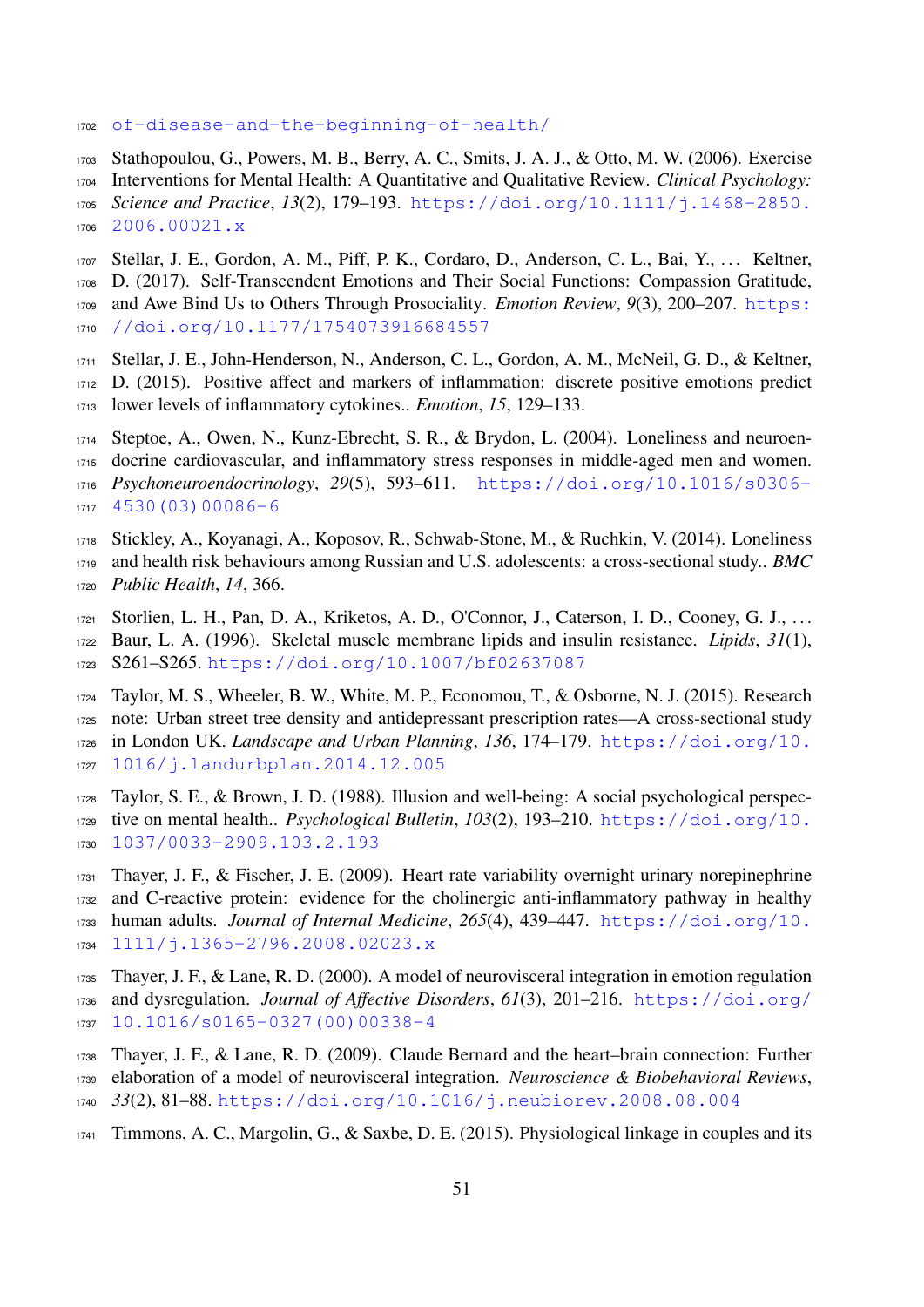of-disease-and-the-beginning-of-health/

Stathopoulou, G., Powers, M. B., Berry, A. C., Smits, J. A. J., & Otto, M. W. (2006). Exercise Interventions for Mental Health: A Quantitative and Qualitative Review. *Clinical Psychology: Science and Practice*, *13*(2), 179–193. https://doi.org/10.1111/j.1468-2850.2006.00021.x

Stellar, J. E., Gordon, A. M., Piff, P. K., Cordaro, D., Anderson, C. L., Bai, Y., … Keltner, D. (2017). Self-Transcendent Emotions and Their Social Functions: Compassion Gratitude, and Awe Bind Us to Others Through Prosociality. *Emotion Review*, *9*(3), 200–207. https://doi.org/10.1177/1754073916684557

Stellar, J. E., John-Henderson, N., Anderson, C. L., Gordon, A. M., McNeil, G. D., & Keltner, D. (2015). Positive affect and markers of inflammation: discrete positive emotions predict lower levels of inflammatory cytokines.. *Emotion*, *15*, 129–133.

Steptoe, A., Owen, N., Kunz-Ebrecht, S. R., & Brydon, L. (2004). Loneliness and neuroendocrine cardiovascular, and inflammatory stress responses in middle-aged men and women. *Psychoneuroendocrinology*, *29*(5), 593–611. https://doi.org/10.1016/s0306-4530(03)00086-6

Stickley, A., Koyanagi, A., Koposov, R., Schwab-Stone, M., & Ruchkin, V. (2014). Loneliness and health risk behaviours among Russian and U.S. adolescents: a cross-sectional study.. *BMC Public Health*, *14*, 366.

Storlien, L. H., Pan, D. A., Kriketos, A. D., O'Connor, J., Caterson, I. D., Cooney, G. J., … Baur, L. A. (1996). Skeletal muscle membrane lipids and insulin resistance. *Lipids*, *31*(1), S261–S265. https://doi.org/10.1007/bf02637087

Taylor, M. S., Wheeler, B. W., White, M. P., Economou, T., & Osborne, N. J. (2015). Research note: Urban street tree density and antidepressant prescription rates—A cross-sectional study in London UK. *Landscape and Urban Planning*, *136*, 174–179. https://doi.org/10.1016/j.landurbplan.2014.12.005

Taylor, S. E., & Brown, J. D. (1988). Illusion and well-being: A social psychological perspective on mental health.. *Psychological Bulletin*, *103*(2), 193–210. https://doi.org/10.1037/0033-2909.103.2.193

Thayer, J. F., & Fischer, J. E. (2009). Heart rate variability overnight urinary norepinephrine and C-reactive protein: evidence for the cholinergic anti-inflammatory pathway in healthy human adults. *Journal of Internal Medicine*, *265*(4), 439–447. https://doi.org/10.1111/j.1365-2796.2008.02023.x

Thayer, J. F., & Lane, R. D. (2000). A model of neurovisceral integration in emotion regulation and dysregulation. *Journal of Affective Disorders*, *61*(3), 201–216. https://doi.org/10.1016/s0165-0327(00)00338-4

Thayer, J. F., & Lane, R. D. (2009). Claude Bernard and the heart–brain connection: Further elaboration of a model of neurovisceral integration. *Neuroscience & Biobehavioral Reviews*, *33*(2), 81–88. https://doi.org/10.1016/j.neubiorev.2008.08.004

Timmons, A. C., Margolin, G., & Saxbe, D. E. (2015). Physiological linkage in couples and its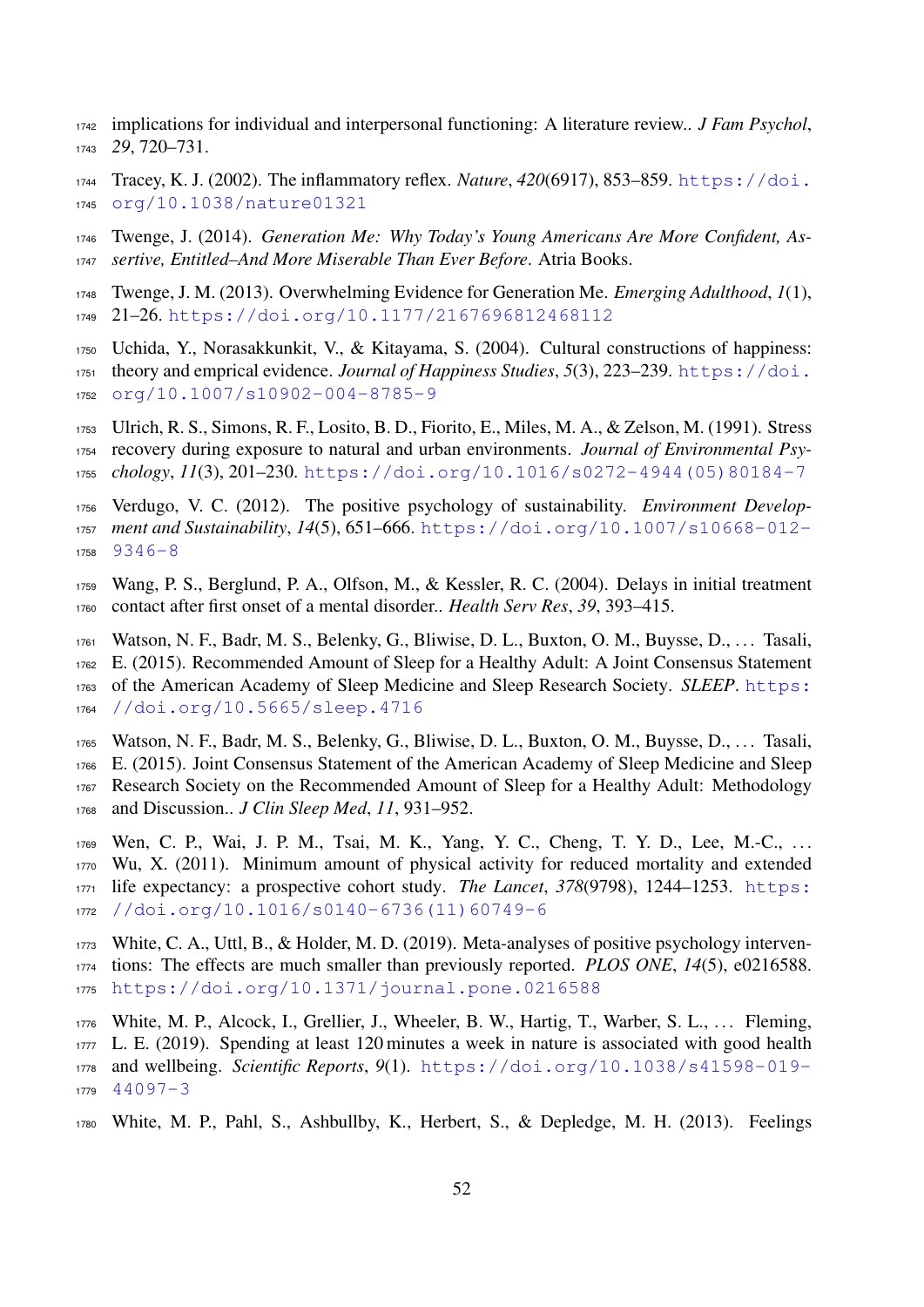implications for individual and interpersonal functioning: A literature review.. *J Fam Psychol*, *29*, 720–731.

Tracey, K. J. (2002). The inflammatory reflex. *Nature*, *420*(6917), 853–859. https://doi.org/10.1038/nature01321

Twenge, J. (2014). *Generation Me: Why Today's Young Americans Are More Confident, Assertive, Entitled–And More Miserable Than Ever Before*. Atria Books.

Twenge, J. M. (2013). Overwhelming Evidence for Generation Me. *Emerging Adulthood*, *1*(1), 21–26. https://doi.org/10.1177/2167696812468112

Uchida, Y., Norasakkunkit, V., & Kitayama, S. (2004). Cultural constructions of happiness: theory and emprical evidence. *Journal of Happiness Studies*, *5*(3), 223–239. https://doi.org/10.1007/s10902-004-8785-9

Ulrich, R. S., Simons, R. F., Losito, B. D., Fiorito, E., Miles, M. A., & Zelson, M. (1991). Stress recovery during exposure to natural and urban environments. *Journal of Environmental Psychology*, *11*(3), 201–230. https://doi.org/10.1016/s0272-4944(05)80184-7

Verdugo, V. C. (2012). The positive psychology of sustainability. *Environment Development and Sustainability*, *14*(5), 651–666. https://doi.org/10.1007/s10668-012-9346-8

Wang, P. S., Berglund, P. A., Olfson, M., & Kessler, R. C. (2004). Delays in initial treatment contact after first onset of a mental disorder.. *Health Serv Res*, *39*, 393–415.

Watson, N. F., Badr, M. S., Belenky, G., Bliwise, D. L., Buxton, O. M., Buysse, D., … Tasali, E. (2015). Recommended Amount of Sleep for a Healthy Adult: A Joint Consensus Statement of the American Academy of Sleep Medicine and Sleep Research Society. *SLEEP*. https://doi.org/10.5665/sleep.4716

Watson, N. F., Badr, M. S., Belenky, G., Bliwise, D. L., Buxton, O. M., Buysse, D., … Tasali, E. (2015). Joint Consensus Statement of the American Academy of Sleep Medicine and Sleep Research Society on the Recommended Amount of Sleep for a Healthy Adult: Methodology and Discussion.. *J Clin Sleep Med*, *11*, 931–952.

Wen, C. P., Wai, J. P. M., Tsai, M. K., Yang, Y. C., Cheng, T. Y. D., Lee, M.-C., … Wu, X. (2011). Minimum amount of physical activity for reduced mortality and extended life expectancy: a prospective cohort study. *The Lancet*, *378*(9798), 1244–1253. https://doi.org/10.1016/s0140-6736(11)60749-6

White, C. A., Uttl, B., & Holder, M. D. (2019). Meta-analyses of positive psychology interventions: The effects are much smaller than previously reported. *PLOS ONE*, *14*(5), e0216588. https://doi.org/10.1371/journal.pone.0216588

White, M. P., Alcock, I., Grellier, J., Wheeler, B. W., Hartig, T., Warber, S. L., … Fleming, L. E. (2019). Spending at least 120 minutes a week in nature is associated with good health and wellbeing. *Scientific Reports*, *9*(1). https://doi.org/10.1038/s41598-019-44097-3

White, M. P., Pahl, S., Ashbullby, K., Herbert, S., & Depledge, M. H. (2013). Feelings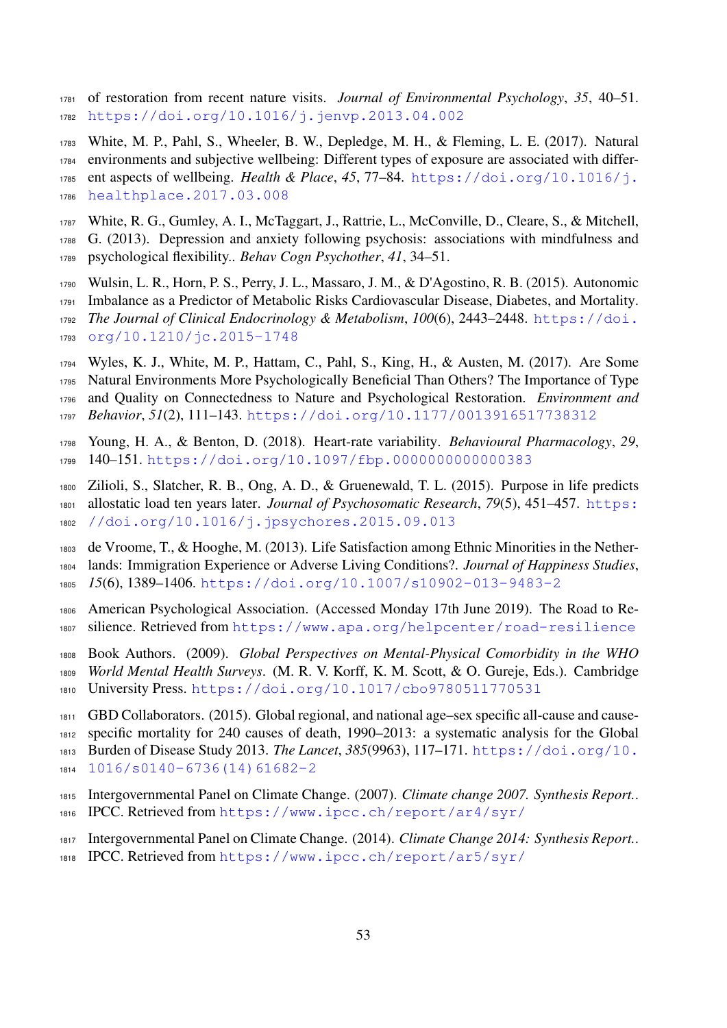of restoration from recent nature visits. *Journal of Environmental Psychology*, *35*, 40–51. https://doi.org/10.1016/j.jenvp.2013.04.002

White, M. P., Pahl, S., Wheeler, B. W., Depledge, M. H., & Fleming, L. E. (2017). Natural environments and subjective wellbeing: Different types of exposure are associated with different aspects of wellbeing. *Health & Place*, *45*, 77–84. https://doi.org/10.1016/j.healthplace.2017.03.008

White, R. G., Gumley, A. I., McTaggart, J., Rattrie, L., McConville, D., Cleare, S., & Mitchell, G. (2013). Depression and anxiety following psychosis: associations with mindfulness and psychological flexibility.. *Behav Cogn Psychother*, *41*, 34–51.

Wulsin, L. R., Horn, P. S., Perry, J. L., Massaro, J. M., & D'Agostino, R. B. (2015). Autonomic Imbalance as a Predictor of Metabolic Risks Cardiovascular Disease, Diabetes, and Mortality. *The Journal of Clinical Endocrinology & Metabolism*, *100*(6), 2443–2448. https://doi.org/10.1210/jc.2015-1748

Wyles, K. J., White, M. P., Hattam, C., Pahl, S., King, H., & Austen, M. (2017). Are Some Natural Environments More Psychologically Beneficial Than Others? The Importance of Type and Quality on Connectedness to Nature and Psychological Restoration. *Environment and Behavior*, *51*(2), 111–143. https://doi.org/10.1177/0013916517738312

Young, H. A., & Benton, D. (2018). Heart-rate variability. *Behavioural Pharmacology*, *29*, 140–151. https://doi.org/10.1097/fbp.0000000000000383

Zilioli, S., Slatcher, R. B., Ong, A. D., & Gruenewald, T. L. (2015). Purpose in life predicts allostatic load ten years later. *Journal of Psychosomatic Research*, *79*(5), 451–457. https://doi.org/10.1016/j.jpsychores.2015.09.013

de Vroome, T., & Hooghe, M. (2013). Life Satisfaction among Ethnic Minorities in the Netherlands: Immigration Experience or Adverse Living Conditions?. *Journal of Happiness Studies*, *15*(6), 1389–1406. https://doi.org/10.1007/s10902-013-9483-2

American Psychological Association. (Accessed Monday 17th June 2019). The Road to Resilience. Retrieved from https://www.apa.org/helpcenter/road-resilience

Book Authors. (2009). *Global Perspectives on Mental-Physical Comorbidity in the WHO World Mental Health Surveys*. (M. R. V. Korff, K. M. Scott, & O. Gureje, Eds.). Cambridge University Press. https://doi.org/10.1017/cbo9780511770531

GBD Collaborators. (2015). Global regional, and national age–sex specific all-cause and cause-specific mortality for 240 causes of death, 1990–2013: a systematic analysis for the Global Burden of Disease Study 2013. *The Lancet*, *385*(9963), 117–171. https://doi.org/10.1016/s0140-6736(14)61682-2

Intergovernmental Panel on Climate Change. (2007). *Climate change 2007. Synthesis Report.*. IPCC. Retrieved from https://www.ipcc.ch/report/ar4/syr/

Intergovernmental Panel on Climate Change. (2014). *Climate Change 2014: Synthesis Report.*. IPCC. Retrieved from https://www.ipcc.ch/report/ar5/syr/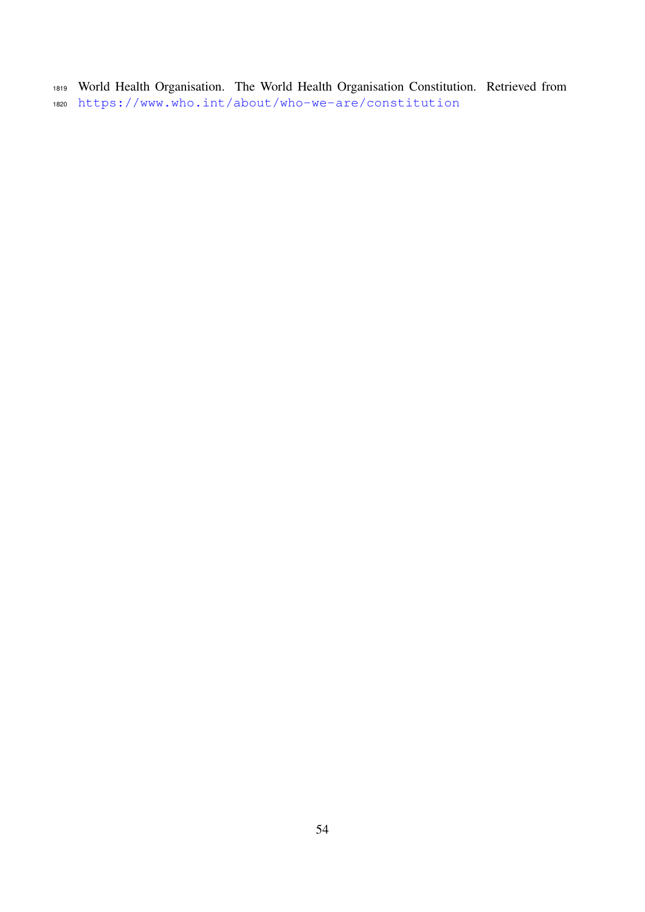World Health Organisation. The World Health Organisation Constitution. Retrieved from https://www.who.int/about/who-we-are/constitution